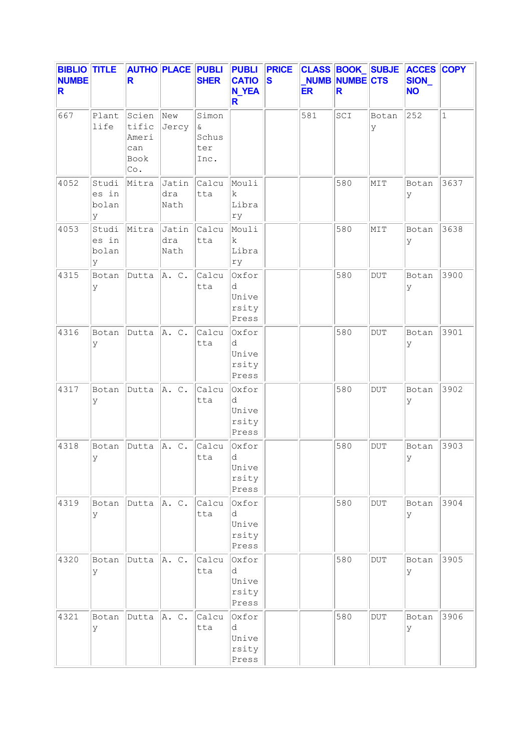| BIBLIO_NUMBER | TITLE | AUTHOR | PLACE | PUBLISHER | PUBLICATION_YEAR | PRICES | CLASS_NUMBER | BOOK_NUMBER | SUBJECTS | ACCESSION_NO | COPY |
|---|---|---|---|---|---|---|---|---|---|---|---|
| 667 | Plant life | Scientific American Book Co. | New Jercy | Simon & Schuster Inc. | | | 581 | SCI | Botany | 252 | 1 |
| 4052 | Studies in bolany | Mitra | Jatindra Nath | Calcutta | Moulik Library | | | 580 | MIT | Botany | 3637 |
| 4053 | Studies in bolany | Mitra | Jatindra Nath | Calcutta | Moulik Library | | | 580 | MIT | Botany | 3638 |
| 4315 | Botany | Dutta | A. C. | Calcutta | Oxford University Press | | | 580 | DUT | Botany | 3900 |
| 4316 | Botany | Dutta | A. C. | Calcutta | Oxford University Press | | | 580 | DUT | Botany | 3901 |
| 4317 | Botany | Dutta | A. C. | Calcutta | Oxford University Press | | | 580 | DUT | Botany | 3902 |
| 4318 | Botany | Dutta | A. C. | Calcutta | Oxford University Press | | | 580 | DUT | Botany | 3903 |
| 4319 | Botany | Dutta | A. C. | Calcutta | Oxford University Press | | | 580 | DUT | Botany | 3904 |
| 4320 | Botany | Dutta | A. C. | Calcutta | Oxford University Press | | | 580 | DUT | Botany | 3905 |
| 4321 | Botany | Dutta | A. C. | Calcutta | Oxford University Press | | | 580 | DUT | Botany | 3906 |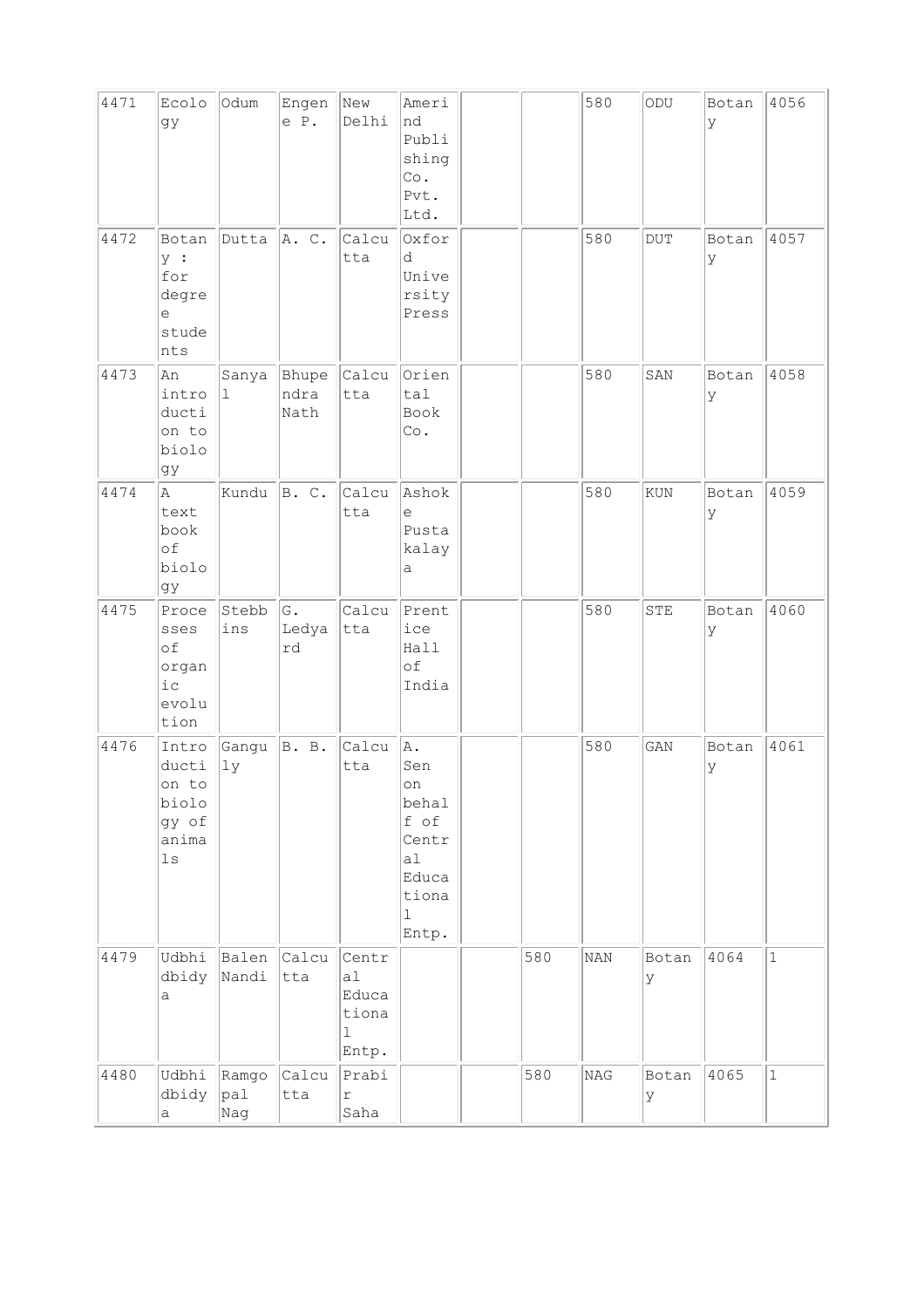| | | | | | | | | | | | |
|---|---|---|---|---|---|---|---|---|---|---|---|
| 4471 | Ecology | Odum | Engene P. | New Delhi | Amerind Publishing Co. Pvt. Ltd. | | | 580 | ODU | Botany | 4056 |
| 4472 | Botany : for degree students | Dutta | A. C. | Calcutta | Oxford University Press | | | 580 | DUT | Botany | 4057 |
| 4473 | An introduction to biology | Sanyal | Bhupendra Nath | Calcutta | Oriental Book Co. | | | 580 | SAN | Botany | 4058 |
| 4474 | A text book of biology | Kundu | B. C. | Calcutta | Ashoke Pustakalaya | | | 580 | KUN | Botany | 4059 |
| 4475 | Processes of organic evolution | Stebbins | G. Ledyard | Calcutta | Prentice Hall of India | | | 580 | STE | Botany | 4060 |
| 4476 | Introduction to biology of animals | Gangully | B. B. | Calcutta | A. Sen on behalf of Central Educational Entp. | | | 580 | GAN | Botany | 4061 |
| 4479 | Udbhidbidya | Balen Nandi | Calcutta | Central Educational Entp. | | | 580 | NAN | Botany | 4064 | 1 |
| 4480 | Udbhidbidya | Ramgopal Nag | Calcutta | Prabir Saha | | | 580 | NAG | Botany | 4065 | 1 |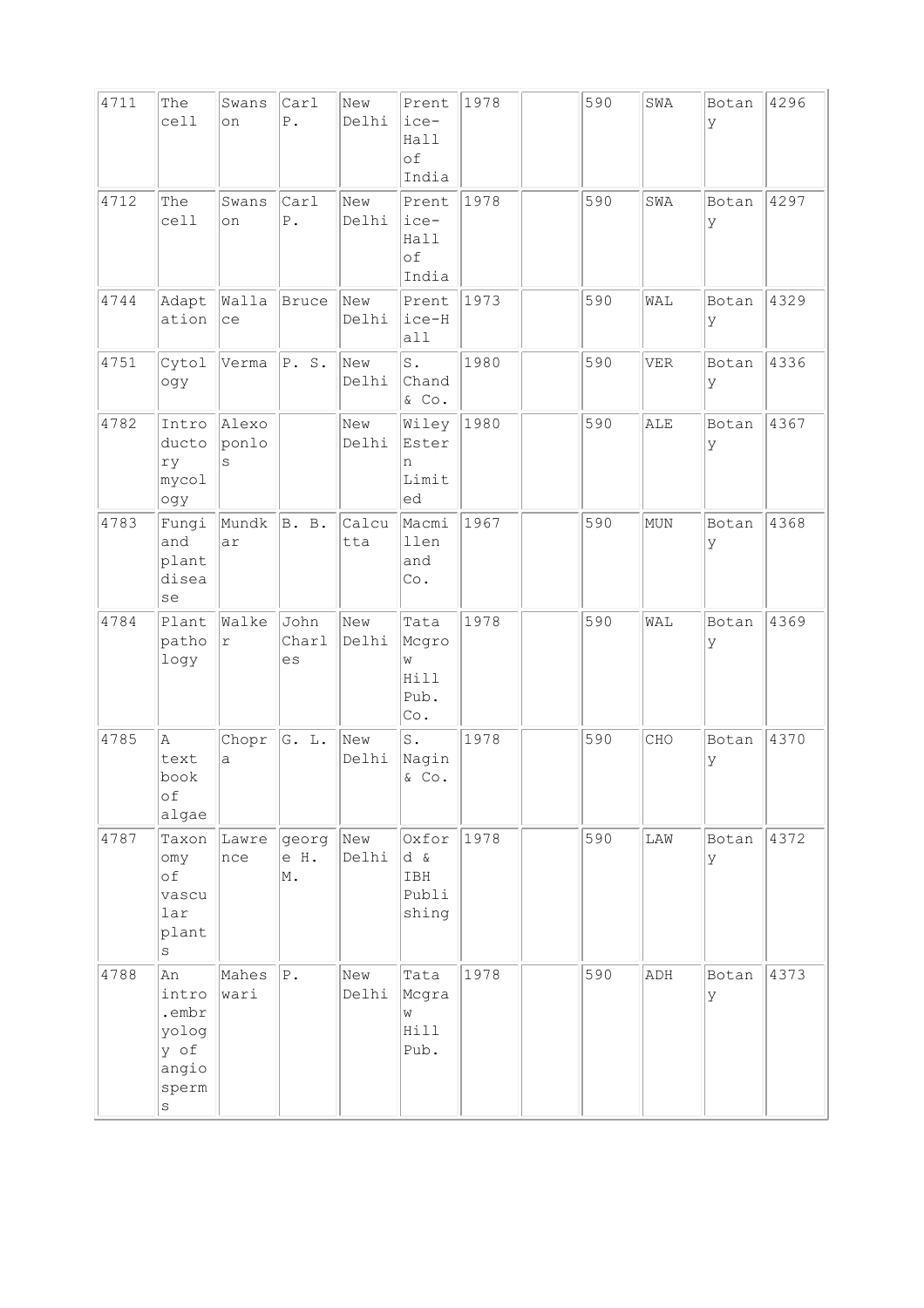| 4711 | The cell | Swanson | Carl P. | New Delhi | Prentice-Hall of India | 1978 | | 590 | SWA | Botany | 4296 |
|---|---|---|---|---|---|---|---|---|---|---|---|
| 4712 | The cell | Swanson | Carl P. | New Delhi | Prentice-Hall of India | 1978 | | 590 | SWA | Botany | 4297 |
| 4744 | Adaptation | Wallace | Bruce | New Delhi | Prentice-Hall | 1973 | | 590 | WAL | Botany | 4329 |
| 4751 | Cytology | Verma | P. S. | New Delhi | S. Chand & Co. | 1980 | | 590 | VER | Botany | 4336 |
| 4782 | Introductory mycology | Alexoponlos | | New Delhi | Wiley Estern Limited | 1980 | | 590 | ALE | Botany | 4367 |
| 4783 | Fungi and plant disease | Mundkar | B. B. | Calcutta | Macmillen and Co. | 1967 | | 590 | MUN | Botany | 4368 |
| 4784 | Plant pathology | Walker | John Charles | New Delhi | Tata Mcgrow Hill Pub. Co. | 1978 | | 590 | WAL | Botany | 4369 |
| 4785 | A text book of algae | Chopra | G. L. | New Delhi | S. Nagin & Co. | 1978 | | 590 | CHO | Botany | 4370 |
| 4787 | Taxonomy of vascular plants | Lawrence | george H. M. | New Delhi | Oxford & IBH Publishing | 1978 | | 590 | LAW | Botany | 4372 |
| 4788 | An intro.embryology of angiosperms | Maheswari | P. | New Delhi | Tata Mcgraw Hill Pub. | 1978 | | 590 | ADH | Botany | 4373 |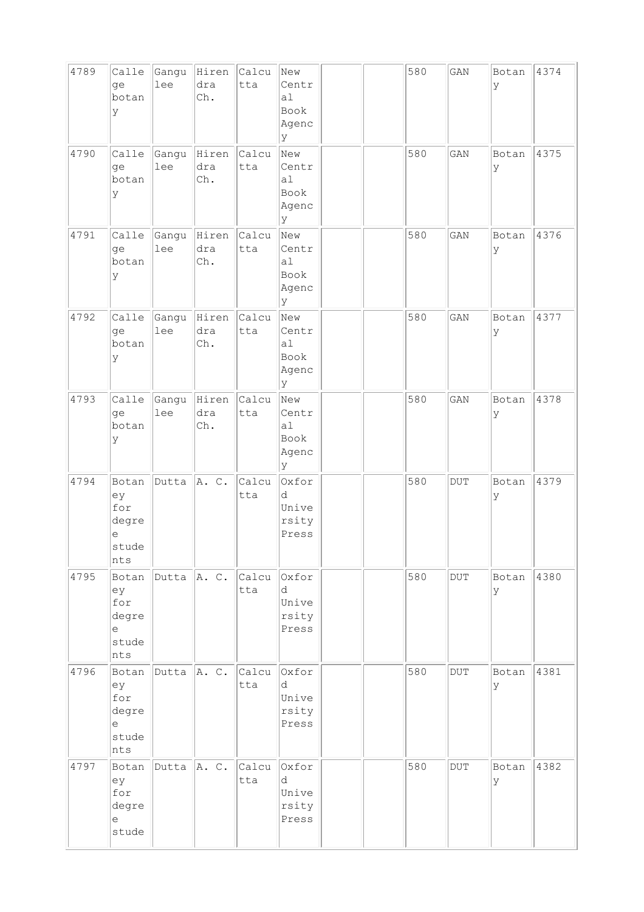| 4789 | Callege botany | Ganguly | Hirendra Ch. | Calcutta | New Central Book Agency | | | 580 | GAN | Botany | 4374 |
|---|---|---|---|---|---|---|---|---|---|---|---|
| 4790 | Callege botany | Ganguly | Hirendra Ch. | Calcutta | New Central Book Agency | | | 580 | GAN | Botany | 4375 |
| 4791 | Callege botany | Ganguly | Hirendra Ch. | Calcutta | New Central Book Agency | | | 580 | GAN | Botany | 4376 |
| 4792 | Callege botany | Ganguly | Hirendra Ch. | Calcutta | New Central Book Agency | | | 580 | GAN | Botany | 4377 |
| 4793 | Callege botany | Ganguly | Hirendra Ch. | Calcutta | New Central Book Agency | | | 580 | GAN | Botany | 4378 |
| 4794 | Botaney for degree students | Dutta | A. C. | Calcutta | Oxford University Press | | | 580 | DUT | Botany | 4379 |
| 4795 | Botaney for degree students | Dutta | A. C. | Calcutta | Oxford University Press | | | 580 | DUT | Botany | 4380 |
| 4796 | Botaney for degree students | Dutta | A. C. | Calcutta | Oxford University Press | | | 580 | DUT | Botany | 4381 |
| 4797 | Botaney for degree stude | Dutta | A. C. | Calcutta | Oxford University Press | | | 580 | DUT | Botany | 4382 |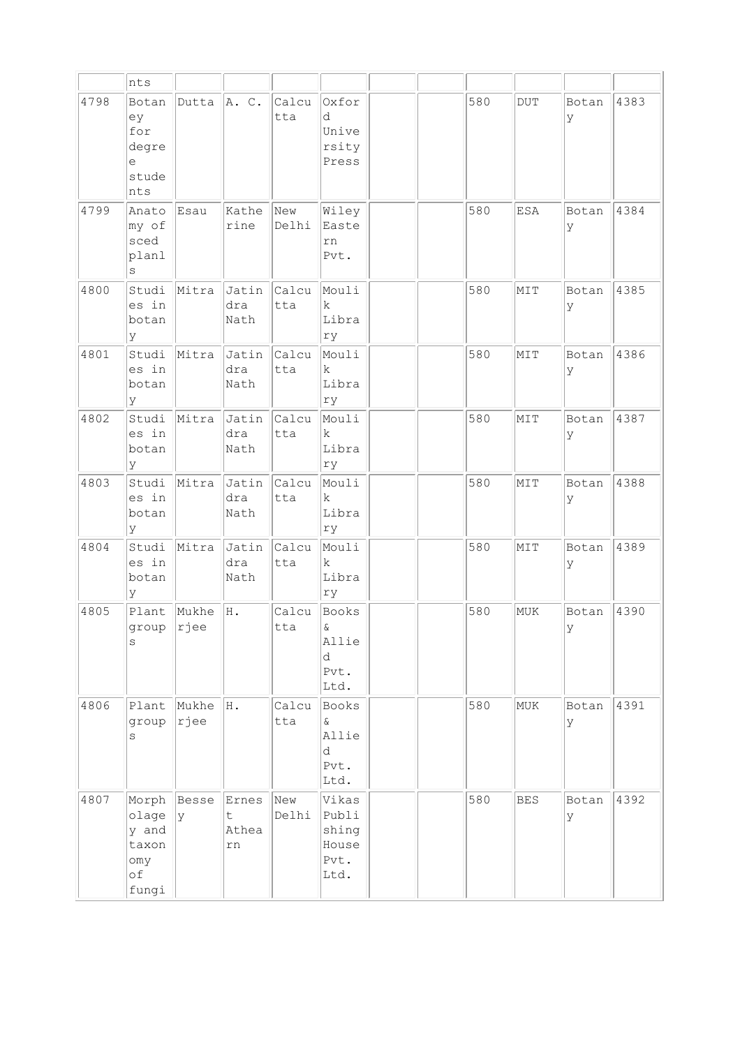| | nts | | | | | | | | | | |
|---|---|---|---|---|---|---|---|---|---|---|---|
| 4798 | Botaney for degree students | Dutta | A. C. | Calcutta | Oxford University Press | | | 580 | DUT | Botany | 4383 |
| 4799 | Anatomy of sced planls | Esau | Katherine | New Delhi | Wiley Eastern Pvt. | | | 580 | ESA | Botany | 4384 |
| 4800 | Studies in botany | Mitra | Jatindra Nath | Calcutta | Moulik Library | | | 580 | MIT | Botany | 4385 |
| 4801 | Studies in botany | Mitra | Jatindra Nath | Calcutta | Moulik Library | | | 580 | MIT | Botany | 4386 |
| 4802 | Studies in botany | Mitra | Jatindra Nath | Calcutta | Moulik Library | | | 580 | MIT | Botany | 4387 |
| 4803 | Studies in botany | Mitra | Jatindra Nath | Calcutta | Moulik Library | | | 580 | MIT | Botany | 4388 |
| 4804 | Studies in botany | Mitra | Jatindra Nath | Calcutta | Moulik Library | | | 580 | MIT | Botany | 4389 |
| 4805 | Plant groups | Mukherjee | H. | Calcutta | Books & Allied Pvt. Ltd. | | | 580 | MUK | Botany | 4390 |
| 4806 | Plant groups | Mukherjee | H. | Calcutta | Books & Allied Pvt. Ltd. | | | 580 | MUK | Botany | 4391 |
| 4807 | Morpholagey and taxonomy of fungi | Bessey | Ernest Athearn | New Delhi | Vikas Publishing House Pvt. Ltd. | | | 580 | BES | Botany | 4392 |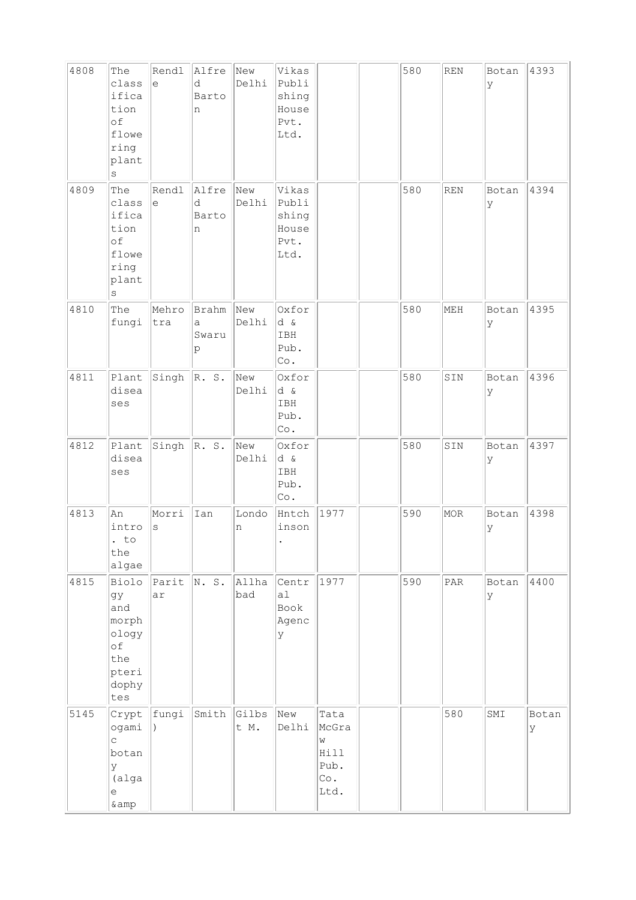| | | | | | | | | | | | |
|---|---|---|---|---|---|---|---|---|---|---|---|
| 4808 | The classification of flowering plants | Rendle | Alfred Barton | New Delhi | Vikas Publishing House Pvt. Ltd. | | | 580 | REN | Botany | 4393 |
| 4809 | The classification of flowering plants | Rendle | Alfred Barton | New Delhi | Vikas Publishing House Pvt. Ltd. | | | 580 | REN | Botany | 4394 |
| 4810 | The fungi | Mehrotra | Brahma Swarup | New Delhi | Oxford & IBH Pub. Co. | | | 580 | MEH | Botany | 4395 |
| 4811 | Plant diseases | Singh | R. S. | New Delhi | Oxford & IBH Pub. Co. | | | 580 | SIN | Botany | 4396 |
| 4812 | Plant diseases | Singh | R. S. | New Delhi | Oxford & IBH Pub. Co. | | | 580 | SIN | Botany | 4397 |
| 4813 | An intro. to the algae | Morris | Ian | London | Hntchinson. | 1977 | | 590 | MOR | Botany | 4398 |
| 4815 | Biology and morphology of the pteridophytes | Paritar | N. S. | Allhabad | Central Book Agency | 1977 | | 590 | PAR | Botany | 4400 |
| 5145 | Cryptogamic botany (algae &amp | fungi) | Smith | Gilbst M. | New Delhi | Tata McGraw Hill Pub. Co. Ltd. | | | 580 | SMI | Botany |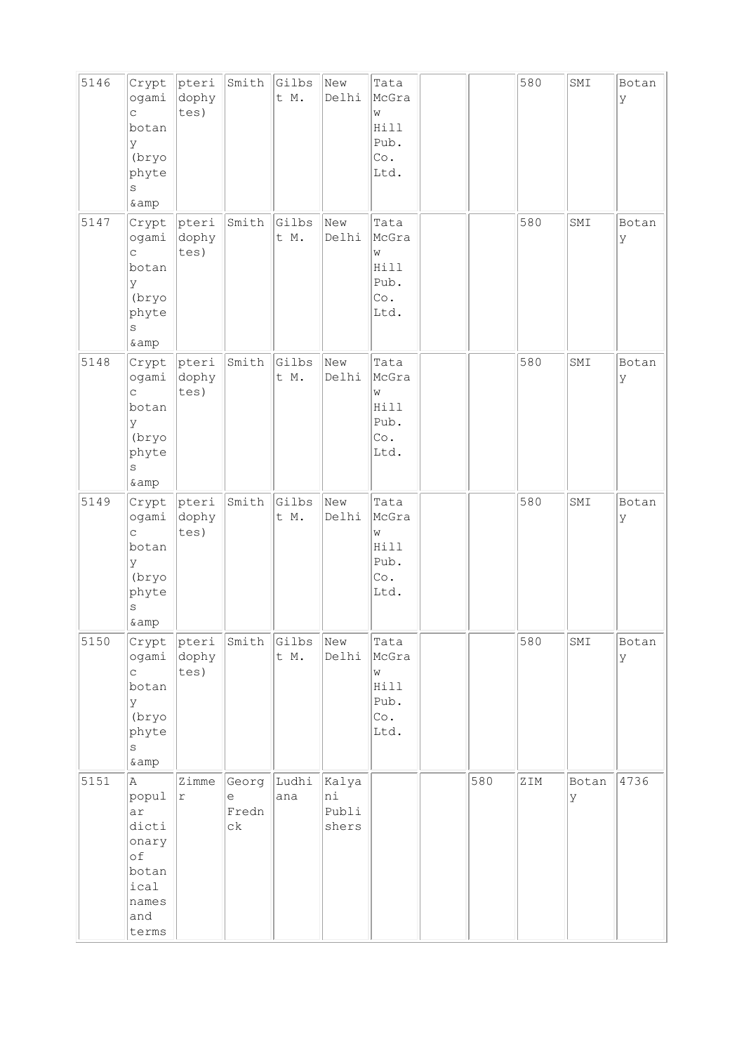| | | | | | | | | | | |
|---|---|---|---|---|---|---|---|---|---|---|
| 5146 | Cryptogamic botany (bryophytes &amp | pteridophytes) | Smith | Gilbst M. | New Delhi | Tata McGraw Hill Pub. Co. Ltd. | | | 580 | SMI | Botany |
| 5147 | Cryptogamic botany (bryophytes &amp | pteridophytes) | Smith | Gilbst M. | New Delhi | Tata McGraw Hill Pub. Co. Ltd. | | | 580 | SMI | Botany |
| 5148 | Cryptogamic botany (bryophytes &amp | pteridophytes) | Smith | Gilbst M. | New Delhi | Tata McGraw Hill Pub. Co. Ltd. | | | 580 | SMI | Botany |
| 5149 | Cryptogamic botany (bryophytes &amp | pteridophytes) | Smith | Gilbst M. | New Delhi | Tata McGraw Hill Pub. Co. Ltd. | | | 580 | SMI | Botany |
| 5150 | Cryptogamic botany (bryophytes &amp | pteridophytes) | Smith | Gilbst M. | New Delhi | Tata McGraw Hill Pub. Co. Ltd. | | | 580 | SMI | Botany |
| 5151 | A popular dictionary of botanical names and terms | Zimmer | George Fredn ck | Ludhiana | Kalyani Publishers | | 580 | ZIM | Botany | 4736 |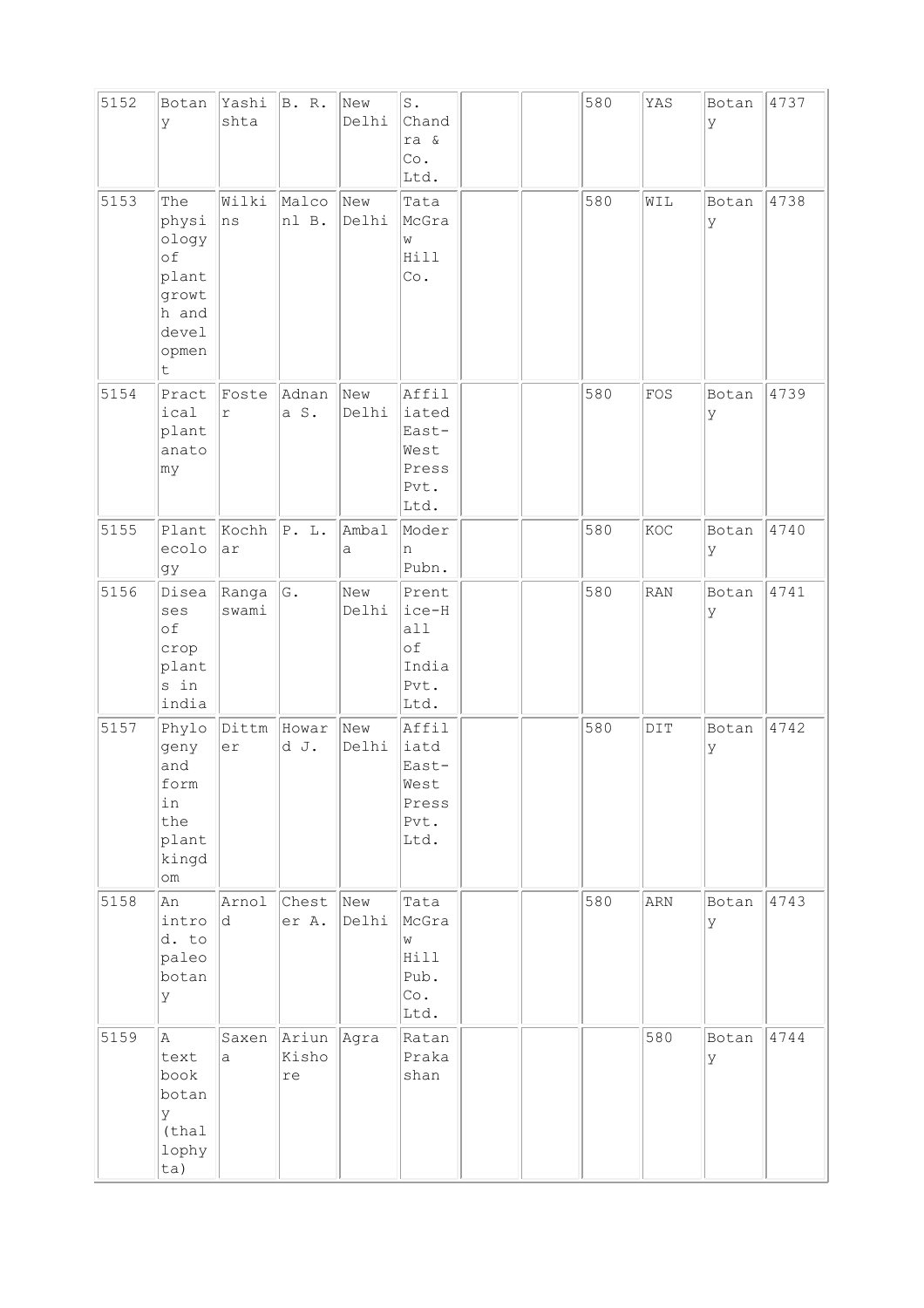| | | | | | | | | | | | |
|---|---|---|---|---|---|---|---|---|---|---|---|
| 5152 | Botany | Yashishta | B. R. | New Delhi | S. Chandra & Co. Ltd. | | | 580 | YAS | Botany | 4737 |
| 5153 | The physiology of plant growth and development | Wilkins | Malconl B. | New Delhi | Tata McGraw Hill Co. | | | 580 | WIL | Botany | 4738 |
| 5154 | Practical plant anatomy | Foster | Adnana S. | New Delhi | Affiliated East-West Press Pvt. Ltd. | | | 580 | FOS | Botany | 4739 |
| 5155 | Plant ecology | Kochhar | P. L. | Ambala | Modern Pubn. | | | 580 | KOC | Botany | 4740 |
| 5156 | Diseases of crop plants in india | Rangaswami | G. | New Delhi | Prentice-Hall of India Pvt. Ltd. | | | 580 | RAN | Botany | 4741 |
| 5157 | Phylogeny and form in the plant kingdom | Dittmer | Howard J. | New Delhi | Affiliatd East-West Press Pvt. Ltd. | | | 580 | DIT | Botany | 4742 |
| 5158 | An introd. to paleobotany | Arnold | Chester A. | New Delhi | Tata McGraw Hill Pub. Co. Ltd. | | | 580 | ARN | Botany | 4743 |
| 5159 | A text book botany (thallophyta) | Saxena | Ariun Kishore | Agra | Ratan Prakashan | | | | 580 | Botany | 4744 |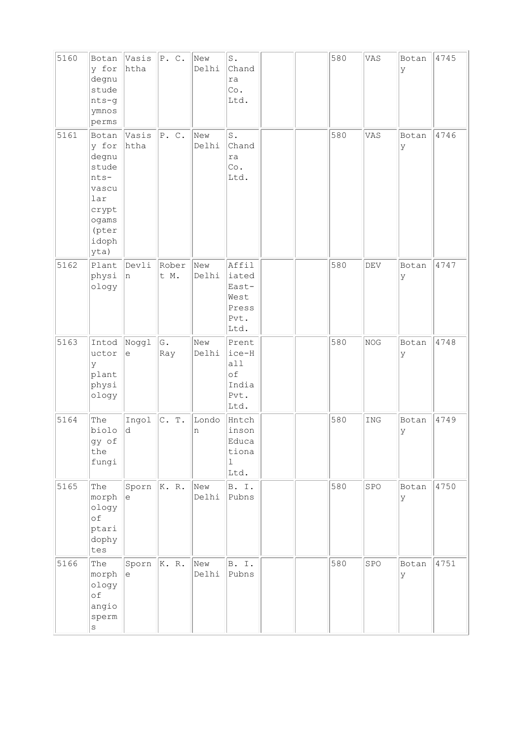| 5160 | Botany for degnu students-gymnosperms | Vasishtha | P. C. | New Delhi | S. Chandra Co. Ltd. | | | 580 | VAS | Botany | 4745 |
|---|---|---|---|---|---|---|---|---|---|---|---|
| 5161 | Botany for degnu students-vascular cryptogams (pteridophyta) | Vasishtha | P. C. | New Delhi | S. Chandra Co. Ltd. | | | 580 | VAS | Botany | 4746 |
| 5162 | Plant physiology | Devlin | Robert M. | New Delhi | Affiliated East-West Press Pvt. Ltd. | | | 580 | DEV | Botany | 4747 |
| 5163 | Intoductory plant physiology | Noggle | G. Ray | New Delhi | Prentice-Hall of India Pvt. Ltd. | | | 580 | NOG | Botany | 4748 |
| 5164 | The biology of the fungi | Ingold | C. T. | London | Hntchinson Educational Ltd. | | | 580 | ING | Botany | 4749 |
| 5165 | The morphology of ptaridophytes | Sporne | K. R. | New Delhi | B. I. Pubns | | | 580 | SPO | Botany | 4750 |
| 5166 | The morphology of angiosperms | Sporne | K. R. | New Delhi | B. I. Pubns | | | 580 | SPO | Botany | 4751 |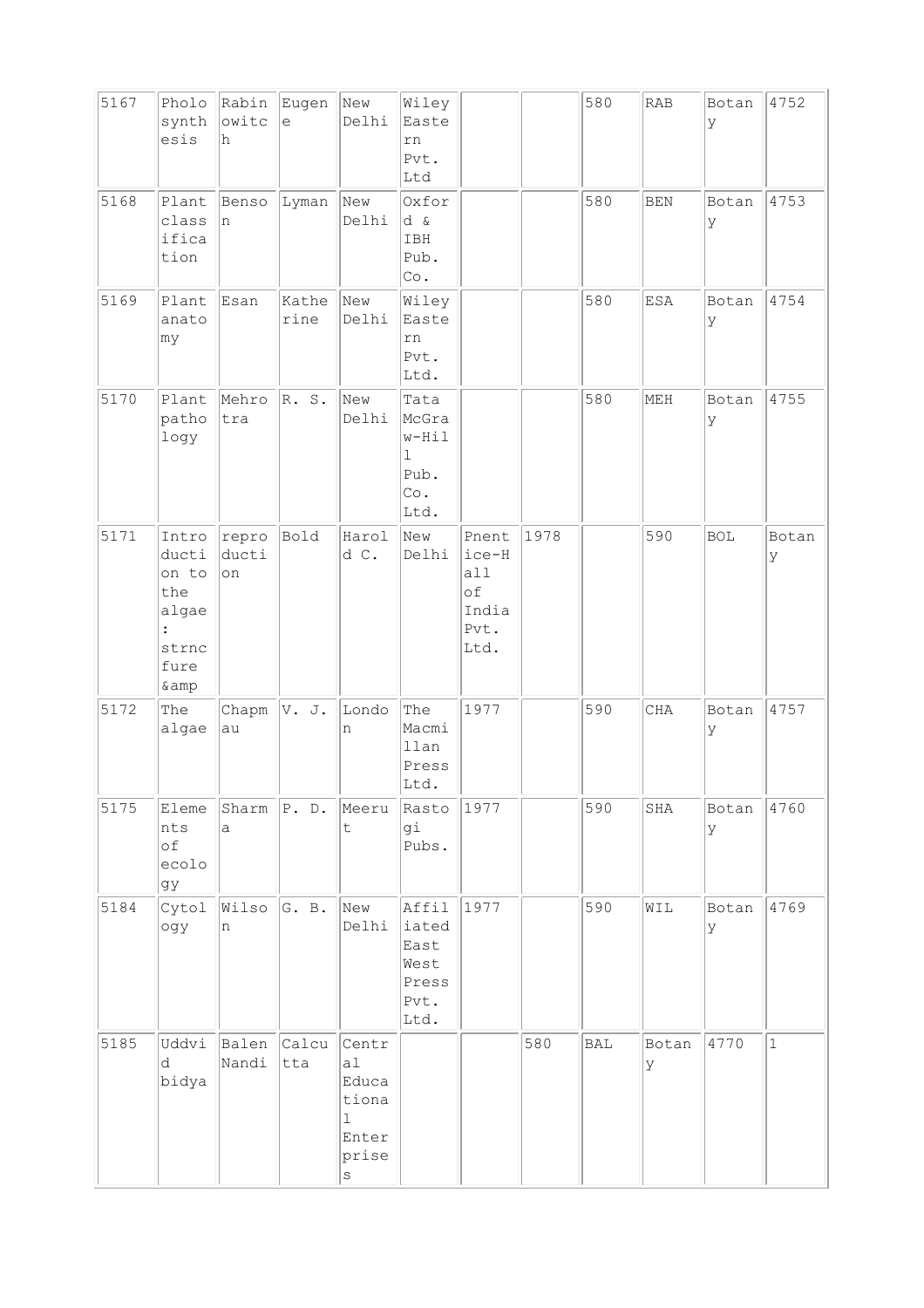| | | | | | | | | | | | |
|---|---|---|---|---|---|---|---|---|---|---|---|
| 5167 | Pholosynthesis | Rabinowitch | Eugene | New Delhi | Wiley Eastern Pvt. Ltd | | | 580 | RAB | Botany | 4752 |
| 5168 | Plant classification | Benson | Lyman | New Delhi | Oxford & IBH Pub. Co. | | | 580 | BEN | Botany | 4753 |
| 5169 | Plant anatomy | Esan | Katherine | New Delhi | Wiley Eastern Pvt. Ltd. | | | 580 | ESA | Botany | 4754 |
| 5170 | Plant pathology | Mehrotra | R. S. | New Delhi | Tata McGraw-Hill Pub. Co. Ltd. | | | 580 | MEH | Botany | 4755 |
| 5171 | Introduction to the algae : strncfure &amp | reproduction | Bold | Harold C. | New Delhi | Pnentice-Hall of India Pvt. Ltd. | 1978 | | 590 | BOL | Botany |
| 5172 | The algae | Chapmau | V. J. | London | The Macmillan Press Ltd. | 1977 | | 590 | CHA | Botany | 4757 |
| 5175 | Elements of ecology | Sharma | P. D. | Meerut | Rastogi Pubs. | 1977 | | 590 | SHA | Botany | 4760 |
| 5184 | Cytology | Wilson | G. B. | New Delhi | Affiliated East West Press Pvt. Ltd. | 1977 | | 590 | WIL | Botany | 4769 |
| 5185 | Uddvid bidya | Balen Nandi | Calcutta | Central Educational Enterprises | | | 580 | BAL | Botany | 4770 | 1 |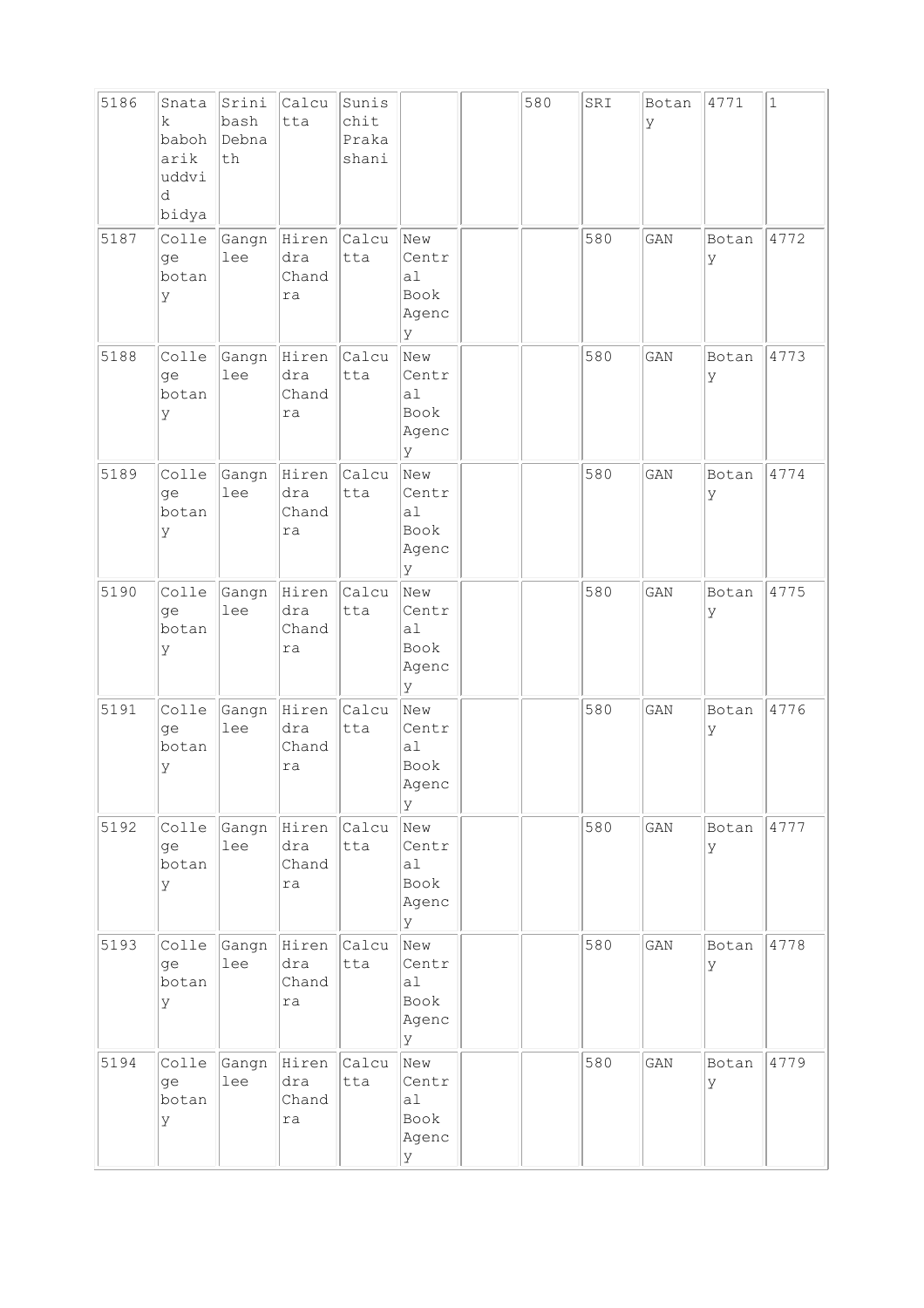| | | | | | | | | | | | |
|---|---|---|---|---|---|---|---|---|---|---|---|
| 5186 | Snatak baboharik uddvid bidya | Srinibash Debnath | Calcutta | Sunischit Prakashani | | | 580 | SRI | Botany | 4771 | 1 |
| 5187 | College botany | Gangnlee | Hirendra Chandra | Calcutta | New Central Book Agency | | | 580 | GAN | Botany | 4772 |
| 5188 | College botany | Gangnlee | Hirendra Chandra | Calcutta | New Central Book Agency | | | 580 | GAN | Botany | 4773 |
| 5189 | College botany | Gangnlee | Hirendra Chandra | Calcutta | New Central Book Agency | | | 580 | GAN | Botany | 4774 |
| 5190 | College botany | Gangnlee | Hirendra Chandra | Calcutta | New Central Book Agency | | | 580 | GAN | Botany | 4775 |
| 5191 | College botany | Gangnlee | Hirendra Chandra | Calcutta | New Central Book Agency | | | 580 | GAN | Botany | 4776 |
| 5192 | College botany | Gangnlee | Hirendra Chandra | Calcutta | New Central Book Agency | | | 580 | GAN | Botany | 4777 |
| 5193 | College botany | Gangnlee | Hirendra Chandra | Calcutta | New Central Book Agency | | | 580 | GAN | Botany | 4778 |
| 5194 | College botany | Gangnlee | Hirendra Chandra | Calcutta | New Central Book Agency | | | 580 | GAN | Botany | 4779 |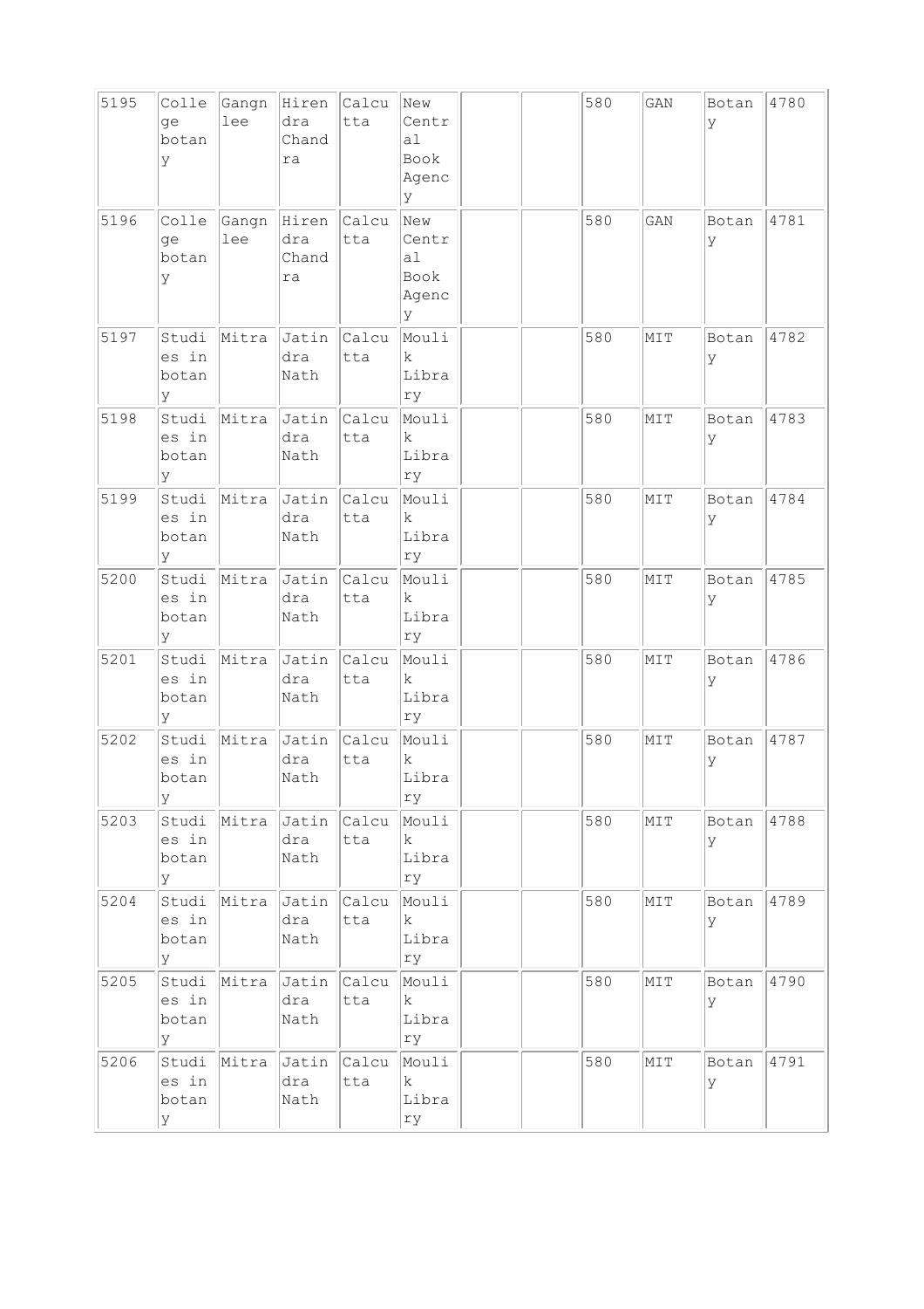| 5195 | College botany | Gangnlee | Hirendra Chandra | Calcutta | New Central Book Agency | | | 580 | GAN | Botany | 4780 |
|---|---|---|---|---|---|---|---|---|---|---|---|
| 5196 | College botany | Gangnlee | Hirendra Chandra | Calcutta | New Central Book Agency | | | 580 | GAN | Botany | 4781 |
| 5197 | Studies in botany | Mitra | Jatindra Nath | Calcutta | Moulik Library | | | 580 | MIT | Botany | 4782 |
| 5198 | Studies in botany | Mitra | Jatindra Nath | Calcutta | Moulik Library | | | 580 | MIT | Botany | 4783 |
| 5199 | Studies in botany | Mitra | Jatindra Nath | Calcutta | Moulik Library | | | 580 | MIT | Botany | 4784 |
| 5200 | Studies in botany | Mitra | Jatindra Nath | Calcutta | Moulik Library | | | 580 | MIT | Botany | 4785 |
| 5201 | Studies in botany | Mitra | Jatindra Nath | Calcutta | Moulik Library | | | 580 | MIT | Botany | 4786 |
| 5202 | Studies in botany | Mitra | Jatindra Nath | Calcutta | Moulik Library | | | 580 | MIT | Botany | 4787 |
| 5203 | Studies in botany | Mitra | Jatindra Nath | Calcutta | Moulik Library | | | 580 | MIT | Botany | 4788 |
| 5204 | Studies in botany | Mitra | Jatindra Nath | Calcutta | Moulik Library | | | 580 | MIT | Botany | 4789 |
| 5205 | Studies in botany | Mitra | Jatindra Nath | Calcutta | Moulik Library | | | 580 | MIT | Botany | 4790 |
| 5206 | Studies in botany | Mitra | Jatindra Nath | Calcutta | Moulik Library | | | 580 | MIT | Botany | 4791 |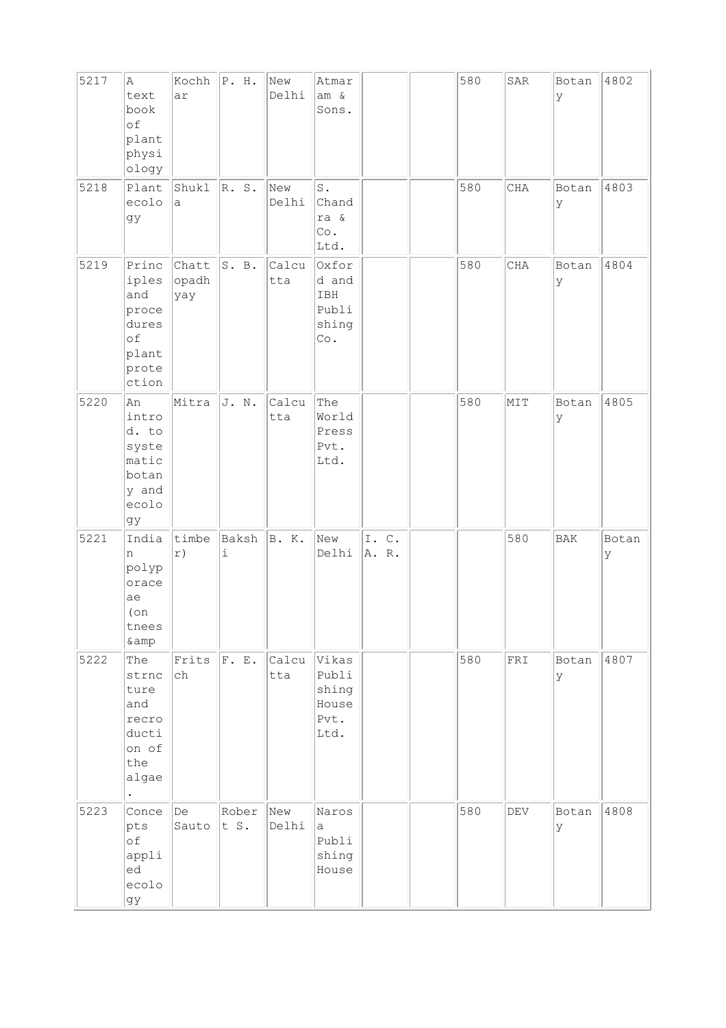| | | | | | | | | | | | |
|---|---|---|---|---|---|---|---|---|---|---|---|
| 5217 | A text book of plant physiology | Kochhar | P. H. | New Delhi | Atmaram & Sons. | | | 580 | SAR | Botany | 4802 |
| 5218 | Plant ecology | Shukla | R. S. | New Delhi | S. Chandra & Co. Ltd. | | | 580 | CHA | Botany | 4803 |
| 5219 | Principles and procedures of plant protection | Chattopadhyay | S. B. | Calcutta | Oxford and IBH Publishing Co. | | | 580 | CHA | Botany | 4804 |
| 5220 | An introd. to systematic botany and ecology | Mitra | J. N. | Calcutta | The World Press Pvt. Ltd. | | | 580 | MIT | Botany | 4805 |
| 5221 | Indian polyporaceae (on tnees &amp | timber) | Bakshi | B. K. | New Delhi | I. C. A. R. | | | 580 | BAK | Botany |
| 5222 | The strncture and recroduction of the algae. | Fritsch | F. E. | Calcutta | Vikas Publishing House Pvt. Ltd. | | | 580 | FRI | Botany | 4807 |
| 5223 | Concepts of applied ecology | De Sauto | Robert S. | New Delhi | Narosa Publishing House | | | 580 | DEV | Botany | 4808 |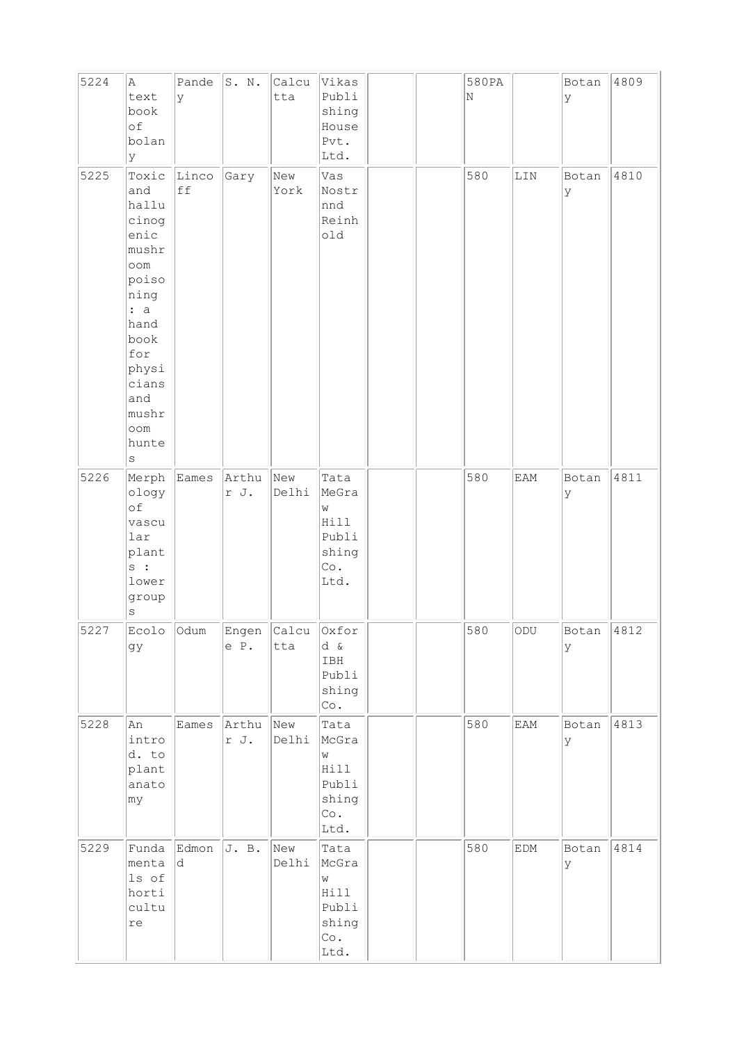| 5224 | A text book of bolany | Pandey | S. N. | Calcutta | Vikas Publishing House Pvt. Ltd. | | | 580PAN | | Botany | 4809 |
|---|---|---|---|---|---|---|---|---|---|---|---|
| 5225 | Toxic and hallucinogenic mushroom poisoning : a hand book for physicians and mushroom hunters | Lincoff | Gary | New York | Vas Nostrnnd Reinhold | | | 580 | LIN | Botany | 4810 |
| 5226 | Merphology of vascular plants : lower groups | Eames | Arthur J. | New Delhi | Tata MeGraw Hill Publishing Co. Ltd. | | | 580 | EAM | Botany | 4811 |
| 5227 | Ecology | Odum | Engene P. | Calcutta | Oxford & IBH Publishing Co. | | | 580 | ODU | Botany | 4812 |
| 5228 | An introd. to plant anatomy | Eames | Arthur J. | New Delhi | Tata McGraw Hill Publishing Co. Ltd. | | | 580 | EAM | Botany | 4813 |
| 5229 | Fundamentals of horticulture | Edmond | J. B. | New Delhi | Tata McGraw Hill Publishing Co. Ltd. | | | 580 | EDM | Botany | 4814 |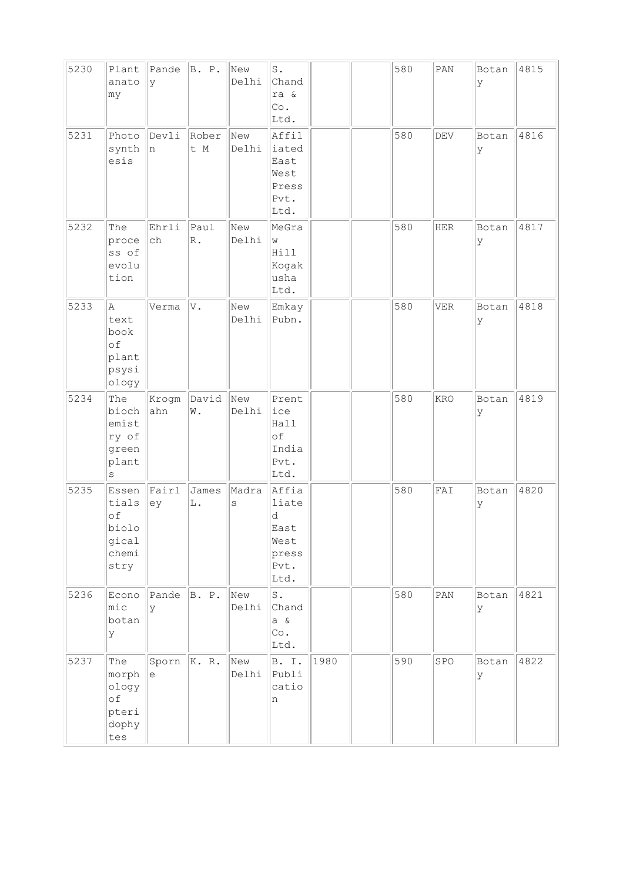| 5230 | Plant anatomy | Pandey | B. P. | New Delhi | S. Chandra & Co. Ltd. | | | 580 | PAN | Botany | 4815 |
|---|---|---|---|---|---|---|---|---|---|---|---|
| 5231 | Photosynthesis | Devlin | Robert M | New Delhi | Affiliated East West Press Pvt. Ltd. | | | 580 | DEV | Botany | 4816 |
| 5232 | The process of evolution | Ehrlich | Paul R. | New Delhi | MeGraw Hill Kogakusha Ltd. | | | 580 | HER | Botany | 4817 |
| 5233 | A text book of plant psysiology | Verma | V. | New Delhi | Emkay Pubn. | | | 580 | VER | Botany | 4818 |
| 5234 | The biochemistry of green plants | Krogmahn | David W. | New Delhi | Prentice Hall of India Pvt. Ltd. | | | 580 | KRO | Botany | 4819 |
| 5235 | Essentials of biological chemistry | Fairley | James L. | Madras | Affialiated East West press Pvt. Ltd. | | | 580 | FAI | Botany | 4820 |
| 5236 | Economic botany | Pandey | B. P. | New Delhi | S. Chanda & Co. Ltd. | | | 580 | PAN | Botany | 4821 |
| 5237 | The morphology of pteridophytes | Sporne | K. R. | New Delhi | B. I. Publication | 1980 | | 590 | SPO | Botany | 4822 |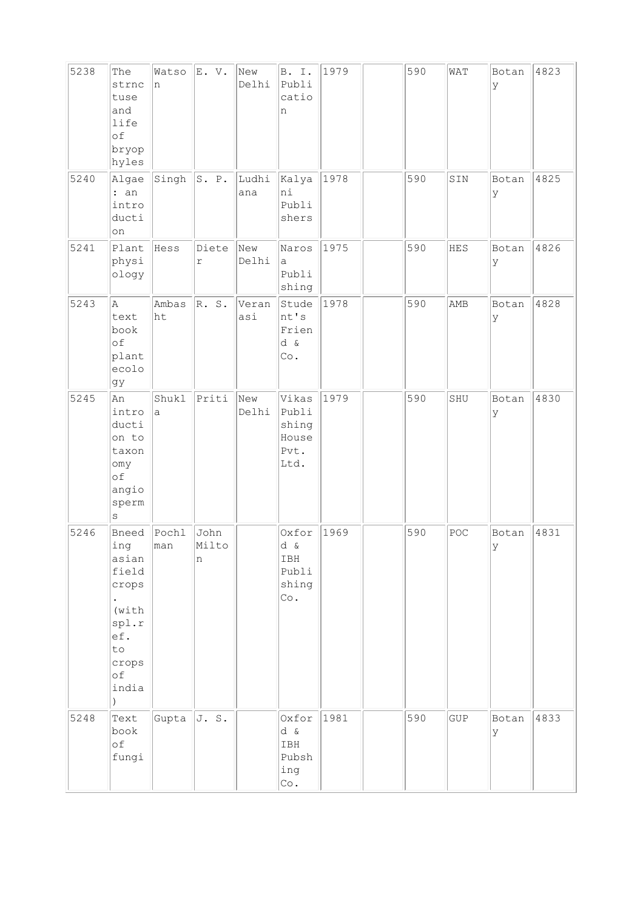| 5238 | The strnctuse and life of bryophyles | Watson | E. V. | New Delhi | B. I. Publication | 1979 | | 590 | WAT | Botany | 4823 |
|---|---|---|---|---|---|---|---|---|---|---|---|
| 5240 | Algae : an introduction | Singh | S. P. | Ludhiana | Kalyani Publishers | 1978 | | 590 | SIN | Botany | 4825 |
| 5241 | Plant physiology | Hess | Dieter | New Delhi | Narosa Publishing | 1975 | | 590 | HES | Botany | 4826 |
| 5243 | A text book of plant ecology | Ambasht | R. S. | Veranasi | Student's Friend & Co. | 1978 | | 590 | AMB | Botany | 4828 |
| 5245 | An introduction to taxonomy of angiosperms | Shukla | Priti | New Delhi | Vikas Publishing House Pvt. Ltd. | 1979 | | 590 | SHU | Botany | 4830 |
| 5246 | Bneeding asian field crops. (with spl.ref. to crops of india) | Pochlman | John Milton | | Oxford & IBH Publishing Co. | 1969 | | 590 | POC | Botany | 4831 |
| 5248 | Text book of fungi | Gupta | J. S. | | Oxford & IBH Pubshing Co. | 1981 | | 590 | GUP | Botany | 4833 |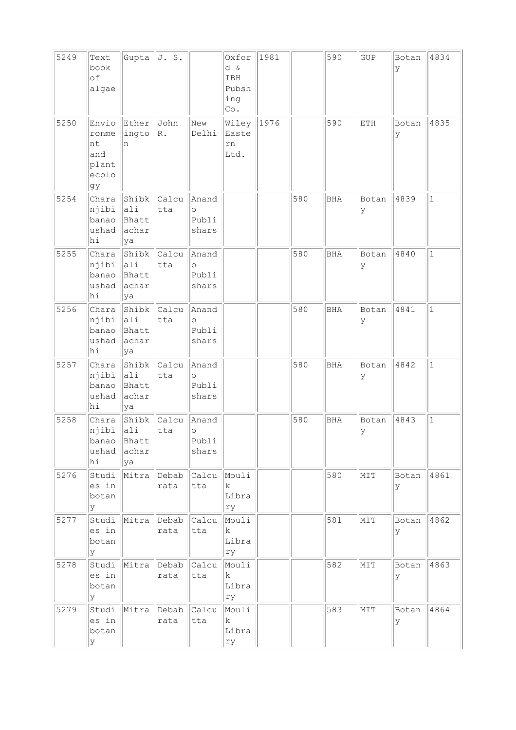| 5249 | Text book of algae | Gupta | J. S. | | Oxford & IBH Pubshing Co. | 1981 | | 590 | GUP | Botany | 4834 | |
|---|---|---|---|---|---|---|---|---|---|---|---|---|
| 5250 | Envioronment and plant ecology | Etherington | John R. | New Delhi | Wiley Eastern Ltd. | 1976 | | 590 | ETH | Botany | 4835 | |
| 5254 | Charanjibi banaoushadhi | Shibkali Bhattacharya | Calcutta | Anando Publishars | | | 580 | BHA | Botany | 4839 | 1 | |
| 5255 | Charanjibi banaoushadhi | Shibkali Bhattacharya | Calcutta | Anando Publishars | | | 580 | BHA | Botany | 4840 | 1 | |
| 5256 | Charanjibi banaoushadhi | Shibkali Bhattacharya | Calcutta | Anando Publishars | | | 580 | BHA | Botany | 4841 | 1 | |
| 5257 | Charanjibi banaoushadhi | Shibkali Bhattacharya | Calcutta | Anando Publishars | | | 580 | BHA | Botany | 4842 | 1 | |
| 5258 | Charanjibi banaoushadhi | Shibkali Bhattacharya | Calcutta | Anando Publishars | | | 580 | BHA | Botany | 4843 | 1 | |
| 5276 | Studies in botany | Mitra | Debabrata | Calcutta | Moulik Library | | | 580 | MIT | Botany | 4861 | |
| 5277 | Studies in botany | Mitra | Debabrata | Calcutta | Moulik Library | | | 581 | MIT | Botany | 4862 | |
| 5278 | Studies in botany | Mitra | Debabrata | Calcutta | Moulik Library | | | 582 | MIT | Botany | 4863 | |
| 5279 | Studies in botany | Mitra | Debabrata | Calcutta | Moulik Library | | | 583 | MIT | Botany | 4864 | |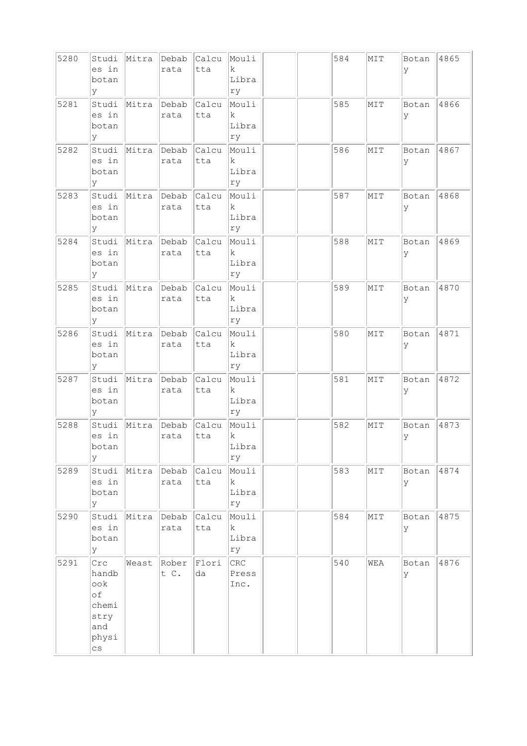| 5280 | Studies in botany | Mitra | Debabrata | Calcutta | Moulik Library | | | 584 | MIT | Botany | 4865 |
|---|---|---|---|---|---|---|---|---|---|---|---|
| 5281 | Studies in botany | Mitra | Debabrata | Calcutta | Moulik Library | | | 585 | MIT | Botany | 4866 |
| 5282 | Studies in botany | Mitra | Debabrata | Calcutta | Moulik Library | | | 586 | MIT | Botany | 4867 |
| 5283 | Studies in botany | Mitra | Debabrata | Calcutta | Moulik Library | | | 587 | MIT | Botany | 4868 |
| 5284 | Studies in botany | Mitra | Debabrata | Calcutta | Moulik Library | | | 588 | MIT | Botany | 4869 |
| 5285 | Studies in botany | Mitra | Debabrata | Calcutta | Moulik Library | | | 589 | MIT | Botany | 4870 |
| 5286 | Studies in botany | Mitra | Debabrata | Calcutta | Moulik Library | | | 580 | MIT | Botany | 4871 |
| 5287 | Studies in botany | Mitra | Debabrata | Calcutta | Moulik Library | | | 581 | MIT | Botany | 4872 |
| 5288 | Studies in botany | Mitra | Debabrata | Calcutta | Moulik Library | | | 582 | MIT | Botany | 4873 |
| 5289 | Studies in botany | Mitra | Debabrata | Calcutta | Moulik Library | | | 583 | MIT | Botany | 4874 |
| 5290 | Studies in botany | Mitra | Debabrata | Calcutta | Moulik Library | | | 584 | MIT | Botany | 4875 |
| 5291 | Crc handbook of chemistry and physics | Weast | Robert C. | Florida | CRC Press Inc. | | | 540 | WEA | Botany | 4876 |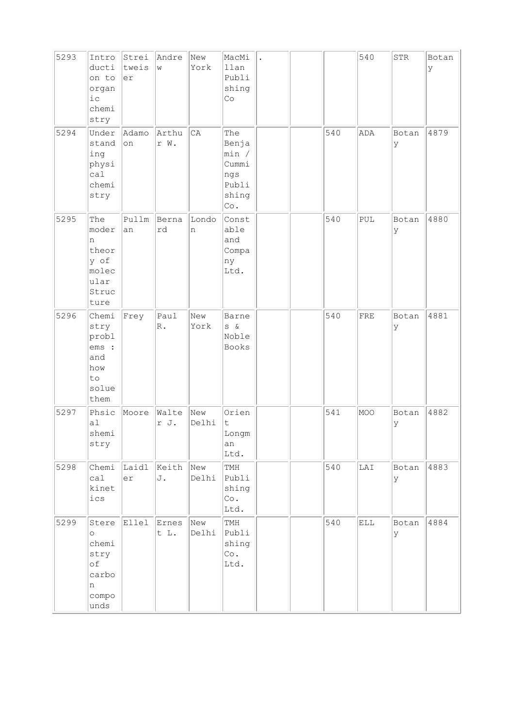| | | | | | | | | | | | |
|---|---|---|---|---|---|---|---|---|---|---|---|
| 5293 | Introduction to organic chemistry | Streitweiser | Andrew | New York | MacMillan Publishing Co | . | | | 540 | STR | Botany |
| 5294 | Understanding physical chemistry | Adamoon | Arthur W. | CA | The Benjamin / Cummings Publishing Co. | | | 540 | ADA | Botany | 4879 |
| 5295 | The modern theory of molecular Structure | Pullman | Bernard | London | Constable and Company Ltd. | | | 540 | PUL | Botany | 4880 |
| 5296 | Chemistry problems : and how to solue them | Frey | Paul R. | New York | Barnes & Noble Books | | | 540 | FRE | Botany | 4881 |
| 5297 | Phsical shemistry | Moore | Walter J. | New Delhi | Orient Longman Ltd. | | | 541 | MOO | Botany | 4882 |
| 5298 | Chemical kinetics | Laidler | Keith J. | New Delhi | TMH Publishing Co. Ltd. | | | 540 | LAI | Botany | 4883 |
| 5299 | Stereo chemistry of carbon compounds | Ellel | Ernest L. | New Delhi | TMH Publishing Co. Ltd. | | | 540 | ELL | Botany | 4884 |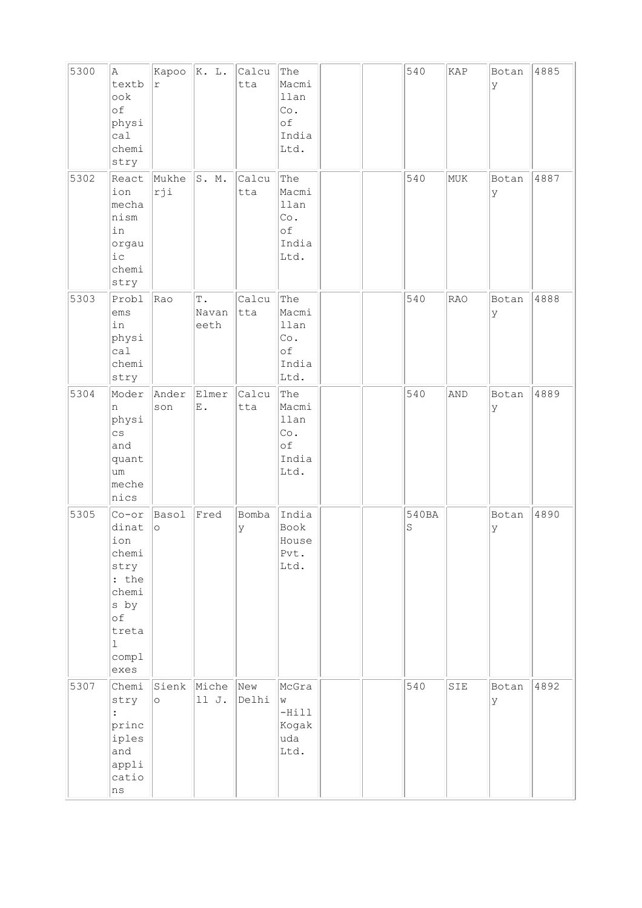| 5300 | A textbook of physical chemistry | Kapoor | K. L. | Calcutta | The Macmillan Co. of India Ltd. | | | 540 | KAP | Botany | 4885 |
|---|---|---|---|---|---|---|---|---|---|---|---|
| 5302 | Reaction mechanism in orgauic chemistry | Mukherji | S. M. | Calcutta | The Macmillan Co. of India Ltd. | | | 540 | MUK | Botany | 4887 |
| 5303 | Problems in physical chemistry | Rao | T. Navaneeth | Calcutta | The Macmillan Co. of India Ltd. | | | 540 | RAO | Botany | 4888 |
| 5304 | Modern physics and quantum mechenics | Anderson | Elmer E. | Calcutta | The Macmillan Co. of India Ltd. | | | 540 | AND | Botany | 4889 |
| 5305 | Co-ordination chemistry : the chemis by of tretal complexes | Basolo | Fred | Bombay | India Book House Pvt. Ltd. | | | 540BAS | | Botany | 4890 |
| 5307 | Chemistry : principles and applications | Sienko | Michell J. | New Delhi | McGraw-Hill Kogakuda Ltd. | | | 540 | SIE | Botany | 4892 |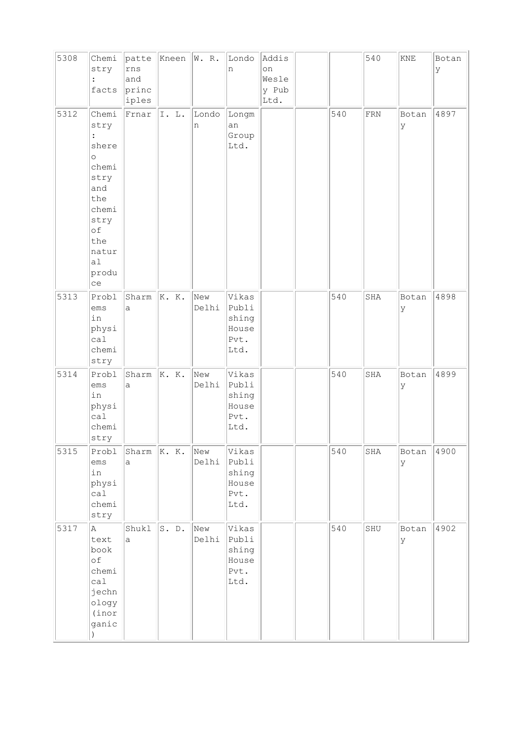| | | | | | | | | | | | |
|---|---|---|---|---|---|---|---|---|---|---|---|
| 5308 | Chemistry : facts | patterns and principles | Kneen | W. R. | London | Addison Wesley Pub Ltd. | | | 540 | KNE | Botany |
| 5312 | Chemistry : shereo chemistry and the chemistry of the natural produce | Frnar | I. L. | London | Longman Group Ltd. | | | 540 | FRN | Botany | 4897 |
| 5313 | Problems in physical chemistry | Sharma | K. K. | New Delhi | Vikas Publishing House Pvt. Ltd. | | | 540 | SHA | Botany | 4898 |
| 5314 | Problems in physical chemistry | Sharma | K. K. | New Delhi | Vikas Publishing House Pvt. Ltd. | | | 540 | SHA | Botany | 4899 |
| 5315 | Problems in physical chemistry | Sharma | K. K. | New Delhi | Vikas Publishing House Pvt. Ltd. | | | 540 | SHA | Botany | 4900 |
| 5317 | A text book of chemical jechnology (inorganic) | Shukla | S. D. | New Delhi | Vikas Publishing House Pvt. Ltd. | | | 540 | SHU | Botany | 4902 |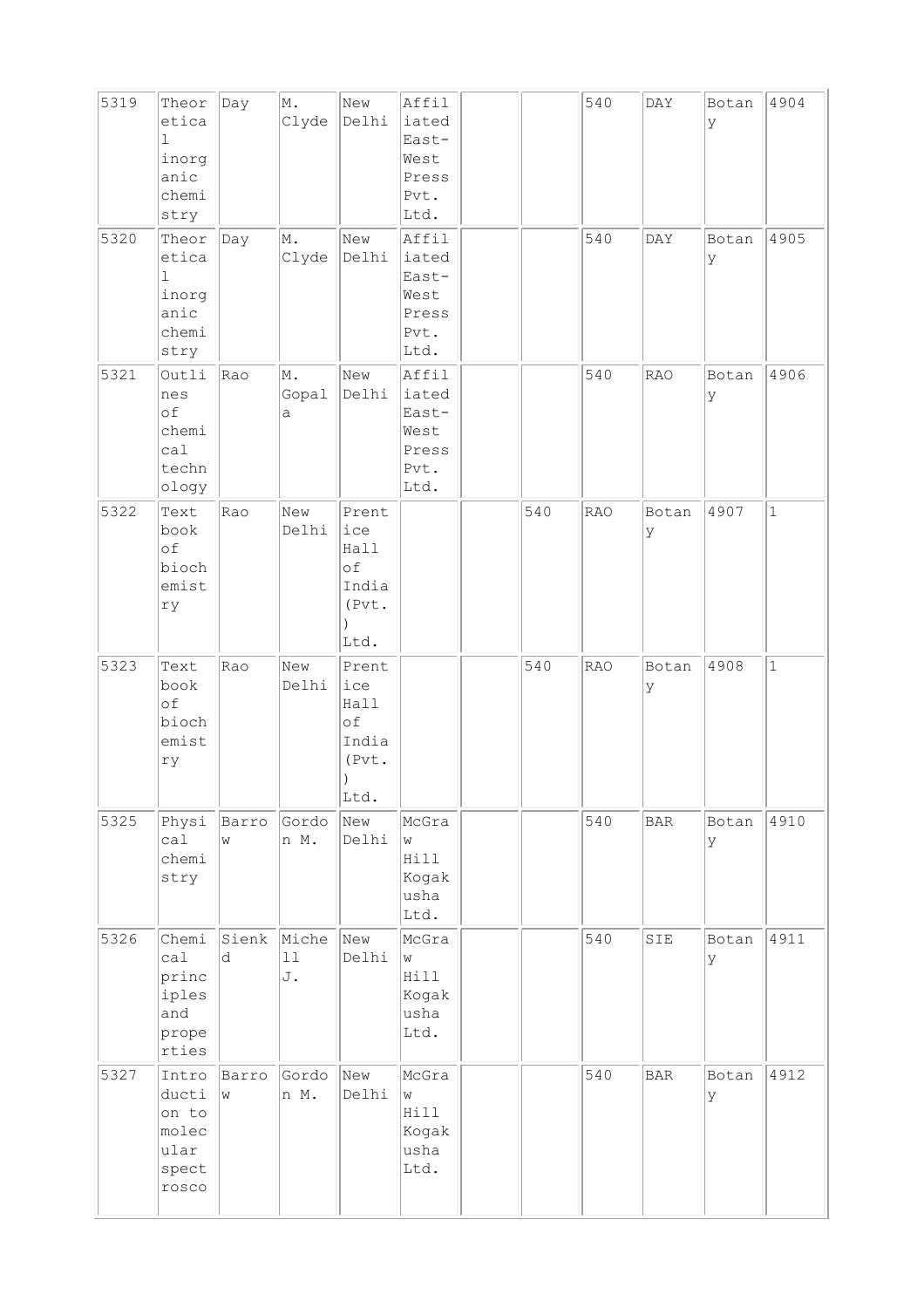| | | | | | | | | | | | |
|---|---|---|---|---|---|---|---|---|---|---|---|
| 5319 | Theoretical inorganic chemistry | Day | M. Clyde | New Delhi | Affiliated East-West Press Pvt. Ltd. | | | 540 | DAY | Botany | 4904 |
| 5320 | Theoretical inorganic chemistry | Day | M. Clyde | New Delhi | Affiliated East-West Press Pvt. Ltd. | | | 540 | DAY | Botany | 4905 |
| 5321 | Outlines of chemical technology | Rao | M. Gopala | New Delhi | Affiliated East-West Press Pvt. Ltd. | | | 540 | RAO | Botany | 4906 |
| 5322 | Text book of biochemistry | Rao | New Delhi | Prentice Hall of India (Pvt.) Ltd. | | | 540 | RAO | Botany | 4907 | 1 |
| 5323 | Text book of biochemistry | Rao | New Delhi | Prentice Hall of India (Pvt.) Ltd. | | | 540 | RAO | Botany | 4908 | 1 |
| 5325 | Physical chemistry | Barrow | Gordon M. | New Delhi | McGraw Hill Kogakusha Ltd. | | | 540 | BAR | Botany | 4910 |
| 5326 | Chemical principles and properties | Sienkd | Michell J. | New Delhi | McGraw Hill Kogakusha Ltd. | | | 540 | SIE | Botany | 4911 |
| 5327 | Introduction to molecular spectrosco | Barrow | Gordon M. | New Delhi | McGraw Hill Kogakusha Ltd. | | | 540 | BAR | Botany | 4912 |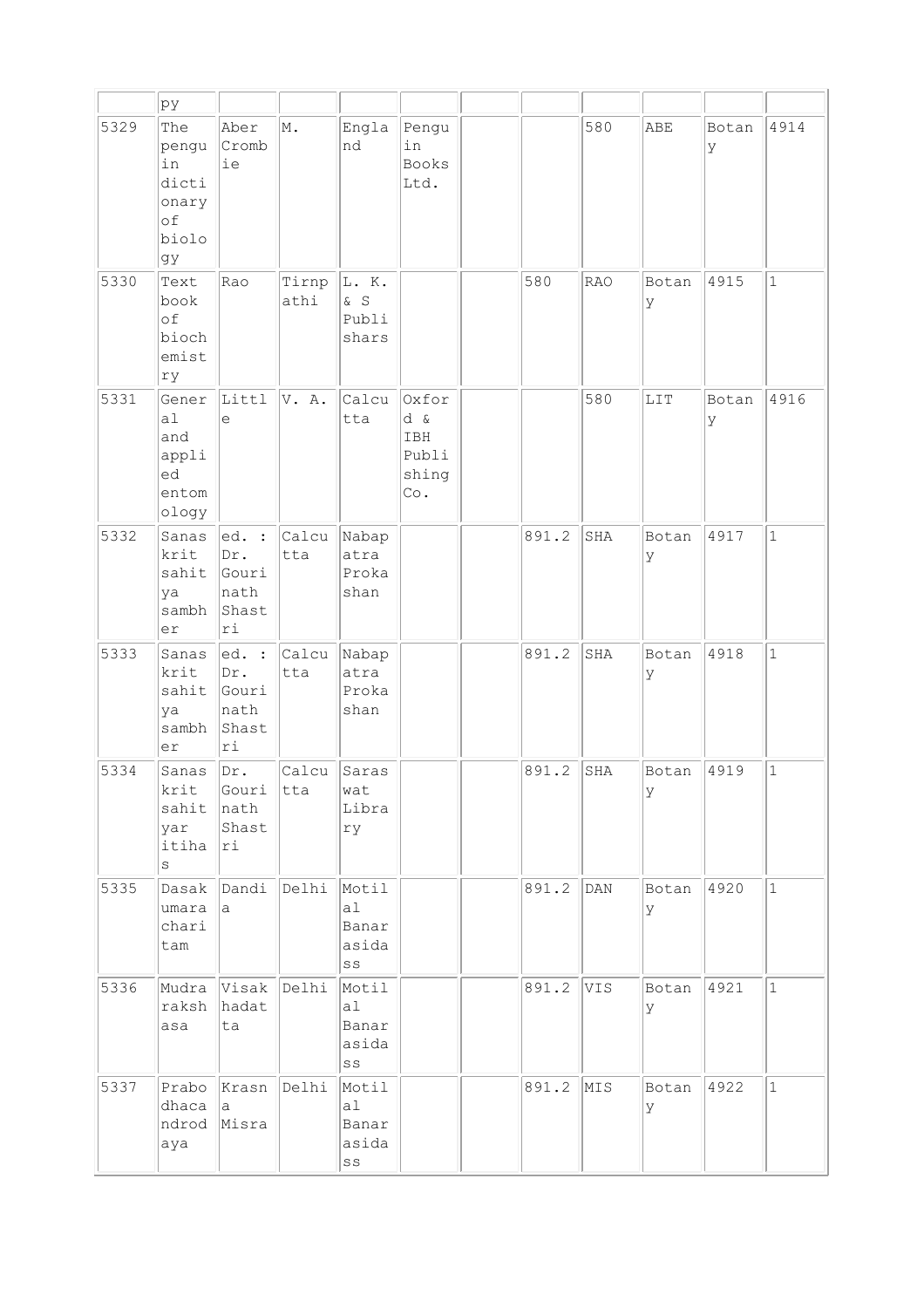| | py | | | | | | | | | | |
|---|---|---|---|---|---|---|---|---|---|---|---|
| 5329 | The penguin dictionary of biology | Abercrombie | M. | England | Penguin Books Ltd. | | | 580 | ABE | Botany | 4914 |
| 5330 | Text book of biochemistry | Rao | Tirnpathi | L. K. & S Publishers | | | 580 | RAO | Botany | 4915 | 1 |
| 5331 | General and applied entomology | Little | V. A. | Calcutta | Oxford & IBH Publishing Co. | | | 580 | LIT | Botany | 4916 |
| 5332 | Sanaskrit sahitya sambher | ed. : Dr. Gourinath Shastri | Calcutta | Nabapatra Prokashan | | | 891.2 | SHA | Botany | 4917 | 1 |
| 5333 | Sanaskrit sahitya sambher | ed. : Dr. Gourinath Shastri | Calcutta | Nabapatra Prokashan | | | 891.2 | SHA | Botany | 4918 | 1 |
| 5334 | Sanaskrit sahityar itihas | Dr. Gourinath Shastri | Calcutta | Saraswat Library | | | 891.2 | SHA | Botany | 4919 | 1 |
| 5335 | Dasakumaracharitam | Dandia | Delhi | Motilal Banarasidass | | | 891.2 | DAN | Botany | 4920 | 1 |
| 5336 | Mudrarakshasa | Visakhadatta | Delhi | Motilal Banarasidass | | | 891.2 | VIS | Botany | 4921 | 1 |
| 5337 | Prabodhacandrodaya | Krasna Misra | Delhi | Motilal Banarasidass | | | 891.2 | MIS | Botany | 4922 | 1 |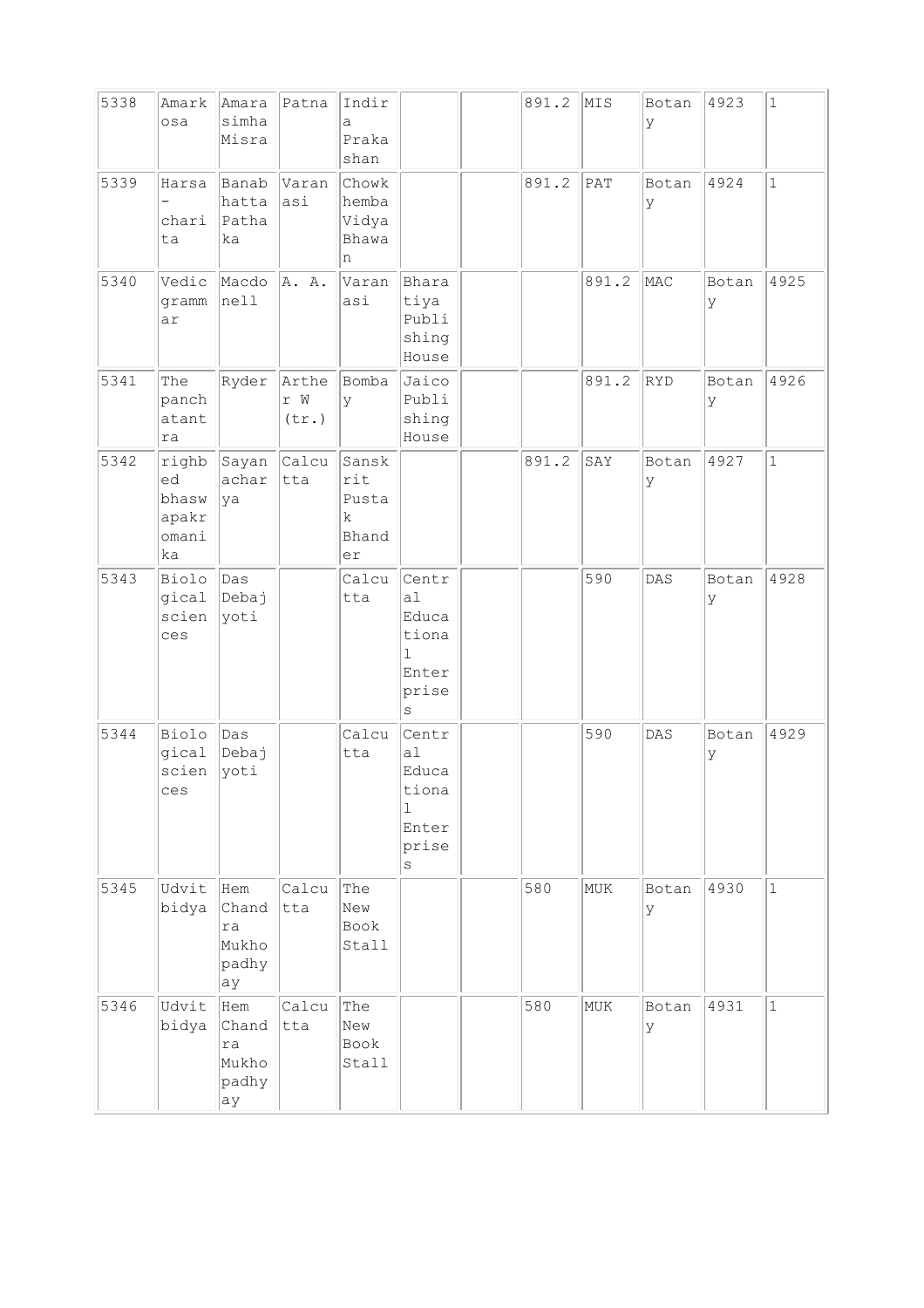| | | | | | | | | | | | |
|---|---|---|---|---|---|---|---|---|---|---|---|
| 5338 | Amarkosa | Amarasimha Misra | Patna | Indira Prakashan | | | 891.2 | MIS | Botany | 4923 | 1 |
| 5339 | Harsa – charita | Banabhatta Pathaka | Varanasi | Chowkhemba Vidya Bhawan | | | 891.2 | PAT | Botany | 4924 | 1 |
| 5340 | Vedic grammar | Macdonell | A. A. | Varanasi | Bharatiya Publishing House | | | 891.2 | MAC | Botany | 4925 |
| 5341 | The panchatantra | Ryder | Arther W (tr.) | Bombay | Jaico Publishing House | | | 891.2 | RYD | Botany | 4926 |
| 5342 | righbed bhaswapakromanika | Sayanacharya | Calcutta | Sanskrit Pustak Bhander | | | 891.2 | SAY | Botany | 4927 | 1 |
| 5343 | Biological sciences | Das Debajyoti | | Calcutta | Central Educational Enterprises | | | 590 | DAS | Botany | 4928 |
| 5344 | Biological sciences | Das Debajyoti | | Calcutta | Central Educational Enterprises | | | 590 | DAS | Botany | 4929 |
| 5345 | Udvitbidya | Hem Chandra Mukhopadhyay | Calcutta | The New Book Stall | | | 580 | MUK | Botany | 4930 | 1 |
| 5346 | Udvitbidya | Hem Chandra Mukhopadhyay | Calcutta | The New Book Stall | | | 580 | MUK | Botany | 4931 | 1 |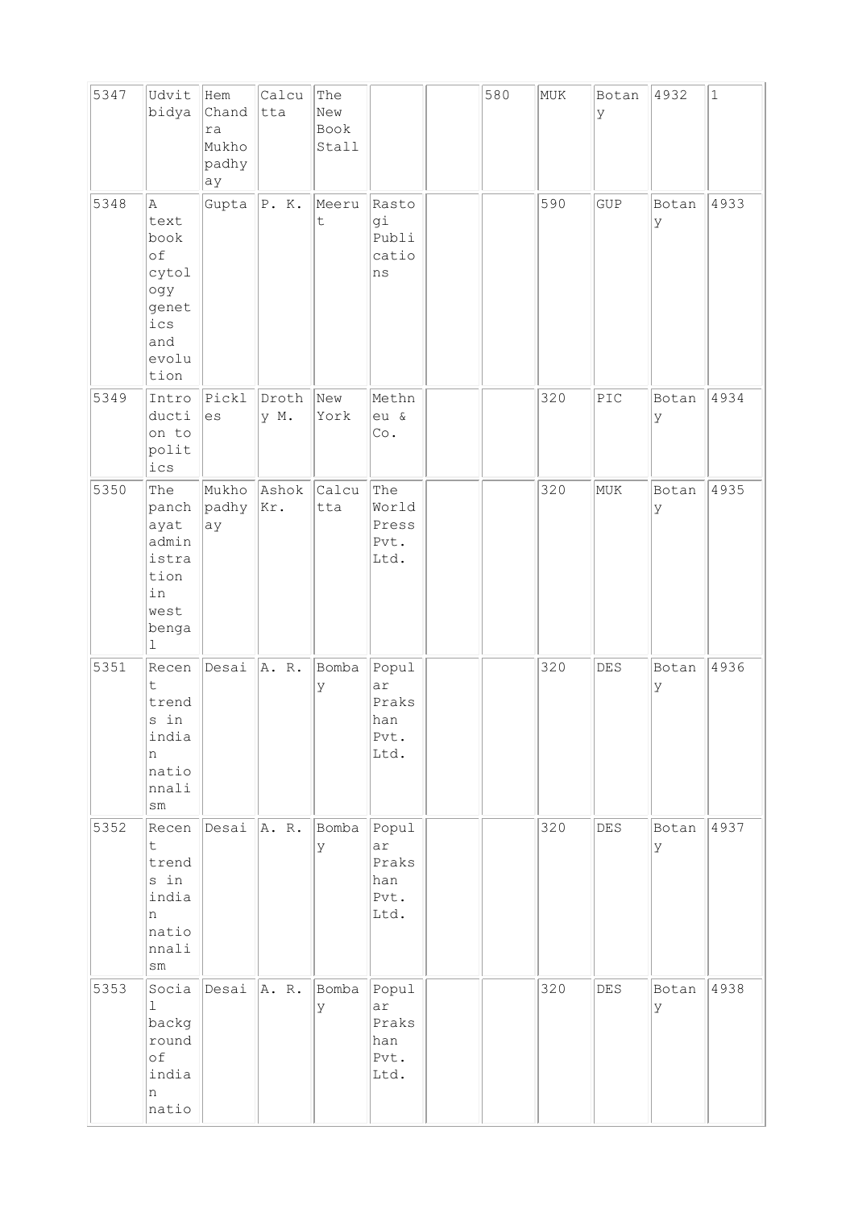| | | | | | | | | | | | |
|---|---|---|---|---|---|---|---|---|---|---|---|
| 5347 | Udvitbidya | Hem Chandra Mukhopadhyay | Calcutta | The New Book Stall | | | 580 | MUK | Botany | 4932 | 1 |
| 5348 | A text book of cytology genetics and evolution | Gupta | P. K. | Meerut | Rastogi Publications | | | 590 | GUP | Botany | 4933 |
| 5349 | Introduction to politics | Pickles | Drothy M. | New York | Methneu & Co. | | | 320 | PIC | Botany | 4934 |
| 5350 | The panchayat administration in west bengal | Mukhopadhyay | Ashok Kr. | Calcutta | The World Press Pvt. Ltd. | | | 320 | MUK | Botany | 4935 |
| 5351 | Recent trends in indian nationnalism | Desai | A. R. | Bombay | Popular Prakshan Pvt. Ltd. | | | 320 | DES | Botany | 4936 |
| 5352 | Recent trends in indian nationnalism | Desai | A. R. | Bombay | Popular Prakshan Pvt. Ltd. | | | 320 | DES | Botany | 4937 |
| 5353 | Social background of indian natio | Desai | A. R. | Bombay | Popular Prakshan Pvt. Ltd. | | | 320 | DES | Botany | 4938 |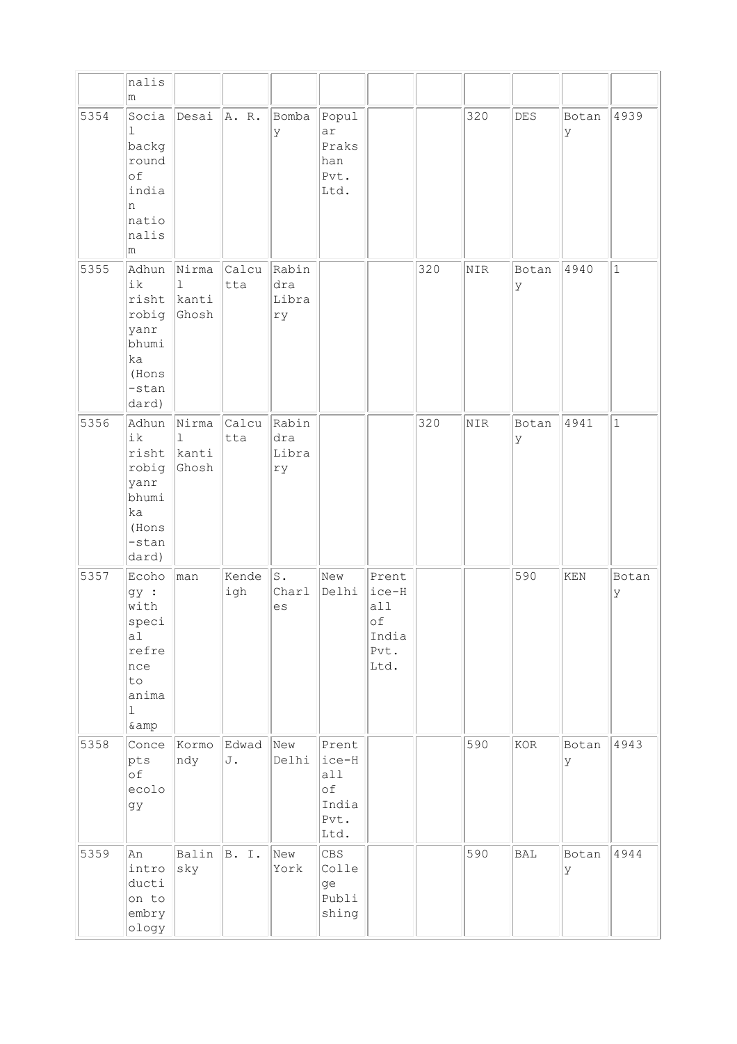| | | | | | | | | | | | |
|---|---|---|---|---|---|---|---|---|---|---|---|
| | nalism | | | | | | | | | | |
| 5354 | Social background of indian nationalism | Desai | A. R. | Bombay | Popular Prakshan Pvt. Ltd. | | | 320 | DES | Botany | 4939 |
| 5355 | Adhunik rishtrobigyanr bhumika (Hons-standard) | Nirmal kanti Ghosh | Calcutta | Rabindra Library | | | 320 | NIR | Botany | 4940 | 1 |
| 5356 | Adhunik rishtrobigyanr bhumika (Hons-standard) | Nirmal kanti Ghosh | Calcutta | Rabindra Library | | | 320 | NIR | Botany | 4941 | 1 |
| 5357 | Ecohogy : with special refrence to animal &amp | man | Kendeigh | S. Charles | New Delhi | Prentice-Hall of India Pvt. Ltd. | | | 590 | KEN | Botany |
| 5358 | Concepts of ecology | Kormondy | Edwad J. | New Delhi | Prentice-Hall of India Pvt. Ltd. | | | 590 | KOR | Botany | 4943 |
| 5359 | An introduction to embryology | Balinsky | B. I. | New York | CBS College Publishing | | | 590 | BAL | Botany | 4944 |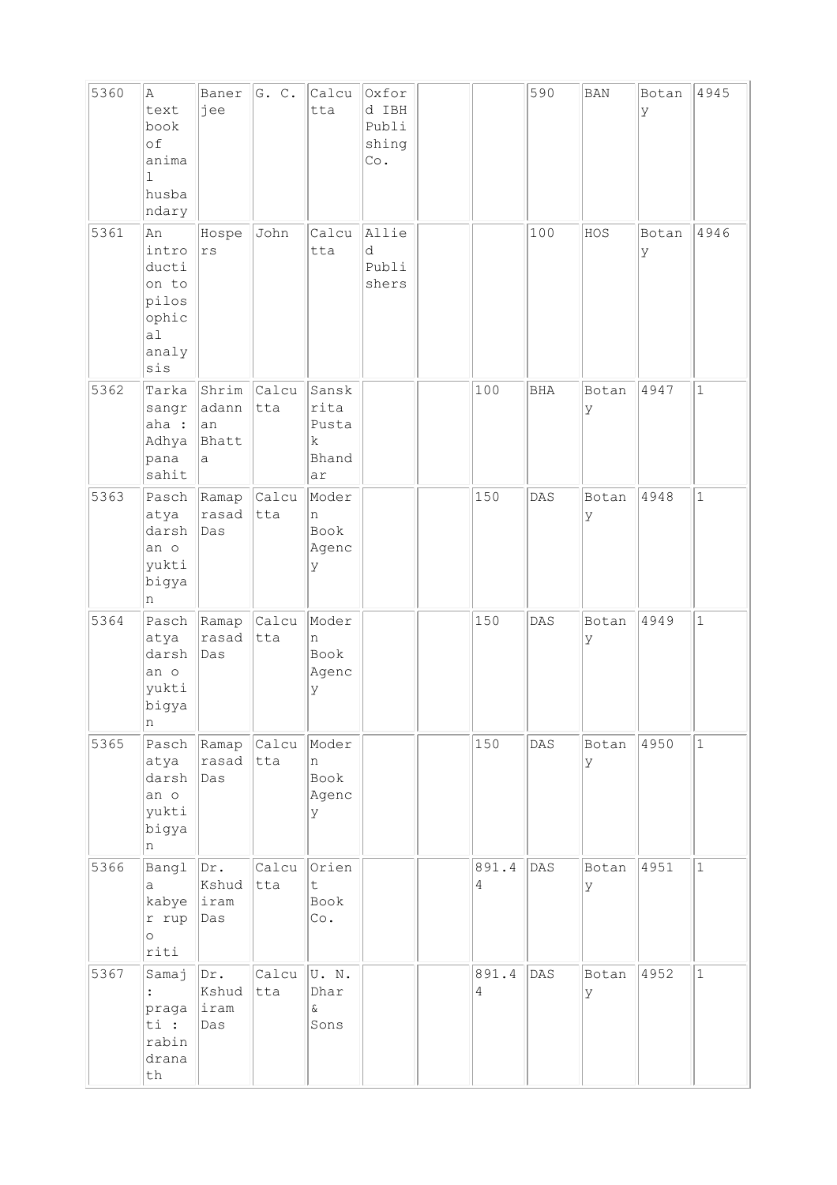| | | | | | | | | | | | |
|---|---|---|---|---|---|---|---|---|---|---|---|
| 5360 | A text book of animal husbandry | Banerjee | G. C. | Calcutta | Oxford IBH Publishing Co. | | | 590 | BAN | Botany | 4945 |
| 5361 | An introduction to pilosophical analysis | Hospers | John | Calcutta | Allied Publishers | | | 100 | HOS | Botany | 4946 |
| 5362 | Tarkasangraha : Adhyapana sahit | Shrimadannan Bhatta | Calcutta | Sanskrita Pustak Bhandar | | | 100 | BHA | Botany | 4947 | 1 |
| 5363 | Paschatya darshan o yuktibigyan | Ramaprasad Das | Calcutta | Modern Book Agency | | | 150 | DAS | Botany | 4948 | 1 |
| 5364 | Paschatya darshan o yuktibigyan | Ramaprasad Das | Calcutta | Modern Book Agency | | | 150 | DAS | Botany | 4949 | 1 |
| 5365 | Paschatya darshan o yuktibigyan | Ramaprasad Das | Calcutta | Modern Book Agency | | | 150 | DAS | Botany | 4950 | 1 |
| 5366 | Bangla kabyer rup o riti | Dr. Kshudiram Das | Calcutta | Orient Book Co. | | | 891.44 | DAS | Botany | 4951 | 1 |
| 5367 | Samaj : pragati : rabindranath | Dr. Kshudiram Das | Calcutta | U. N. Dhar & Sons | | | 891.44 | DAS | Botany | 4952 | 1 |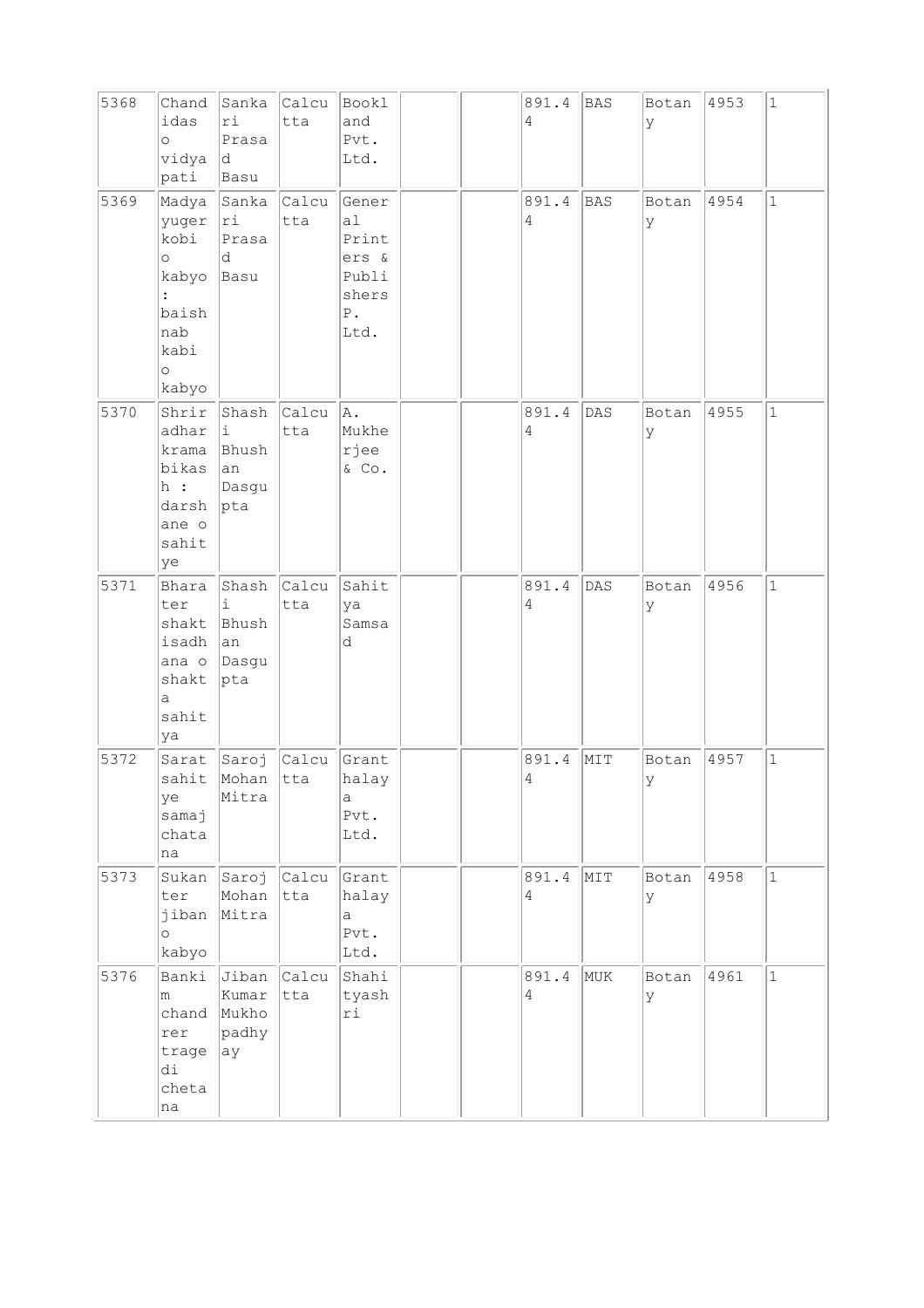| 5368 | Chandidas o vidyapati | Sankari Prasad Basu | Calcutta | Bookland Pvt. Ltd. | | | 891.44 | BAS | Botany | 4953 | 1 |
|---|---|---|---|---|---|---|---|---|---|---|---|
| 5369 | Madyayuger kobi o kabyo : baishnab kabi o kabyo | Sankari Prasad Basu | Calcutta | General Printers & Publishers P. Ltd. | | | 891.44 | BAS | Botany | 4954 | 1 |
| 5370 | Shriradhar kramabikash : darshane o sahitye | Shashi Bhushan Dasgupta | Calcutta | A. Mukherjee & Co. | | | 891.44 | DAS | Botany | 4955 | 1 |
| 5371 | Bharater shaktisadhana o shakta sahitya | Shashi Bhushan Dasgupta | Calcutta | Sahitya Samsad | | | 891.44 | DAS | Botany | 4956 | 1 |
| 5372 | Sarat sahitye samaj chatana | Saroj Mohan Mitra | Calcutta | Granthalaya Pvt. Ltd. | | | 891.44 | MIT | Botany | 4957 | 1 |
| 5373 | Sukanter jiban o kabyo | Saroj Mohan Mitra | Calcutta | Granthalaya Pvt. Ltd. | | | 891.44 | MIT | Botany | 4958 | 1 |
| 5376 | Bankim chandrer tragedi chetana | Jiban Kumar Mukhopadhyay | Calcutta | Shahityashri | | | 891.44 | MUK | Botany | 4961 | 1 |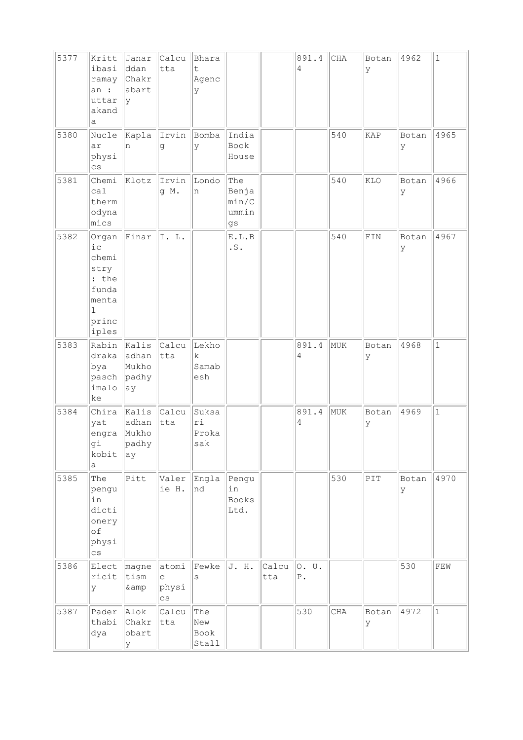| | | | | | | | | | | | |
|---|---|---|---|---|---|---|---|---|---|---|---|
| 5377 | Krittibasi ramayan : uttarakanda | Janarddan Chakrabarty | Calcutta | Bharat Agency | | | 891.44 | CHA | Botany | 4962 | 1 |
| 5380 | Nuclear physics | Kaplan | Irving | Bombay | India Book House | | | 540 | KAP | Botany | 4965 |
| 5381 | Chemical thermodynamics | Klotz | Irving M. | London | The Benjamin/Cummings | | | 540 | KLO | Botany | 4966 |
| 5382 | Organic chemistry : the fundamental principles | Finar | I. L. | | E.L.B.S. | | | 540 | FIN | Botany | 4967 |
| 5383 | Rabindrakabya paschimaloke | Kalisadhan Mukhopadhyay | Calcutta | Lekhak Samabesh | | | 891.44 | MUK | Botany | 4968 | 1 |
| 5384 | Chirayat engragi kobita | Kalisadhan Mukhopadhyay | Calcutta | Suksari Prokasak | | | 891.44 | MUK | Botany | 4969 | 1 |
| 5385 | The penguin dictionery of physics | Pitt | Valerie H. | England | Penguin Books Ltd. | | | 530 | PIT | Botany | 4970 |
| 5386 | Electricity | magnetism &amp | atomic physics | Fewkes | J. H. | Calcutta | O. U. P. | | | 530 | FEW |
| 5387 | Paderthabidya | Alok Chakrabarty | Calcutta | The New Book Stall | | | 530 | CHA | Botany | 4972 | 1 |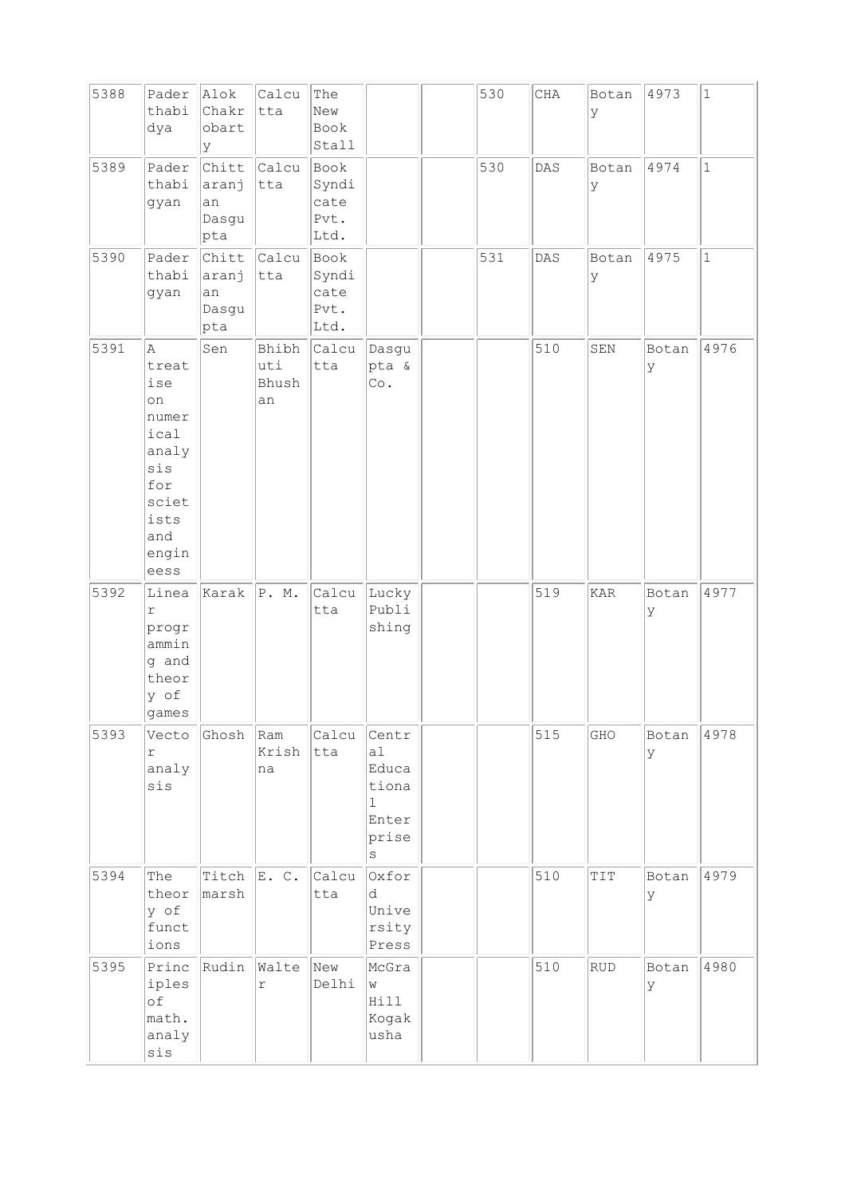| | | | | | | | | | | | |
|---|---|---|---|---|---|---|---|---|---|---|---|
| 5388 | Paderthabidya | Alok Chakrobarty | Calcutta | The New Book Stall | | | 530 | CHA | Botany | 4973 | 1 |
| 5389 | Paderthabigyan | Chittaranjan Dasgupta | Calcutta | Book Syndicate Pvt. Ltd. | | | 530 | DAS | Botany | 4974 | 1 |
| 5390 | Paderthabigyan | Chittaranjan Dasgupta | Calcutta | Book Syndicate Pvt. Ltd. | | | 531 | DAS | Botany | 4975 | 1 |
| 5391 | A treatise on numerical analysis for scietists and engineess | Sen | Bhibhuti Bhushan | Calcutta | Dasgupta & Co. | | | 510 | SEN | Botany | 4976 |
| 5392 | Linear programming and theory of games | Karak | P. M. | Calcutta | Lucky Publishing | | | 519 | KAR | Botany | 4977 |
| 5393 | Vector analysis | Ghosh | Ram Krishna | Calcutta | Central Educational Enterprises | | | 515 | GHO | Botany | 4978 |
| 5394 | The theory of functions | Titchmarsh | E. C. | Calcutta | Oxford University Press | | | 510 | TIT | Botany | 4979 |
| 5395 | Principles of math. analysis | Rudin | Walter | New Delhi | McGraw Hill Kogakusha | | | 510 | RUD | Botany | 4980 |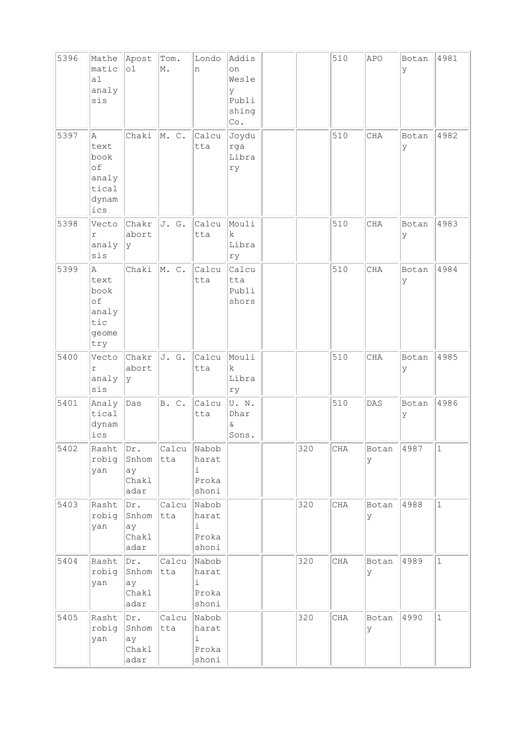| | | | | | | | | | | | |
|---|---|---|---|---|---|---|---|---|---|---|---|
| 5396 | Mathematical analysis | Apostol | Tom. M. | London | Addison Wesley Publishing Co. | | | 510 | APO | Botany | 4981 |
| 5397 | A text book of analytical dynamics | Chaki | M. C. | Calcutta | Joydurga Library | | | 510 | CHA | Botany | 4982 |
| 5398 | Vector analysis | Chakraborty | J. G. | Calcutta | Moulik Library | | | 510 | CHA | Botany | 4983 |
| 5399 | A text book of analytic geometry | Chaki | M. C. | Calcutta | Calcutta Publishers | | | 510 | CHA | Botany | 4984 |
| 5400 | Vector analysis | Chakraborty | J. G. | Calcutta | Moulik Library | | | 510 | CHA | Botany | 4985 |
| 5401 | Analytical dynamics | Das | B. C. | Calcutta | U. N. Dhar & Sons. | | | 510 | DAS | Botany | 4986 |
| 5402 | Rashtrobigyan | Dr. Snhomay Chakladar | Calcutta | Nobobharati Prokashoni | | | 320 | CHA | Botany | 4987 | 1 |
| 5403 | Rashtrobigyan | Dr. Snhomay Chakladar | Calcutta | Nobobharati Prokashoni | | | 320 | CHA | Botany | 4988 | 1 |
| 5404 | Rashtrobigyan | Dr. Snhomay Chakladar | Calcutta | Nobobharati Prokashoni | | | 320 | CHA | Botany | 4989 | 1 |
| 5405 | Rashtrobigyan | Dr. Snhomay Chakladar | Calcutta | Nobobharati Prokashoni | | | 320 | CHA | Botany | 4990 | 1 |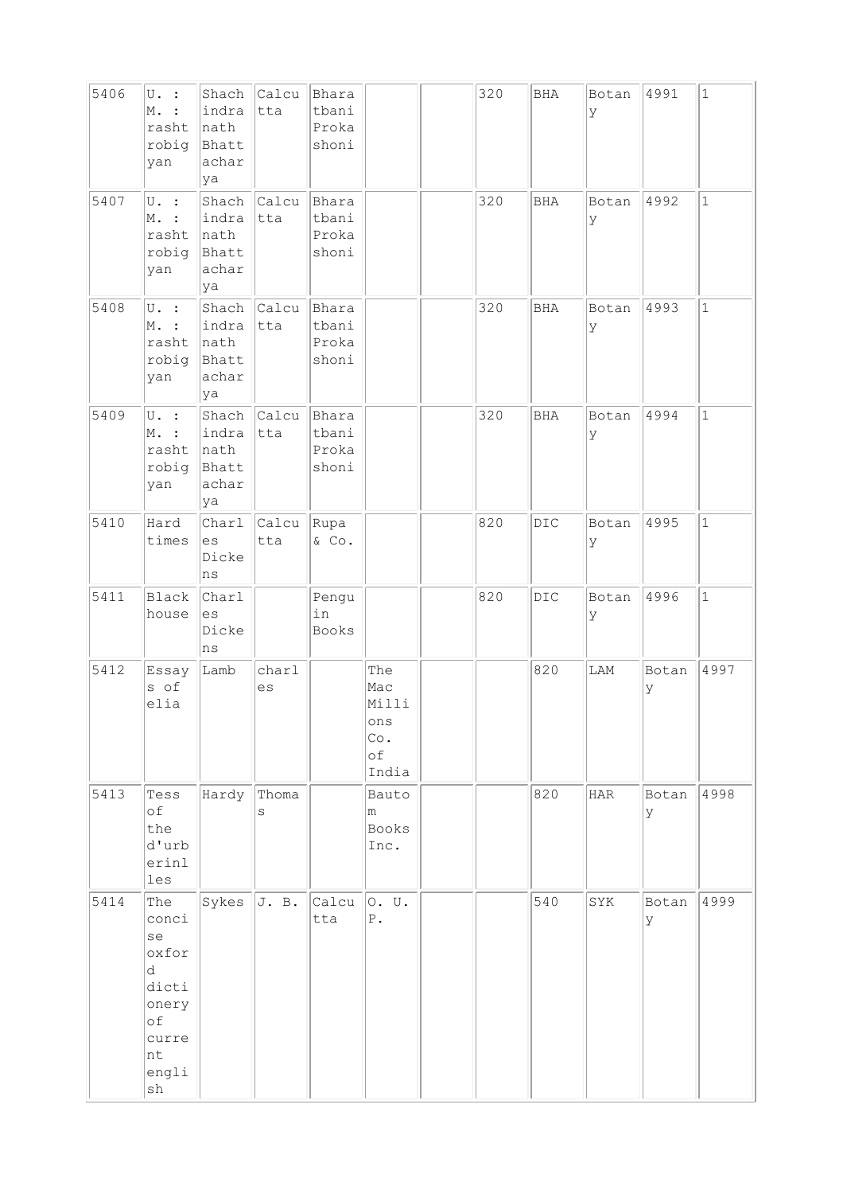| 5406 | U. : M. : rashtrobigyan | Shachindranath Bhattacharya | Calcutta | Bharatbani Prokashoni | | | 320 | BHA | Botany | 4991 | 1 |
|---|---|---|---|---|---|---|---|---|---|---|---|
| 5407 | U. : M. : rashtrobigyan | Shachindranath Bhattacharya | Calcutta | Bharatbani Prokashoni | | | 320 | BHA | Botany | 4992 | 1 |
| 5408 | U. : M. : rashtrobigyan | Shachindranath Bhattacharya | Calcutta | Bharatbani Prokashoni | | | 320 | BHA | Botany | 4993 | 1 |
| 5409 | U. : M. : rashtrobigyan | Shachindranath Bhattacharya | Calcutta | Bharatbani Prokashoni | | | 320 | BHA | Botany | 4994 | 1 |
| 5410 | Hard times | Charles Dickens | Calcutta | Rupa & Co. | | | 820 | DIC | Botany | 4995 | 1 |
| 5411 | Black house | Charles Dickens | | Penguin Books | | | 820 | DIC | Botany | 4996 | 1 |
| 5412 | Essays of elia | Lamb | charles | | The Mac Millions Co. of India | | | 820 | LAM | Botany | 4997 |
| 5413 | Tess of the d'urberinlles | Hardy | Thomas | | Bautom Books Inc. | | | 820 | HAR | Botany | 4998 |
| 5414 | The concise oxford dictionery of current english | Sykes | J. B. | Calcutta | O. U. P. | | | 540 | SYK | Botany | 4999 |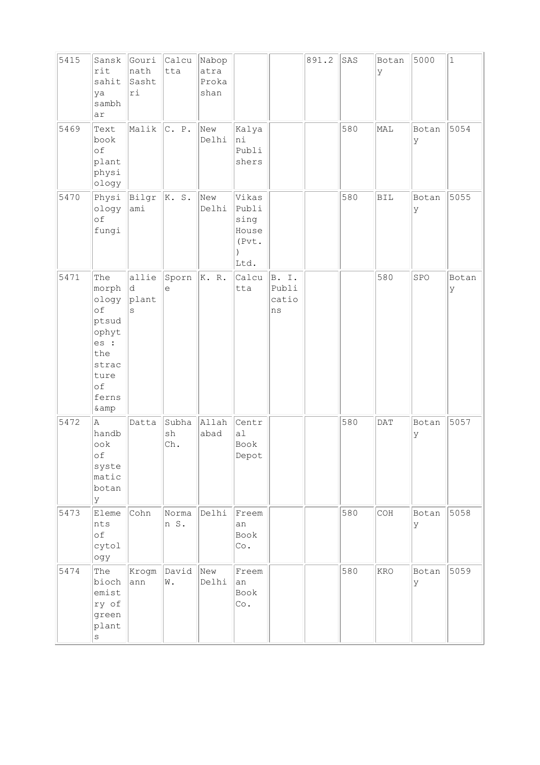| 5415 | Sanskrit sahitya sambhar | Gourinath Sashtri | Calcutta | Naboptra Prokashan | | | 891.2 | SAS | Botany | 5000 | 1 |
|---|---|---|---|---|---|---|---|---|---|---|---|
| 5469 | Text book of plant physiology | Malik | C. P. | New Delhi | Kalyani Publishers | | | 580 | MAL | Botany | 5054 |
| 5470 | Physiology of fungi | Bilgrami | K. S. | New Delhi | Vikas Publising House (Pvt.) Ltd. | | | 580 | BIL | Botany | 5055 |
| 5471 | The morphology of ptsudophytes : the stracture of ferns &amp | allied plants | Sporne | K. R. | Calcutta | B. I. Publications | | | 580 | SPO | Botany |
| 5472 | A handbook of systematic botany | Datta | Subhash Ch. | Allahabad | Central Book Depot | | | 580 | DAT | Botany | 5057 |
| 5473 | Elements of cytology | Cohn | Norman S. | Delhi | Freeman Book Co. | | | 580 | COH | Botany | 5058 |
| 5474 | The biochemistry of green plants | Krogmann | David W. | New Delhi | Freeman Book Co. | | | 580 | KRO | Botany | 5059 |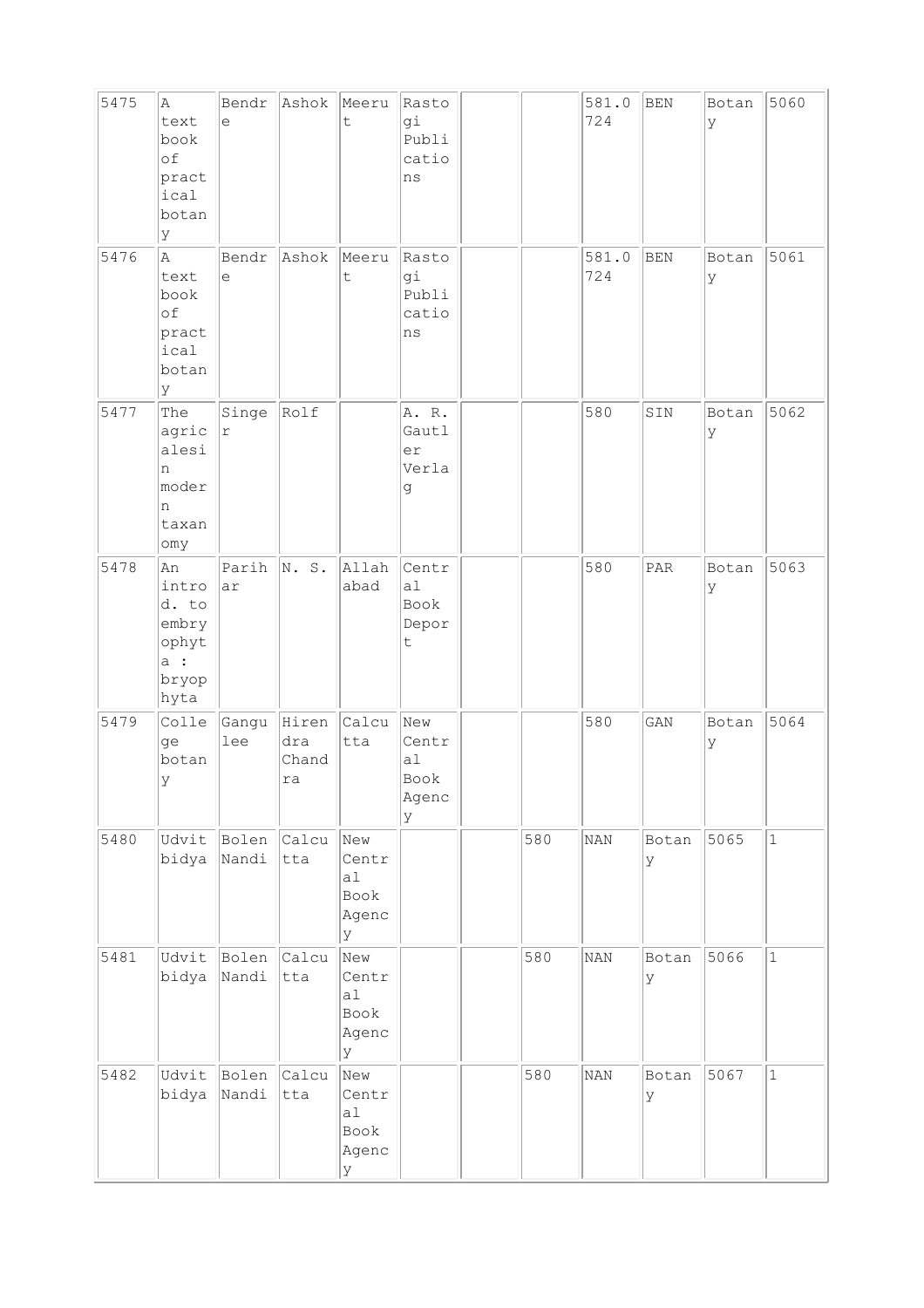| | | | | | | | | | | | |
|---|---|---|---|---|---|---|---|---|---|---|---|
| 5475 | A text book of practical botany | Bendre | Ashok | Meerut | Rastogi Publications | | | 581.0724 | BEN | Botany | 5060 |
| 5476 | A text book of practical botany | Bendre | Ashok | Meerut | Rastogi Publications | | | 581.0724 | BEN | Botany | 5061 |
| 5477 | The agricalesin modern taxanomy | Singer | Rolf | | A. R. Gautler Verlag | | | 580 | SIN | Botany | 5062 |
| 5478 | An introd. to embryophyta : bryophyta | Parihar | N. S. | Allahabad | Central Book Depor t | | | 580 | PAR | Botany | 5063 |
| 5479 | College botany | Gangulee | Hirendra Chandra | Calcutta | New Central Book Agency | | | 580 | GAN | Botany | 5064 |
| 5480 | Udvit bidya | Bolen Nandi | Calcutta | New Central Book Agency | | | 580 | NAN | Botany | 5065 | 1 |
| 5481 | Udvit bidya | Bolen Nandi | Calcutta | New Central Book Agency | | | 580 | NAN | Botany | 5066 | 1 |
| 5482 | Udvit bidya | Bolen Nandi | Calcutta | New Central Book Agency | | | 580 | NAN | Botany | 5067 | 1 |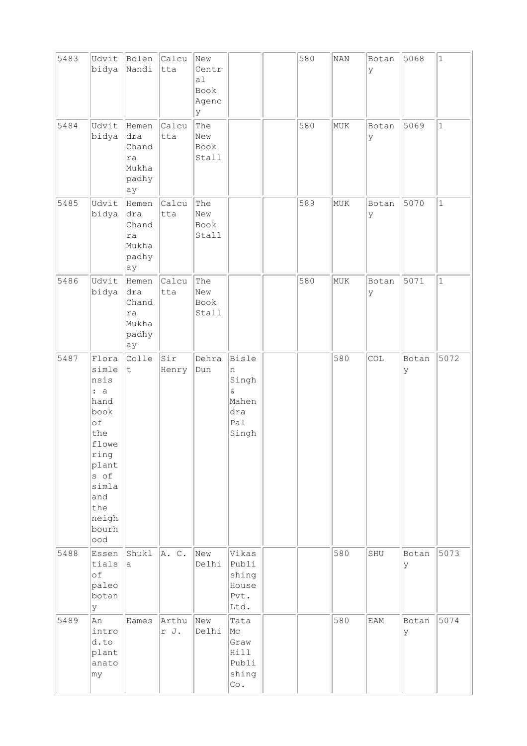| | | | | | | | | | | | |
|---|---|---|---|---|---|---|---|---|---|---|---|
| 5483 | Udvitbidya | Bolen Nandi | Calcutta | New Central Book Agency | | | 580 | NAN | Botany | 5068 | 1 |
| 5484 | Udvitbidya | Hemendra Chandra Mukhapadhyay | Calcutta | The New Book Stall | | | 580 | MUK | Botany | 5069 | 1 |
| 5485 | Udvitbidya | Hemendra Chandra Mukhapadhyay | Calcutta | The New Book Stall | | | 589 | MUK | Botany | 5070 | 1 |
| 5486 | Udvitbidya | Hemendra Chandra Mukhapadhyay | Calcutta | The New Book Stall | | | 580 | MUK | Botany | 5071 | 1 |
| 5487 | Flora simlensis : a hand book of the flowering plants of simla and the neighbourhood | Collett | Sir Henry | Dehra Dun | Bislen Singh & Mahendra Pal Singh | | | 580 | COL | Botany | 5072 |
| 5488 | Essentials of paleobotany | Shukla | A. C. | New Delhi | Vikas Publishing House Pvt. Ltd. | | | 580 | SHU | Botany | 5073 |
| 5489 | An introd.to plant anatomy | Eames | Arthur J. | New Delhi | Tata Mc Graw Hill Publishing Co. | | | 580 | EAM | Botany | 5074 |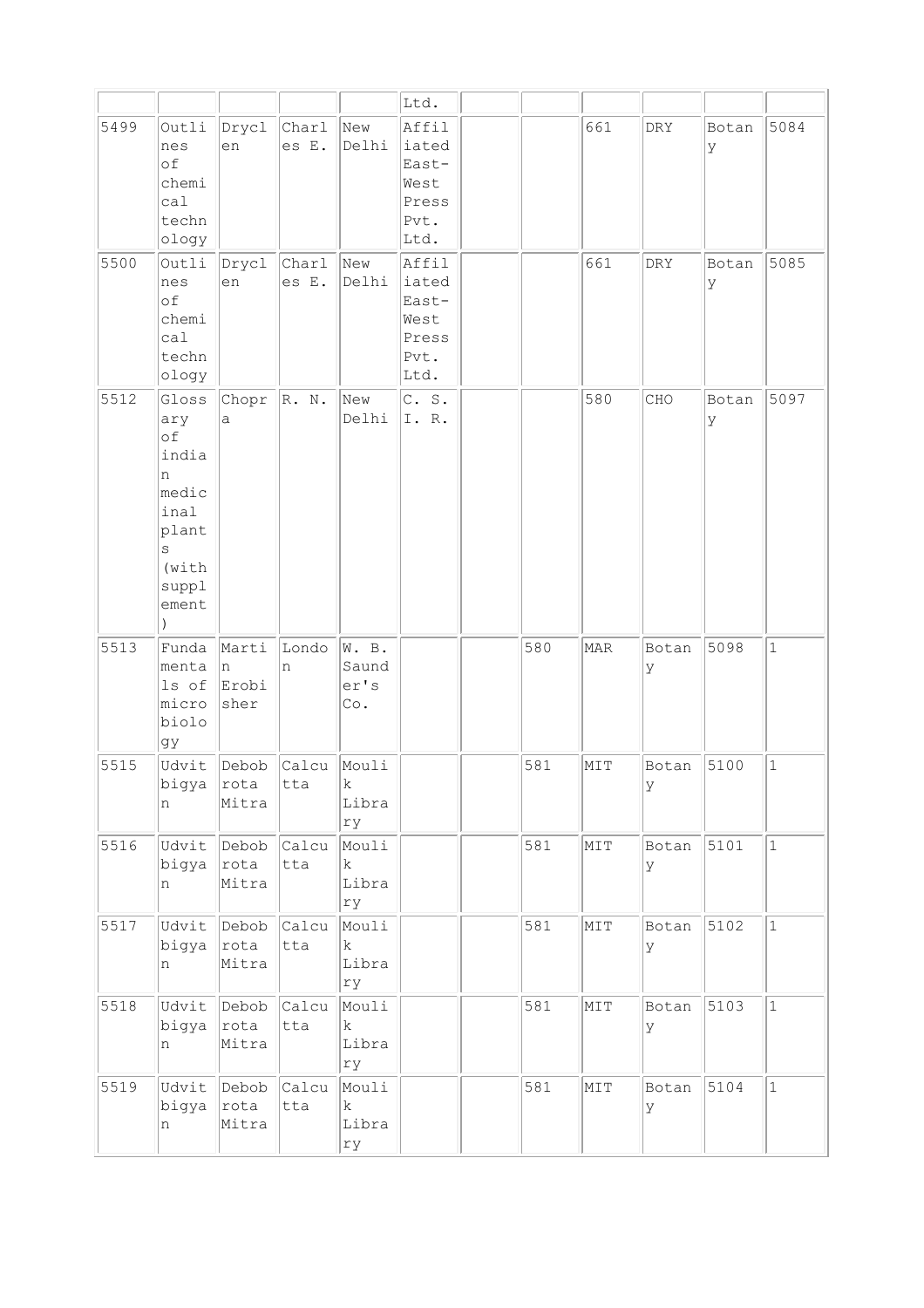| | | | | | | | | | | | |
|---|---|---|---|---|---|---|---|---|---|---|---|
| | | | | | Ltd. | | | | | | |
| 5499 | Outlines of chemical technology | Dryclen | Charles E. | New Delhi | Affiliated East-West Press Pvt. Ltd. | | | 661 | DRY | Botany | 5084 |
| 5500 | Outlines of chemical technology | Dryclen | Charles E. | New Delhi | Affiliated East-West Press Pvt. Ltd. | | | 661 | DRY | Botany | 5085 |
| 5512 | Glossary of indian medicinal plants (with supplement) | Chopra | R. N. | New Delhi | C. S. I. R. | | | 580 | CHO | Botany | 5097 |
| 5513 | Fundamentals of microbiology | Martin Erobisher | London | W. B. Saunder's Co. | | | 580 | MAR | Botany | 5098 | 1 |
| 5515 | Udvit bigyan | Debobrota Mitra | Calcutta | Moulik Library | | | 581 | MIT | Botany | 5100 | 1 |
| 5516 | Udvit bigyan | Debobrota Mitra | Calcutta | Moulik Library | | | 581 | MIT | Botany | 5101 | 1 |
| 5517 | Udvit bigyan | Debobrota Mitra | Calcutta | Moulik Library | | | 581 | MIT | Botany | 5102 | 1 |
| 5518 | Udvit bigyan | Debobrota Mitra | Calcutta | Moulik Library | | | 581 | MIT | Botany | 5103 | 1 |
| 5519 | Udvit bigyan | Debobrota Mitra | Calcutta | Moulik Library | | | 581 | MIT | Botany | 5104 | 1 |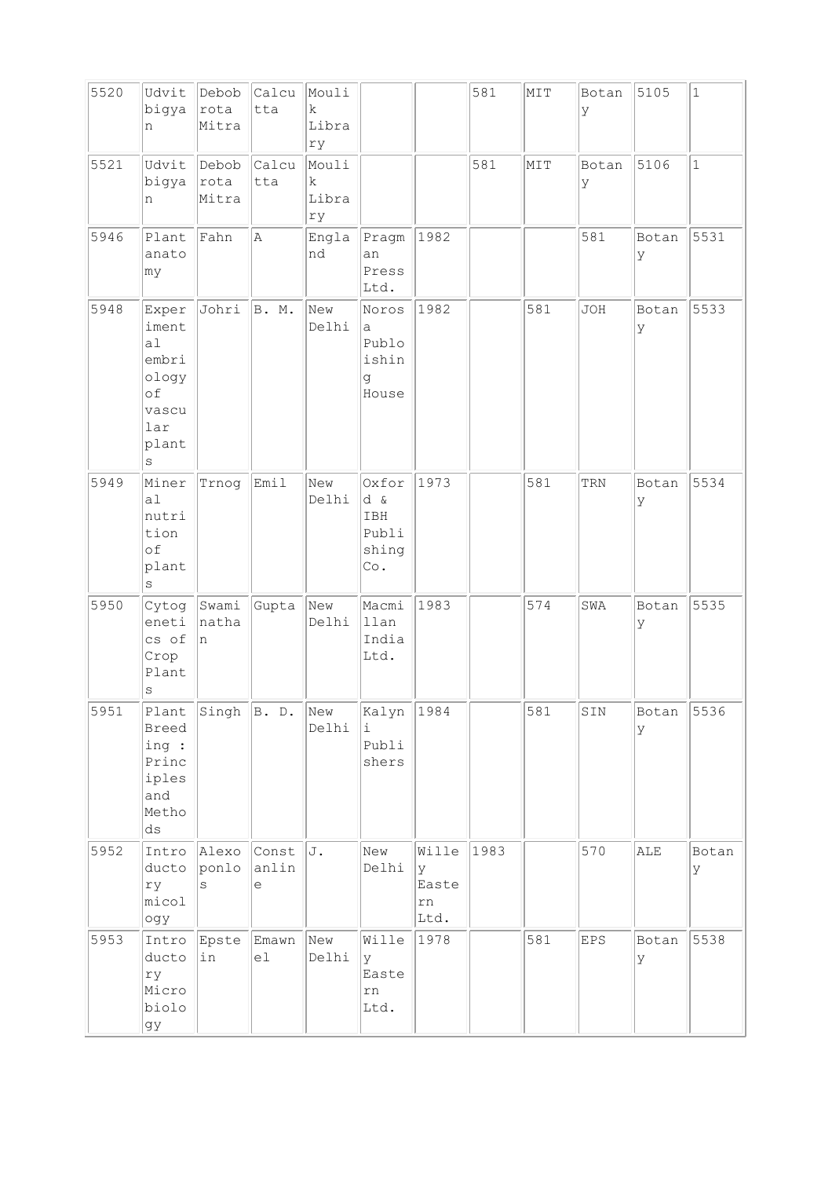| | | | | | | | | | | | |
|---|---|---|---|---|---|---|---|---|---|---|---|
| 5520 | Udvitbigyan | Debobrota Mitra | Calcutta | Moulik Library | | | 581 | MIT | Botany | 5105 | 1 |
| 5521 | Udvitbigyan | Debobrota Mitra | Calcutta | Moulik Library | | | 581 | MIT | Botany | 5106 | 1 |
| 5946 | Plant anatomy | Fahn | A | England | Pragman Press Ltd. | 1982 | | | 581 | Botany | 5531 |
| 5948 | Experimental embriology of vascular plants | Johri | B. M. | New Delhi | Norosa Publoishing House | 1982 | | 581 | JOH | Botany | 5533 |
| 5949 | Mineral nutrition of plants | Trnog | Emil | New Delhi | Oxford & IBH Publishing Co. | 1973 | | 581 | TRN | Botany | 5534 |
| 5950 | Cytogenetics of Crop Plants | Swaminathan | Gupta | New Delhi | Macmillan India Ltd. | 1983 | | 574 | SWA | Botany | 5535 |
| 5951 | Plant Breeding : Principles and Methods | Singh | B. D. | New Delhi | Kalyni Publishers | 1984 | | 581 | SIN | Botany | 5536 |
| 5952 | Introductory micology | Alexoponlos | Constanline | J. | New Delhi | Willey Eastern Ltd. | 1983 | | 570 | ALE | Botany |
| 5953 | Introductory Microbiology | Epstein | Emawnel | New Delhi | Willey Eastern Ltd. | 1978 | | 581 | EPS | Botany | 5538 |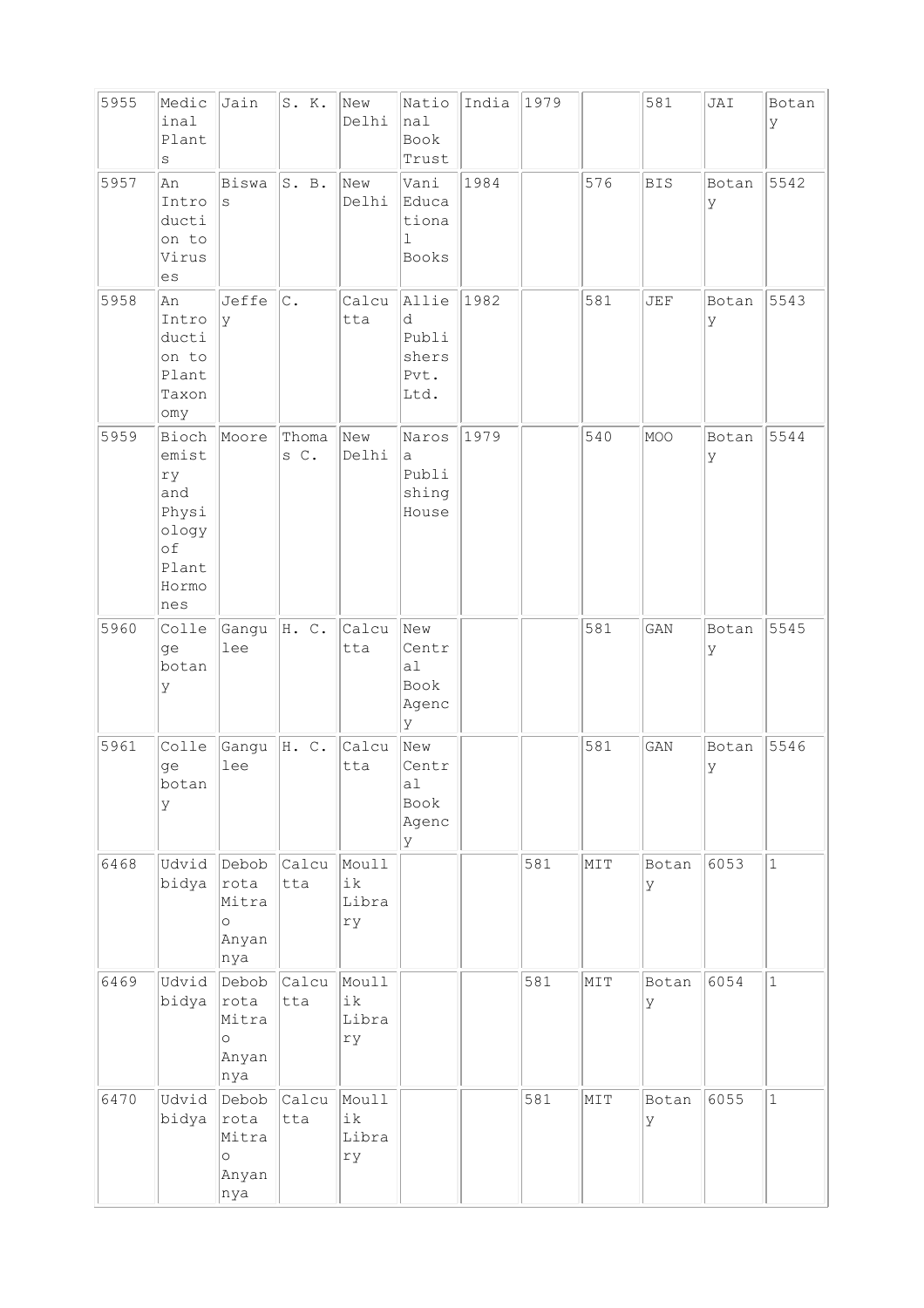| 5955 | Medicinal Plants | Jain | S. K. | New Delhi | National Book Trust | India | 1979 | | 581 | JAI | Botany |
|---|---|---|---|---|---|---|---|---|---|---|---|
| 5957 | An Introduction to Viruses | Biswas | S. B. | New Delhi | Vani Educational Books | 1984 | | 576 | BIS | Botany | 5542 |
| 5958 | An Introduction to Plant Taxonomy | Jeffey | C. | Calcutta | Allied Publishers Pvt. Ltd. | 1982 | | 581 | JEF | Botany | 5543 |
| 5959 | Biochemistry and Physiology of Plant Hormones | Moore | Thomas C. | New Delhi | Narosa Publishing House | 1979 | | 540 | MOO | Botany | 5544 |
| 5960 | College botany | Gangulee | H. C. | Calcutta | New Central Book Agency | | | 581 | GAN | Botany | 5545 |
| 5961 | College botany | Gangulee | H. C. | Calcutta | New Central Book Agency | | | 581 | GAN | Botany | 5546 |
| 6468 | Udvidbidya | Debobrota Mitra o Anyannya | Calcutta | Moullik Library | | | 581 | MIT | Botany | 6053 | 1 |
| 6469 | Udvidbidya | Debobrota Mitra o Anyannya | Calcutta | Moullik Library | | | 581 | MIT | Botany | 6054 | 1 |
| 6470 | Udvidbidya | Debobrota Mitra o Anyannya | Calcutta | Moullik Library | | | 581 | MIT | Botany | 6055 | 1 |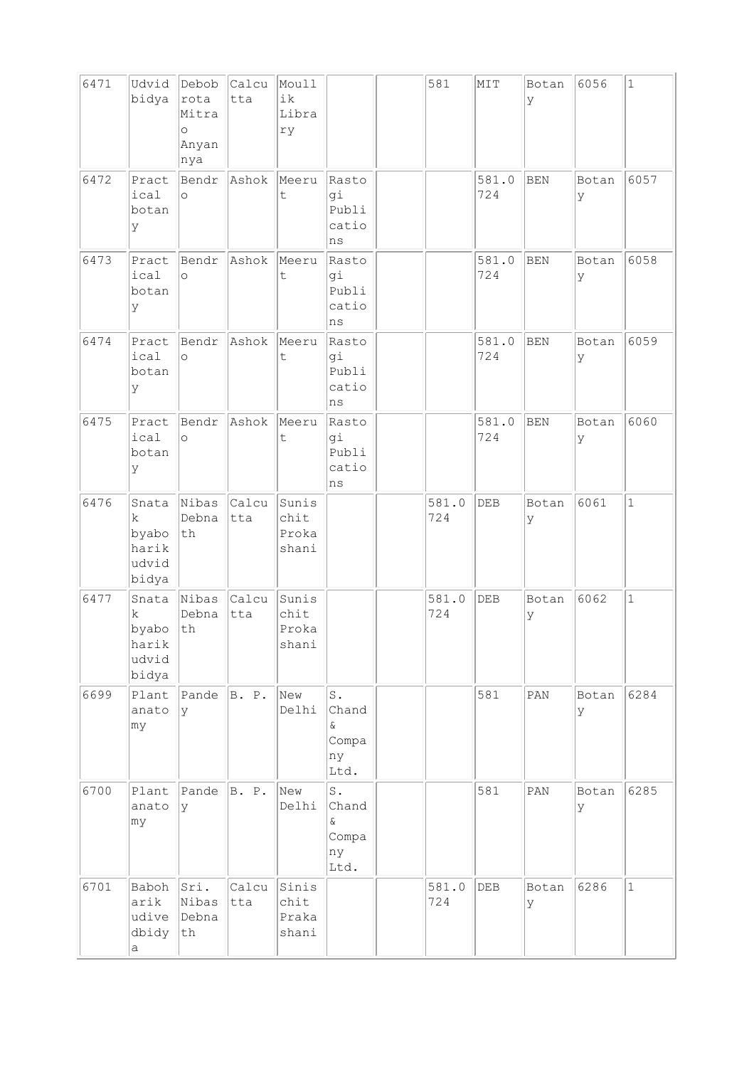| | | | | | | | | | | | |
|---|---|---|---|---|---|---|---|---|---|---|---|
| 6471 | Udvidbidya | Debobrota Mitra o Anyannya | Calcutta | Moullik Library | | | 581 | MIT | Botany | 6056 | 1 |
| 6472 | Practical botany | Bendro | Ashok | Meerut | Rastogi Publications | | | 581.0724 | BEN | Botany | 6057 |
| 6473 | Practical botany | Bendro | Ashok | Meerut | Rastogi Publications | | | 581.0724 | BEN | Botany | 6058 |
| 6474 | Practical botany | Bendro | Ashok | Meerut | Rastogi Publications | | | 581.0724 | BEN | Botany | 6059 |
| 6475 | Practical botany | Bendro | Ashok | Meerut | Rastogi Publications | | | 581.0724 | BEN | Botany | 6060 |
| 6476 | Snatak byaboharik udvidbidya | Nibas Debnath | Calcutta | Sunischit Prokashani | | | 581.0724 | DEB | Botany | 6061 | 1 |
| 6477 | Snatak byaboharik udvidbidya | Nibas Debnath | Calcutta | Sunischit Prokashani | | | 581.0724 | DEB | Botany | 6062 | 1 |
| 6699 | Plant anatomy | Pandey | B. P. | New Delhi | S. Chand & Company Ltd. | | | 581 | PAN | Botany | 6284 |
| 6700 | Plant anatomy | Pandey | B. P. | New Delhi | S. Chand & Company Ltd. | | | 581 | PAN | Botany | 6285 |
| 6701 | Baboharik udivedbidya | Sri. Nibas Debnath | Calcutta | Sinischit Prakashani | | | 581.0724 | DEB | Botany | 6286 | 1 |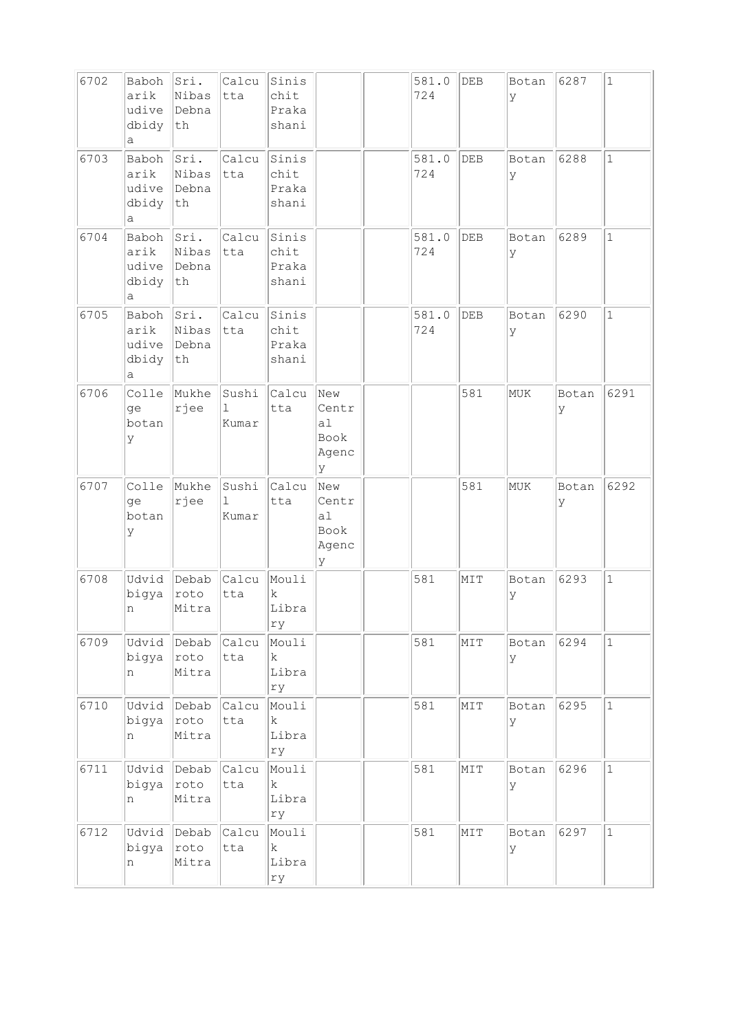| | | | | | | | | | | | |
|---|---|---|---|---|---|---|---|---|---|---|---|
| 6702 | Baboharikudivedbidya | Sri. Nibas Debnath | Calcutta | Sinischit Prakashani | | | 581.0724 | DEB | Botany | 6287 | 1 |
| 6703 | Babohari kudivedbidya | Sri. Nibas Debnath | Calcutta | Sinischit Prakashani | | | 581.0724 | DEB | Botany | 6288 | 1 |
| 6704 | Babohari kudivedbidya | Sri. Nibas Debnath | Calcutta | Sinischit Prakashani | | | 581.0724 | DEB | Botany | 6289 | 1 |
| 6705 | Babohari kudivedbidya | Sri. Nibas Debnath | Calcutta | Sinischit Prakashani | | | 581.0724 | DEB | Botany | 6290 | 1 |
| 6706 | College botany | Mukherjee | Sushil Kumar | Calcutta | New Central Book Agency | | | 581 | MUK | Botany | 6291 |
| 6707 | College botany | Mukherjee | Sushil Kumar | Calcutta | New Central Book Agency | | | 581 | MUK | Botany | 6292 |
| 6708 | Udvidbigyan | Debabroto Mitra | Calcutta | Moulik Library | | | 581 | MIT | Botany | 6293 | 1 |
| 6709 | Udvidbigyan | Debabroto Mitra | Calcutta | Moulik Library | | | 581 | MIT | Botany | 6294 | 1 |
| 6710 | Udvidbigyan | Debabroto Mitra | Calcutta | Moulik Library | | | 581 | MIT | Botany | 6295 | 1 |
| 6711 | Udvidbigyan | Debabroto Mitra | Calcutta | Moulik Library | | | 581 | MIT | Botany | 6296 | 1 |
| 6712 | Udvidbigyan | Debabroto Mitra | Calcutta | Moulik Library | | | 581 | MIT | Botany | 6297 | 1 |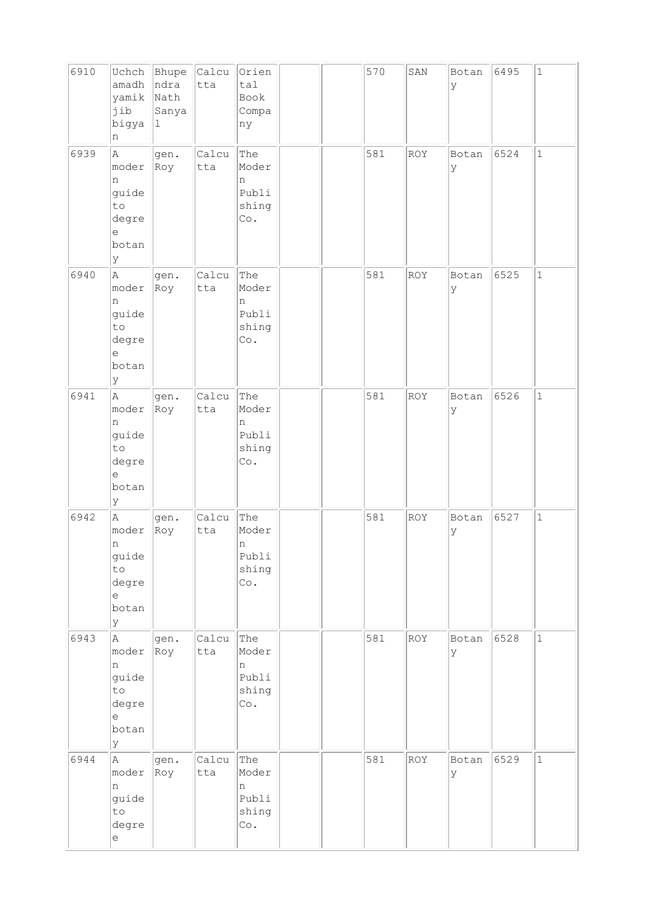| 6910 | Uchchamadhyamikjib bigyan | Bhupendra Nath Sanyal | Calcutta | Oriental Book Company | | | 570 | SAN | Botany | 6495 | 1 |
|---|---|---|---|---|---|---|---|---|---|---|---|
| 6939 | A modern guide to degree botany | gen. Roy | Calcutta | The Modern Publishing Co. | | | 581 | ROY | Botany | 6524 | 1 |
| 6940 | A modern guide to degree botany | gen. Roy | Calcutta | The Modern Publishing Co. | | | 581 | ROY | Botany | 6525 | 1 |
| 6941 | A modern guide to degree botany | gen. Roy | Calcutta | The Modern Publishing Co. | | | 581 | ROY | Botany | 6526 | 1 |
| 6942 | A modern guide to degree botany | gen. Roy | Calcutta | The Modern Publishing Co. | | | 581 | ROY | Botany | 6527 | 1 |
| 6943 | A modern guide to degree botany | gen. Roy | Calcutta | The Modern Publishing Co. | | | 581 | ROY | Botany | 6528 | 1 |
| 6944 | A modern guide to degree | gen. Roy | Calcutta | The Modern Publishing Co. | | | 581 | ROY | Botany | 6529 | 1 |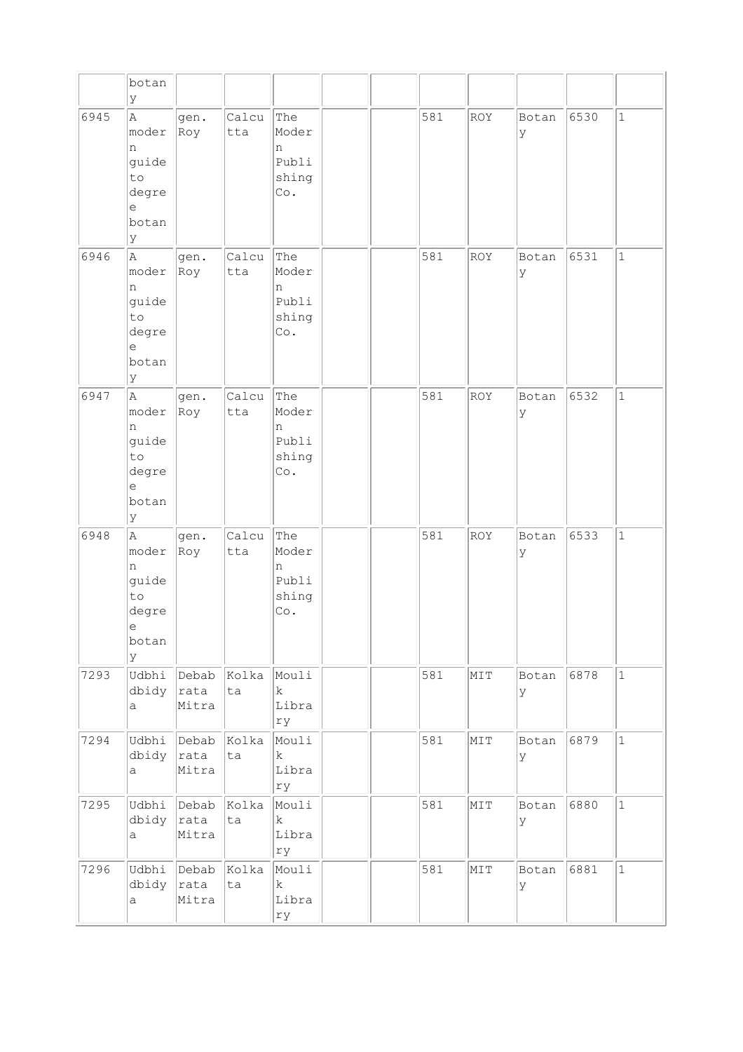| | botany | | | | | | | | | | |
|---|---|---|---|---|---|---|---|---|---|---|---|
| 6945 | A modern guide to degree botany | gen. Roy | Calcutta | The Modern Publishing Co. | | | 581 | ROY | Botany | 6530 | 1 |
| 6946 | A modern guide to degree botany | gen. Roy | Calcutta | The Modern Publishing Co. | | | 581 | ROY | Botany | 6531 | 1 |
| 6947 | A modern guide to degree botany | gen. Roy | Calcutta | The Modern Publishing Co. | | | 581 | ROY | Botany | 6532 | 1 |
| 6948 | A modern guide to degree botany | gen. Roy | Calcutta | The Modern Publishing Co. | | | 581 | ROY | Botany | 6533 | 1 |
| 7293 | Udbhidbidya | Debabrata Mitra | Kolkata | Moulik Library | | | 581 | MIT | Botany | 6878 | 1 |
| 7294 | Udbhidbidya | Debabrata Mitra | Kolkata | Moulik Library | | | 581 | MIT | Botany | 6879 | 1 |
| 7295 | Udbhidbidya | Debabrata Mitra | Kolkata | Moulik Library | | | 581 | MIT | Botany | 6880 | 1 |
| 7296 | Udbhidbidya | Debabrata Mitra | Kolkata | Moulik Library | | | 581 | MIT | Botany | 6881 | 1 |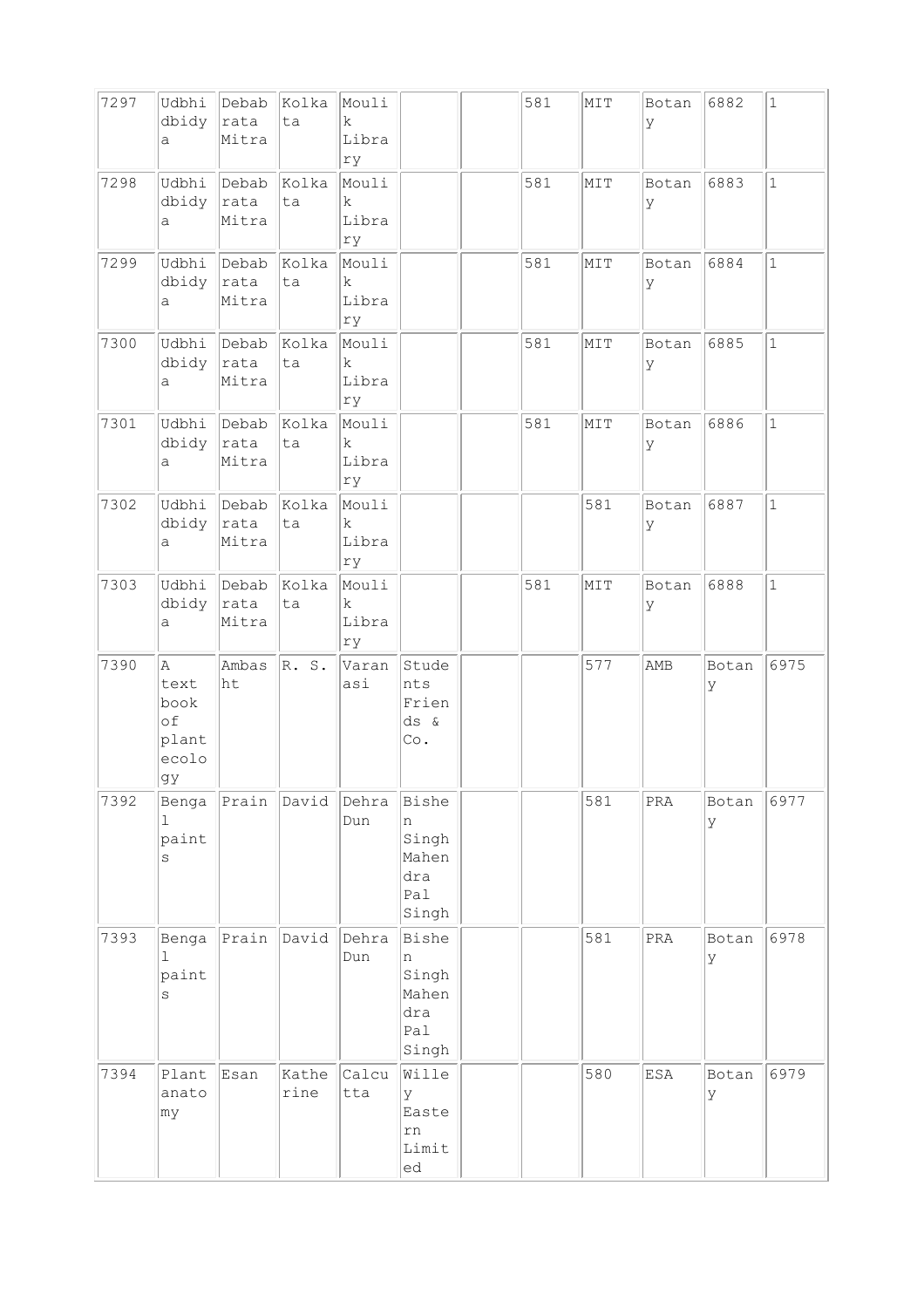| | | | | | | | | | | | |
|---|---|---|---|---|---|---|---|---|---|---|---|
| 7297 | Udbhidbidya | Debabrata Mitra | Kolkata | Moulik Library | | | 581 | MIT | Botany | 6882 | 1 |
| 7298 | Udbhidbidya | Debabrata Mitra | Kolkata | Moulik Library | | | 581 | MIT | Botany | 6883 | 1 |
| 7299 | Udbhidbidya | Debabrata Mitra | Kolkata | Moulik Library | | | 581 | MIT | Botany | 6884 | 1 |
| 7300 | Udbhidbidya | Debabrata Mitra | Kolkata | Moulik Library | | | 581 | MIT | Botany | 6885 | 1 |
| 7301 | Udbhidbidya | Debabrata Mitra | Kolkata | Moulik Library | | | 581 | MIT | Botany | 6886 | 1 |
| 7302 | Udbhidbidya | Debabrata Mitra | Kolkata | Moulik Library | | | | 581 | Botany | 6887 | 1 |
| 7303 | Udbhidbidya | Debabrata Mitra | Kolkata | Moulik Library | | | 581 | MIT | Botany | 6888 | 1 |
| 7390 | A text book of plant ecology | Ambasht | R. S. | Varanasi | Students Friends & Co. | | | 577 | AMB | Botany | 6975 |
| 7392 | Bengal paints | Prain | David | Dehra Dun | Bishen Singh Mahendra Pal Singh | | | 581 | PRA | Botany | 6977 |
| 7393 | Bengal paints | Prain | David | Dehra Dun | Bishen Singh Mahendra Pal Singh | | | 581 | PRA | Botany | 6978 |
| 7394 | Plant anatomy | Esan | Katherine | Calcutta | Willey Eastern Limited | | | 580 | ESA | Botany | 6979 |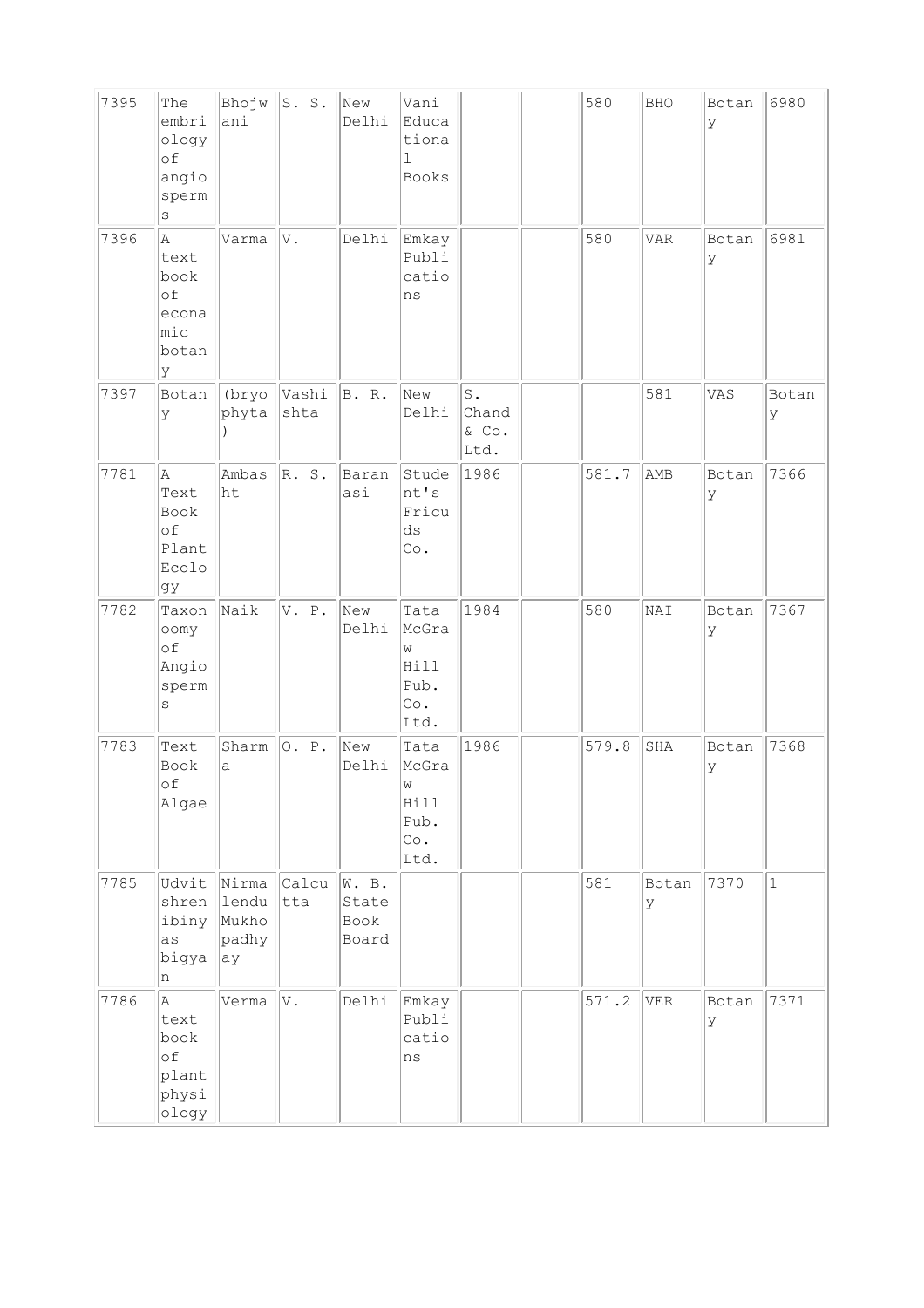| 7395 | The embriology of angiosperms | Bhojwani | S. S. | New Delhi | Vani Educational Books | | | 580 | BHO | Botany | 6980 |
|---|---|---|---|---|---|---|---|---|---|---|---|
| 7396 | A text book of econamic botany | Varma | V. | Delhi | Emkay Publications | | | 580 | VAR | Botany | 6981 |
| 7397 | Botany | (bryophyta) | Vashishta | B. R. | New Delhi | S. Chand & Co. Ltd. | | | 581 | VAS | Botany |
| 7781 | A Text Book of Plant Ecology | Ambasht | R. S. | Baranasi | Student's Fricuds Co. | 1986 | | 581.7 | AMB | Botany | 7366 |
| 7782 | Taxonoomy of Angiosperms | Naik | V. P. | New Delhi | Tata McGraw Hill Pub. Co. Ltd. | 1984 | | 580 | NAI | Botany | 7367 |
| 7783 | Text Book of Algae | Sharma | O. P. | New Delhi | Tata McGraw Hill Pub. Co. Ltd. | 1986 | | 579.8 | SHA | Botany | 7368 |
| 7785 | Udvit shreniby as bigyan | Nirmalendu Mukhopadhyay | Calcutta | W. B. State Book Board | | | | 581 | Botany | 7370 | 1 |
| 7786 | A text book of plant physiology | Verma | V. | Delhi | Emkay Publications | | | 571.2 | VER | Botany | 7371 |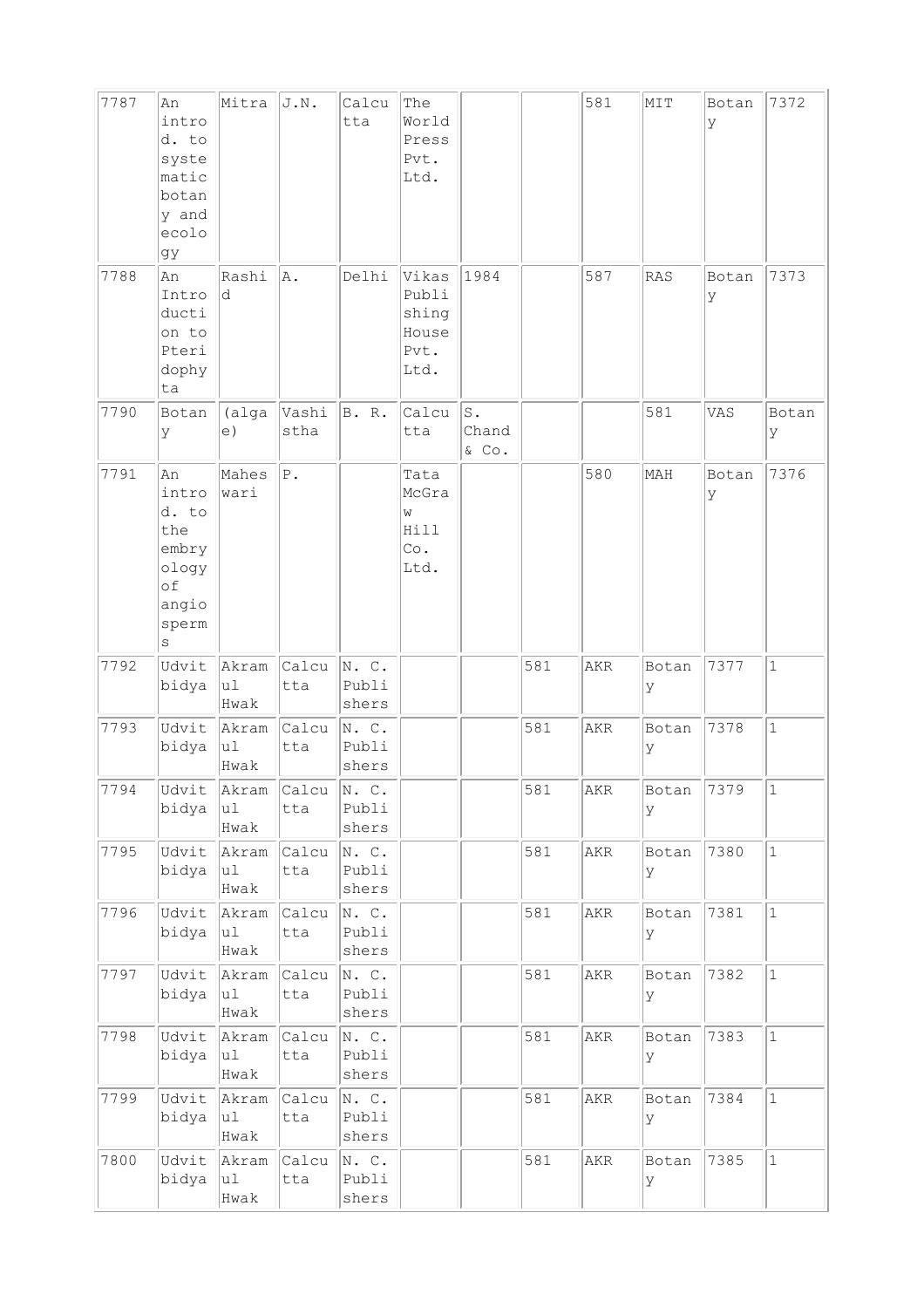| | | | | | | | | | | | |
|---|---|---|---|---|---|---|---|---|---|---|---|
| 7787 | An introd. to systematic botany and ecology | Mitra | J.N. | Calcutta | The World Press Pvt. Ltd. | | | 581 | MIT | Botany | 7372 |
| 7788 | An Introduction to Pteridophyta | Rashid | A. | Delhi | Vikas Publishing House Pvt. Ltd. | 1984 | | 587 | RAS | Botany | 7373 |
| 7790 | Botany | (algae) | Vashistha | B. R. | Calcutta | S. Chand & Co. | | | 581 | VAS | Botany |
| 7791 | An introd. to the embryology of angiosperms | Maheswari | P. | | Tata McGraw Hill Co. Ltd. | | | 580 | MAH | Botany | 7376 |
| 7792 | Udvit bidya | Akramul Hwak | Calcutta | N. C. Publishers | | | 581 | AKR | Botany | 7377 | 1 |
| 7793 | Udvit bidya | Akramul Hwak | Calcutta | N. C. Publishers | | | 581 | AKR | Botany | 7378 | 1 |
| 7794 | Udvit bidya | Akramul Hwak | Calcutta | N. C. Publishers | | | 581 | AKR | Botany | 7379 | 1 |
| 7795 | Udvit bidya | Akramul Hwak | Calcutta | N. C. Publishers | | | 581 | AKR | Botany | 7380 | 1 |
| 7796 | Udvit bidya | Akramul Hwak | Calcutta | N. C. Publishers | | | 581 | AKR | Botany | 7381 | 1 |
| 7797 | Udvit bidya | Akramul Hwak | Calcutta | N. C. Publishers | | | 581 | AKR | Botany | 7382 | 1 |
| 7798 | Udvit bidya | Akramul Hwak | Calcutta | N. C. Publishers | | | 581 | AKR | Botany | 7383 | 1 |
| 7799 | Udvit bidya | Akramul Hwak | Calcutta | N. C. Publishers | | | 581 | AKR | Botany | 7384 | 1 |
| 7800 | Udvit bidya | Akramul Hwak | Calcutta | N. C. Publishers | | | 581 | AKR | Botany | 7385 | 1 |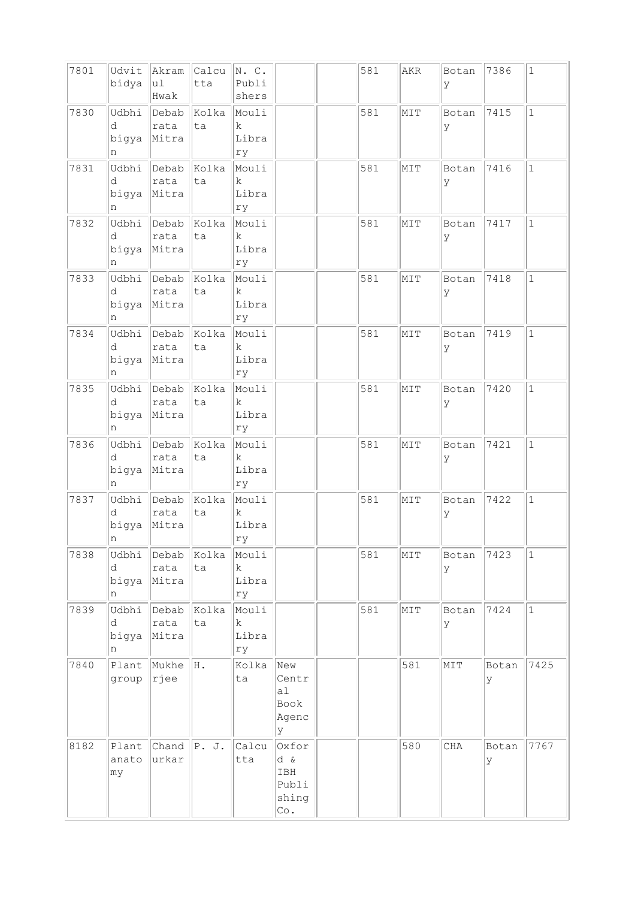| 7801 | Udvit bidya | Akramul Hwak | Calcutta | N. C. Publishers | | | 581 | AKR | Botany | 7386 | 1 |
|---|---|---|---|---|---|---|---|---|---|---|---|
| 7830 | Udbhid bigyan | Debabrata Mitra | Kolkata | Moulik Library | | | 581 | MIT | Botany | 7415 | 1 |
| 7831 | Udbhid bigyan | Debabrata Mitra | Kolkata | Moulik Library | | | 581 | MIT | Botany | 7416 | 1 |
| 7832 | Udbhid bigyan | Debabrata Mitra | Kolkata | Moulik Library | | | 581 | MIT | Botany | 7417 | 1 |
| 7833 | Udbhid bigyan | Debabrata Mitra | Kolkata | Moulik Library | | | 581 | MIT | Botany | 7418 | 1 |
| 7834 | Udbhid bigyan | Debabrata Mitra | Kolkata | Moulik Library | | | 581 | MIT | Botany | 7419 | 1 |
| 7835 | Udbhid bigyan | Debabrata Mitra | Kolkata | Moulik Library | | | 581 | MIT | Botany | 7420 | 1 |
| 7836 | Udbhid bigyan | Debabrata Mitra | Kolkata | Moulik Library | | | 581 | MIT | Botany | 7421 | 1 |
| 7837 | Udbhid bigyan | Debabrata Mitra | Kolkata | Moulik Library | | | 581 | MIT | Botany | 7422 | 1 |
| 7838 | Udbhid bigyan | Debabrata Mitra | Kolkata | Moulik Library | | | 581 | MIT | Botany | 7423 | 1 |
| 7839 | Udbhid bigyan | Debabrata Mitra | Kolkata | Moulik Library | | | 581 | MIT | Botany | 7424 | 1 |
| 7840 | Plant group | Mukherjee | H. | Kolkata | New Central Book Agency | | | 581 | MIT | Botany | 7425 |
| 8182 | Plant anatomy | Chandurkar | P. J. | Calcutta | Oxford & IBH Publishing Co. | | | 580 | CHA | Botany | 7767 |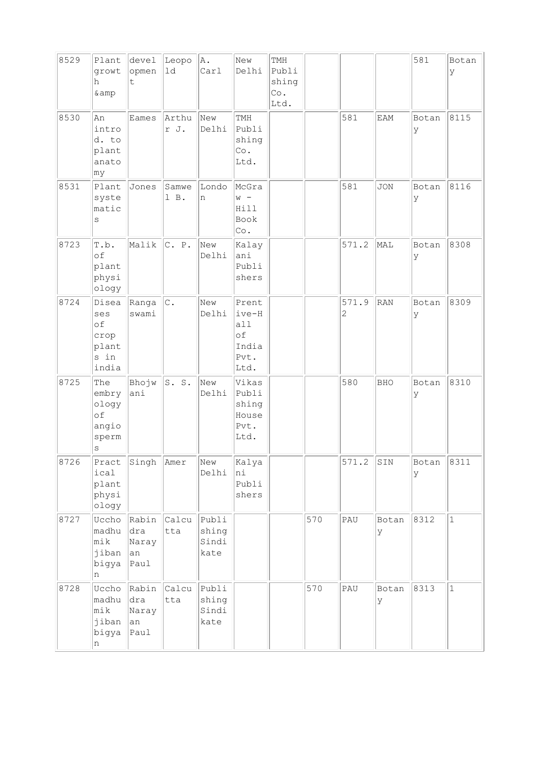| | | | | | | | | | | | |
|---|---|---|---|---|---|---|---|---|---|---|---|
| 8529 | Plant growth &amp | development | Leopold | A. Carl | New Delhi | TMH Publishing Co. Ltd. | | | | 581 | Botany |
| 8530 | An introd. to plant anatomy | Eames | Arthur J. | New Delhi | TMH Publishing Co. Ltd. | | | 581 | EAM | Botany | 8115 |
| 8531 | Plant systematics | Jones | Samwel B. | London | McGraw - Hill Book Co. | | | 581 | JON | Botany | 8116 |
| 8723 | T.b. of plant physiology | Malik | C. P. | New Delhi | Kalayani Publishers | | | 571.2 | MAL | Botany | 8308 |
| 8724 | Diseases of crop plants in india | Rangaswami | C. | New Delhi | Prentive-Hall of India Pvt. Ltd. | | | 571.92 | RAN | Botany | 8309 |
| 8725 | The embryology of angiosperms | Bhojwani | S. S. | New Delhi | Vikas Publishing House Pvt. Ltd. | | | 580 | BHO | Botany | 8310 |
| 8726 | Practical plant physiology | Singh | Amer | New Delhi | Kalyani Publishers | | | 571.2 | SIN | Botany | 8311 |
| 8727 | Uccho madhumik jiban bigyan | Rabindra Narayan Paul | Calcutta | Publishing Sindikate | | | 570 | PAU | Botany | 8312 | 1 |
| 8728 | Uccho madhumik jiban bigyan | Rabindra Narayan Paul | Calcutta | Publishing Sindikate | | | 570 | PAU | Botany | 8313 | 1 |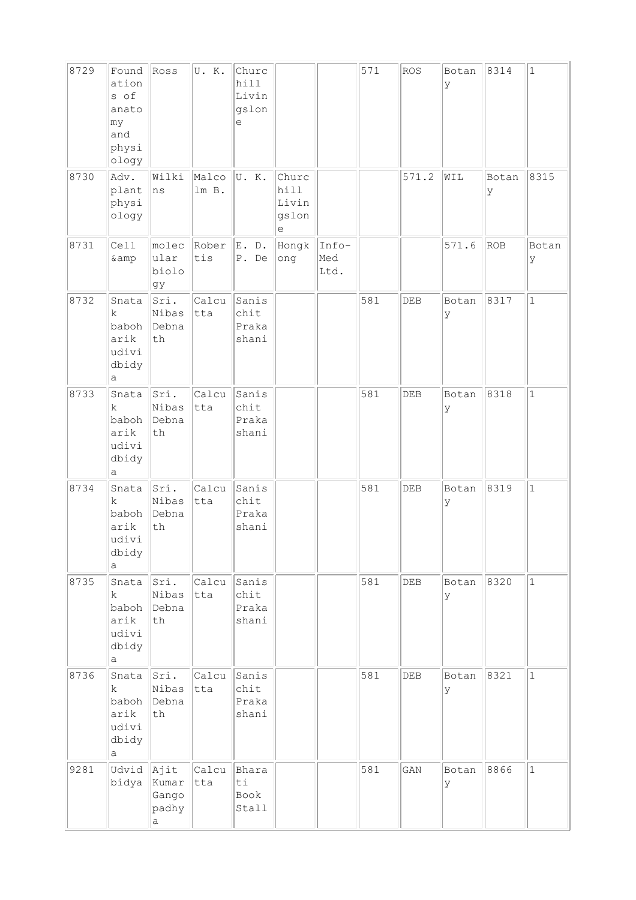| 8729 | Foundations of anatomy and physiology | Ross | U. K. | Churchhill Livingslone | | | 571 | ROS | Botany | 8314 | 1 |
|---|---|---|---|---|---|---|---|---|---|---|---|
| 8730 | Adv. plant physiology | Wilkins | Malcolm B. | U. K. | Churchhill Livingslone | | | 571.2 | WIL | Botany | 8315 |
| 8731 | Cell &amp | molecular biology | Robertis | E. D. P. De | Hongkong | Info-Med Ltd. | | | 571.6 | ROB | Botany |
| 8732 | Snatak baboharik udividbidya | Sri. Nibas Debnath | Calcutta | Sanischit Prakashani | | | 581 | DEB | Botany | 8317 | 1 |
| 8733 | Snatak baboharik udividbidya | Sri. Nibas Debnath | Calcutta | Sanischit Prakashani | | | 581 | DEB | Botany | 8318 | 1 |
| 8734 | Snatak baboharik udividbidya | Sri. Nibas Debnath | Calcutta | Sanischit Prakashani | | | 581 | DEB | Botany | 8319 | 1 |
| 8735 | Snatak baboharik udividbidya | Sri. Nibas Debnath | Calcutta | Sanischit Prakashani | | | 581 | DEB | Botany | 8320 | 1 |
| 8736 | Snatak baboharik udividbidya | Sri. Nibas Debnath | Calcutta | Sanischit Prakashani | | | 581 | DEB | Botany | 8321 | 1 |
| 9281 | Udvidbidya | Ajit Kumar Gangopadhya | Calcutta | Bharati Book Stall | | | 581 | GAN | Botany | 8866 | 1 |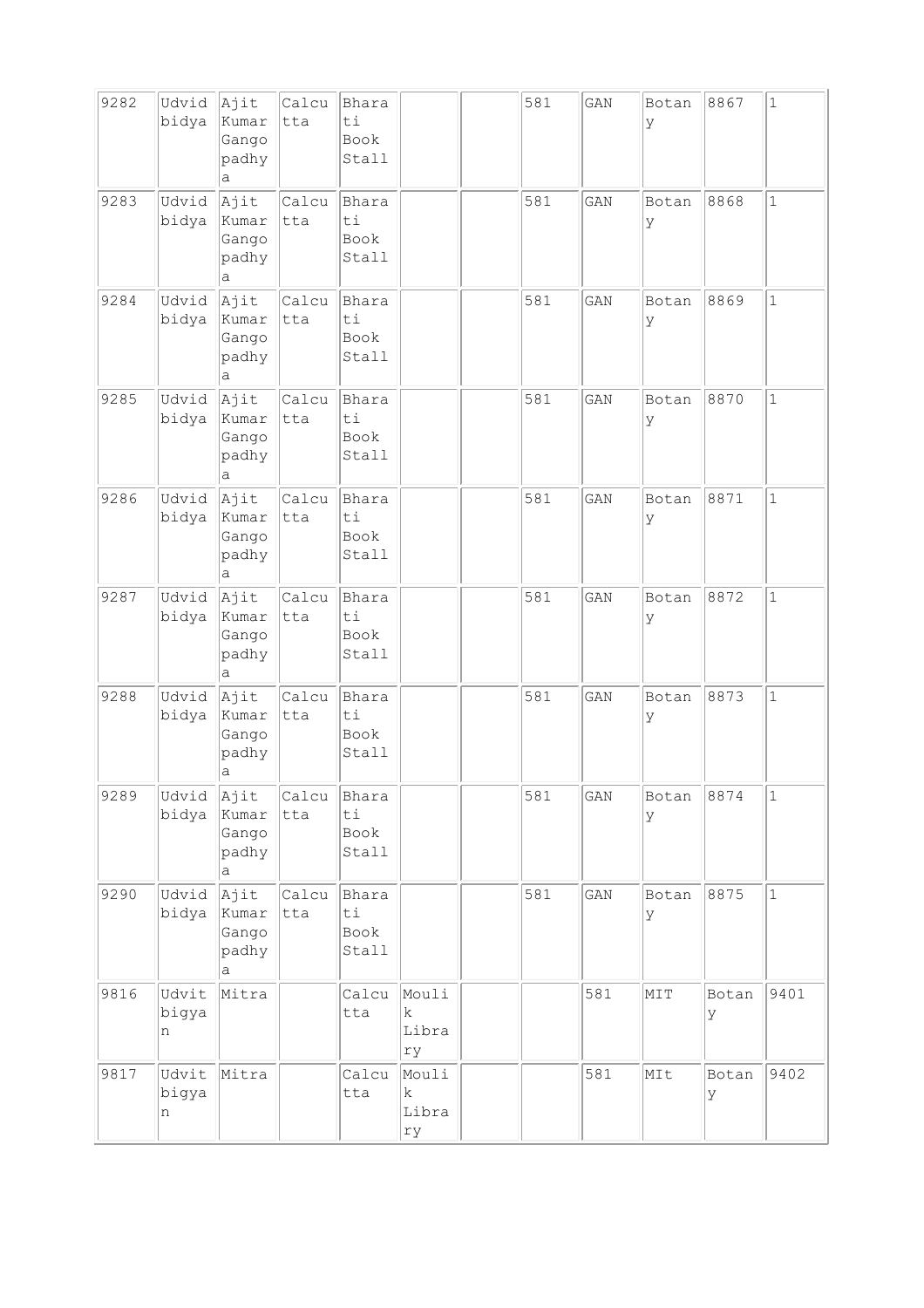| 9282 | Udvid bidya | Ajit Kumar Gangopadhya | Calcutta | Bharati Book Stall | | | 581 | GAN | Botany | 8867 | 1 |
|---|---|---|---|---|---|---|---|---|---|---|---|
| 9283 | Udvid bidya | Ajit Kumar Gangopadhya | Calcutta | Bharati Book Stall | | | 581 | GAN | Botany | 8868 | 1 |
| 9284 | Udvid bidya | Ajit Kumar Gangopadhya | Calcutta | Bharati Book Stall | | | 581 | GAN | Botany | 8869 | 1 |
| 9285 | Udvid bidya | Ajit Kumar Gangopadhya | Calcutta | Bharati Book Stall | | | 581 | GAN | Botany | 8870 | 1 |
| 9286 | Udvid bidya | Ajit Kumar Gangopadhya | Calcutta | Bharati Book Stall | | | 581 | GAN | Botany | 8871 | 1 |
| 9287 | Udvid bidya | Ajit Kumar Gangopadhya | Calcutta | Bharati Book Stall | | | 581 | GAN | Botany | 8872 | 1 |
| 9288 | Udvid bidya | Ajit Kumar Gangopadhya | Calcutta | Bharati Book Stall | | | 581 | GAN | Botany | 8873 | 1 |
| 9289 | Udvid bidya | Ajit Kumar Gangopadhya | Calcutta | Bharati Book Stall | | | 581 | GAN | Botany | 8874 | 1 |
| 9290 | Udvid bidya | Ajit Kumar Gangopadhya | Calcutta | Bharati Book Stall | | | 581 | GAN | Botany | 8875 | 1 |
| 9816 | Udvit bigyan | Mitra | | Calcutta | Moulik Library | | | 581 | MIT | Botany | 9401 |
| 9817 | Udvit bigyan | Mitra | | Calcutta | Moulik Library | | | 581 | MIt | Botany | 9402 |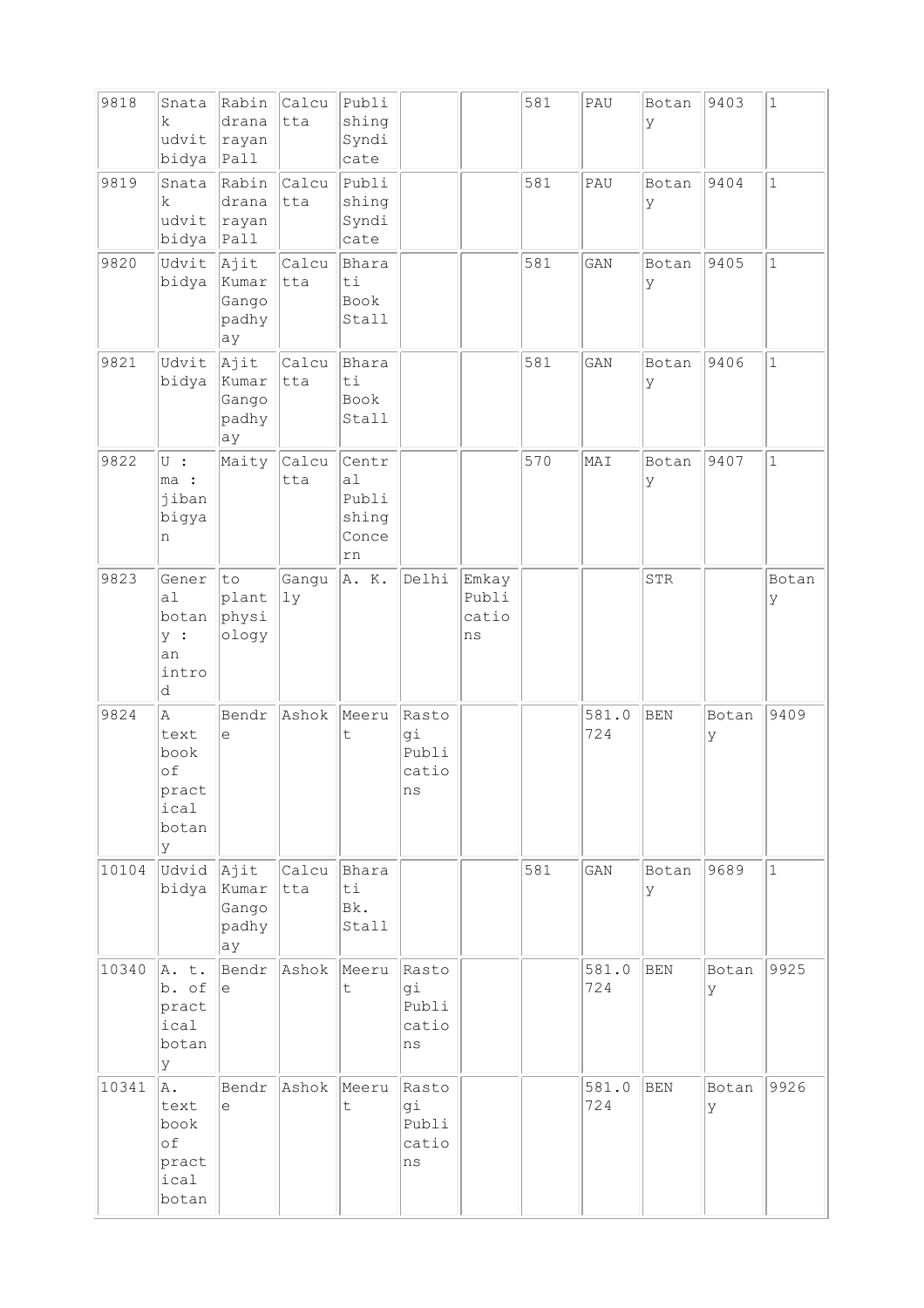| 9818 | Snatak udvit bidya | Rabindranarayan Pall | Calcutta | Publishing Syndicate | | | 581 | PAU | Botany | 9403 | 1 |
|---|---|---|---|---|---|---|---|---|---|---|---|
| 9819 | Snatak udvit bidya | Rabindranarayan Pall | Calcutta | Publishing Syndicate | | | 581 | PAU | Botany | 9404 | 1 |
| 9820 | Udvit bidya | Ajit Kumar Gangopadhyay | Calcutta | Bharati Book Stall | | | 581 | GAN | Botany | 9405 | 1 |
| 9821 | Udvit bidya | Ajit Kumar Gangopadhyay | Calcutta | Bharati Book Stall | | | 581 | GAN | Botany | 9406 | 1 |
| 9822 | U : ma : jiban bigyan | Maity | Calcutta | Central Publishing Concern | | | 570 | MAI | Botany | 9407 | 1 |
| 9823 | General botany : an introd | to plant physiology | Ganguly | A. K. | Delhi | Emkay Publications | | | STR | | Botany |
| 9824 | A text book of practical botany | Bendre | Ashok | Meerut | Rastogi Publications | | | 581.0724 | BEN | Botany | 9409 |
| 10104 | Udvid bidya | Ajit Kumar Gangopadhyay | Calcutta | Bharati Bk. Stall | | | 581 | GAN | Botany | 9689 | 1 |
| 10340 | A. t. b. of practical botany | Bendre | Ashok | Meerut | Rastogi Publications | | | 581.0724 | BEN | Botany | 9925 |
| 10341 | A. text book of practical botan | Bendre | Ashok | Meerut | Rastogi Publications | | | 581.0724 | BEN | Botany | 9926 |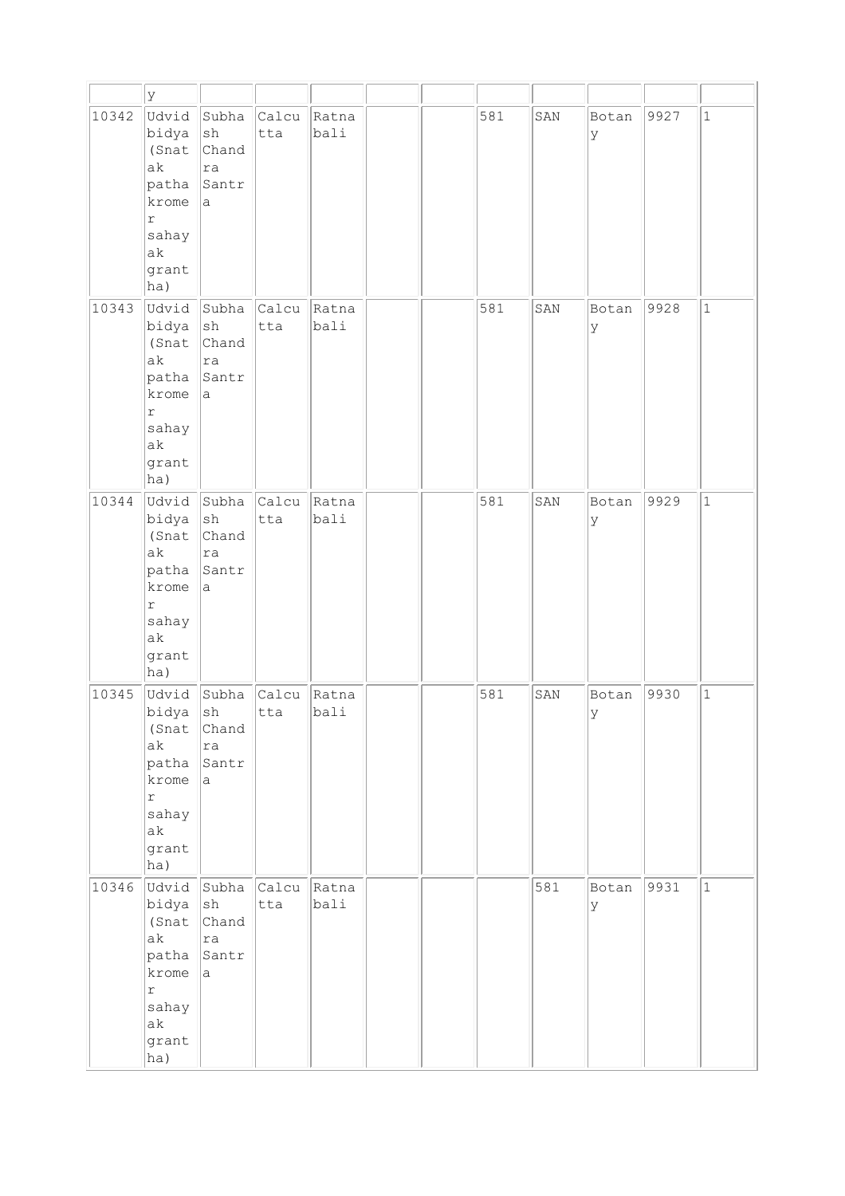| | | | | | | | | | | | |
|---|---|---|---|---|---|---|---|---|---|---|---|
| | y | | | | | | | | | | |
| 10342 | Udvid bidya (Snatak patha kromer sahayak grantha) | Subhash Chandra Santra | Calcutta | Ratnabali | | | 581 | SAN | Botany | 9927 | 1 |
| 10343 | Udvid bidya (Snatak patha kromer sahayak grantha) | Subhash Chandra Santra | Calcutta | Ratnabali | | | 581 | SAN | Botany | 9928 | 1 |
| 10344 | Udvid bidya (Snatak patha kromer sahayak grantha) | Subhash Chandra Santra | Calcutta | Ratnabali | | | 581 | SAN | Botany | 9929 | 1 |
| 10345 | Udvid bidya (Snatak patha kromer sahayak grantha) | Subhash Chandra Santra | Calcutta | Ratnabali | | | 581 | SAN | Botany | 9930 | 1 |
| 10346 | Udvid bidya (Snatak patha kromer sahayak grantha) | Subhash Chandra Santra | Calcutta | Ratnabali | | | | 581 | Botany | 9931 | 1 |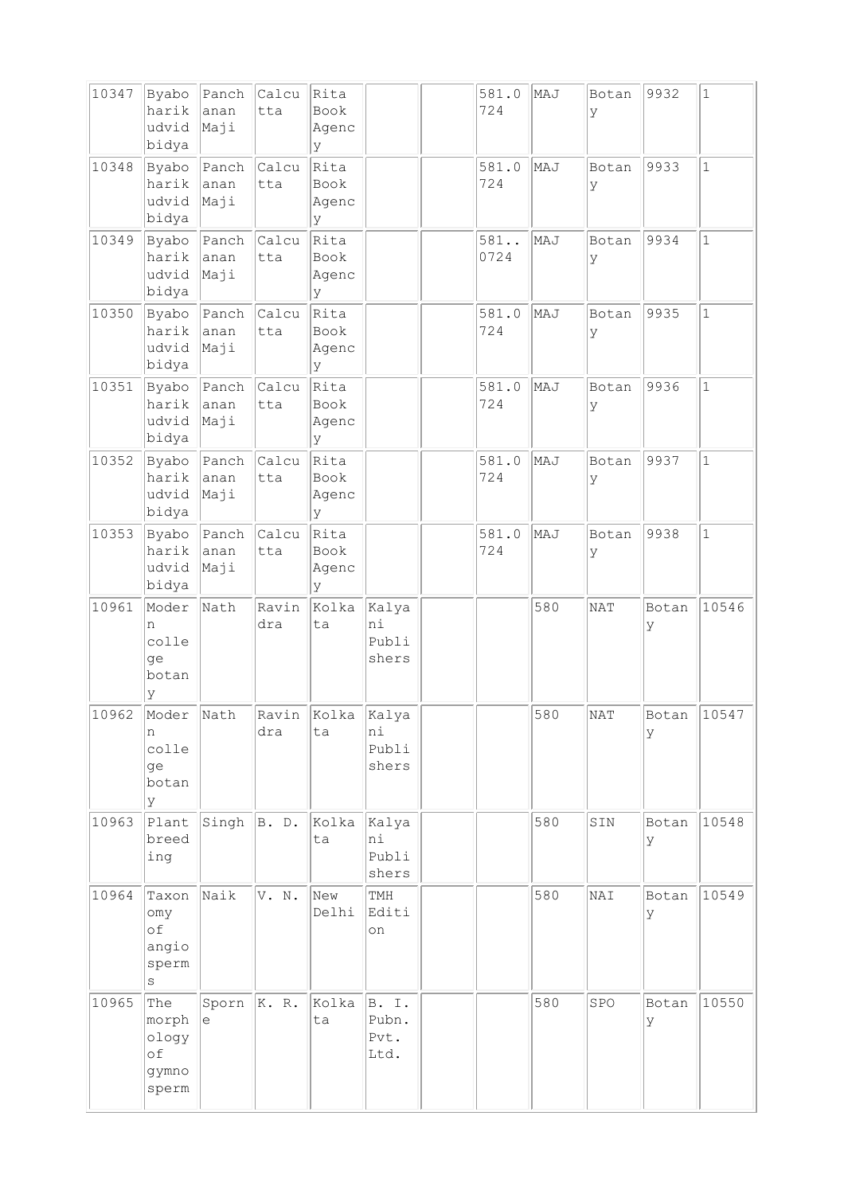| 10347 | Byaboharik udvidbidya | Panchanan Maji | Calcutta | Rita Book Agency | | | 581.0724 | MAJ | Botany | 9932 | 1 |
|---|---|---|---|---|---|---|---|---|---|---|---|
| 10348 | Byaboharik udvidbidya | Panchanan Maji | Calcutta | Rita Book Agency | | | 581.0724 | MAJ | Botany | 9933 | 1 |
| 10349 | Byaboharik udvidbidya | Panchanan Maji | Calcutta | Rita Book Agency | | | 581..0724 | MAJ | Botany | 9934 | 1 |
| 10350 | Byaboharik udvidbidya | Panchanan Maji | Calcutta | Rita Book Agency | | | 581.0724 | MAJ | Botany | 9935 | 1 |
| 10351 | Byaboharik udvidbidya | Panchanan Maji | Calcutta | Rita Book Agency | | | 581.0724 | MAJ | Botany | 9936 | 1 |
| 10352 | Byaboharik udvidbidya | Panchanan Maji | Calcutta | Rita Book Agency | | | 581.0724 | MAJ | Botany | 9937 | 1 |
| 10353 | Byaboharik udvidbidya | Panchanan Maji | Calcutta | Rita Book Agency | | | 581.0724 | MAJ | Botany | 9938 | 1 |
| 10961 | Modern college botany | Nath | Ravindra | Kolkata | Kalyani Publishers | | | 580 | NAT | Botany | 10546 |
| 10962 | Modern college botany | Nath | Ravindra | Kolkata | Kalyani Publishers | | | 580 | NAT | Botany | 10547 |
| 10963 | Plant breeding | Singh | B. D. | Kolkata | Kalyani Publishers | | | 580 | SIN | Botany | 10548 |
| 10964 | Taxonomy of angiosperms | Naik | V. N. | New Delhi | TMH Edition | | | 580 | NAI | Botany | 10549 |
| 10965 | The morphology of gymnosperm | Sporne | K. R. | Kolkata | B. I. Pubn. Pvt. Ltd. | | | 580 | SPO | Botany | 10550 |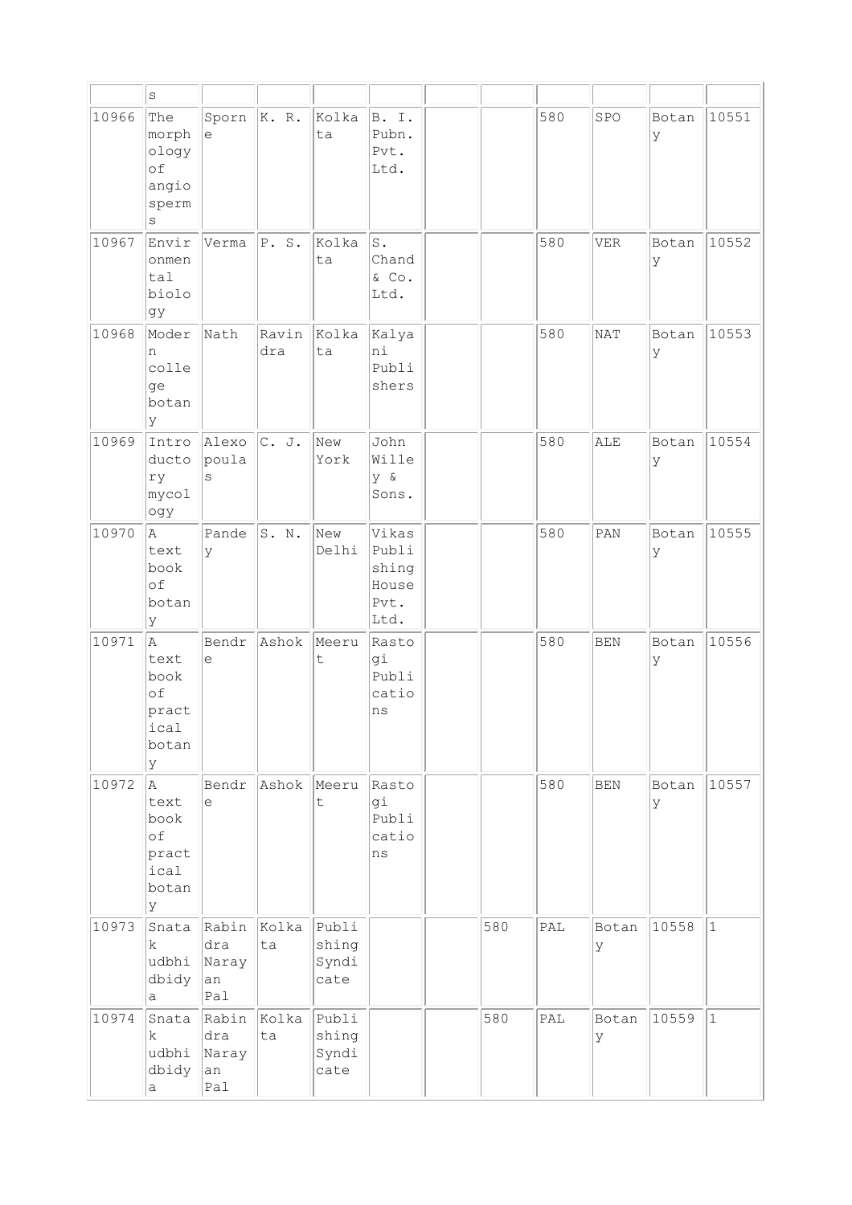| | s | | | | | | | | | | |
|---|---|---|---|---|---|---|---|---|---|---|---|
| 10966 | The morphology of angiosperms | Sporne | K. R. | Kolkata | B. I. Pubn. Pvt. Ltd. | | | 580 | SPO | Botany | 10551 |
| 10967 | Environmental biology | Verma | P. S. | Kolkata | S. Chand & Co. Ltd. | | | 580 | VER | Botany | 10552 |
| 10968 | Modern college botany | Nath | Ravindra | Kolkata | Kalyani Publishers | | | 580 | NAT | Botany | 10553 |
| 10969 | Introductory mycology | Alexopoulas | C. J. | New York | John Willey & Sons. | | | 580 | ALE | Botany | 10554 |
| 10970 | A text book of botany | Pandey | S. N. | New Delhi | Vikas Publishing House Pvt. Ltd. | | | 580 | PAN | Botany | 10555 |
| 10971 | A text book of practical botany | Bendre | Ashok | Meerut | Rastogi Publications | | | 580 | BEN | Botany | 10556 |
| 10972 | A text book of practical botany | Bendre | Ashok | Meerut | Rastogi Publications | | | 580 | BEN | Botany | 10557 |
| 10973 | Snatak udbhidbidya | Rabindra Narayan Pal | Kolkata | Publishing Syndicate | | | 580 | PAL | Botany | 10558 | 1 |
| 10974 | Snatak udbhidbidya | Rabindra Narayan Pal | Kolkata | Publishing Syndicate | | | 580 | PAL | Botany | 10559 | 1 |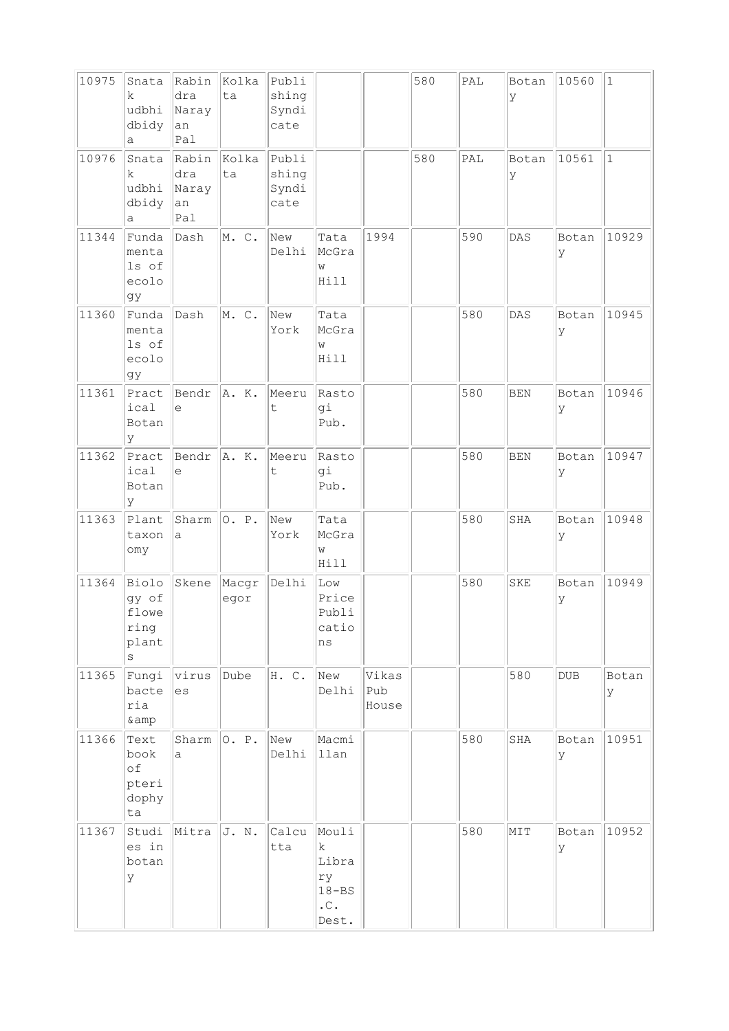| | | | | | | | | | | | |
|---|---|---|---|---|---|---|---|---|---|---|---|
| 10975 | Snatak udbhidbidya | Rabindra Narayan Pal | Kolkata | Publishing Syndicate | | | 580 | PAL | Botany | 10560 | 1 |
| 10976 | Snatak udbhidbidya | Rabindra Narayan Pal | Kolkata | Publishing Syndicate | | | 580 | PAL | Botany | 10561 | 1 |
| 11344 | Fundamentals of ecology | Dash | M. C. | New Delhi | Tata McGraw Hill | 1994 | | 590 | DAS | Botany | 10929 |
| 11360 | Fundamentals of ecology | Dash | M. C. | New York | Tata McGraw Hill | | | 580 | DAS | Botany | 10945 |
| 11361 | Practical Botany | Bendre | A. K. | Meerut | Rastogi Pub. | | | 580 | BEN | Botany | 10946 |
| 11362 | Practical Botany | Bendre | A. K. | Meerut | Rastogi Pub. | | | 580 | BEN | Botany | 10947 |
| 11363 | Plant taxonomy | Sharma | O. P. | New York | Tata McGraw Hill | | | 580 | SHA | Botany | 10948 |
| 11364 | Biology of flowering plants | Skene | Macgregor | Delhi | Low Price Publications | | | 580 | SKE | Botany | 10949 |
| 11365 | Fungi bacteria &amp | viruses | Dube | H. C. | New Delhi | Vikas Pub House | | 580 | DUB | Botany | |
| 11366 | Text book of pteridophyta | Sharma | O. P. | New Delhi | Macmillan | | | 580 | SHA | Botany | 10951 |
| 11367 | Studies in botany | Mitra | J. N. | Calcutta | Moulik Library 18-BS .C. Dest. | | | 580 | MIT | Botany | 10952 |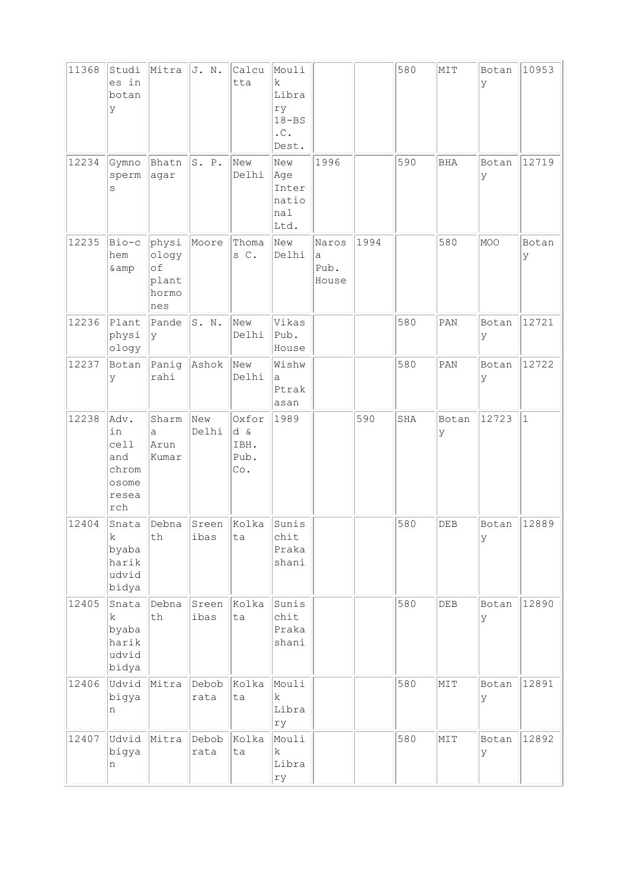| 11368 | Studies in botany | Mitra | J. N. | Calcutta | Moulik Library 18-BS.C. Dest. | | | 580 | MIT | Botany | 10953 |
|---|---|---|---|---|---|---|---|---|---|---|---|
| 12234 | Gymnosperms | Bhatnagar | S. P. | New Delhi | New Age International Ltd. | 1996 | | 590 | BHA | Botany | 12719 |
| 12235 | Bio-chem &amp | physiology of plant hormones | Moore | Thomas C. | New Delhi | Narosa Pub. House | 1994 | | 580 | MOO | Botany |
| 12236 | Plant physiology | Pandey | S. N. | New Delhi | Vikas Pub. House | | | 580 | PAN | Botany | 12721 |
| 12237 | Botany | Panigrahi | Ashok | New Delhi | Wishwa Ptrakasan | | | 580 | PAN | Botany | 12722 |
| 12238 | Adv. in cell and chromosome research | Sharma Arun Kumar | New Delhi | Oxford & IBH. Pub. Co. | 1989 | | 590 | SHA | Botany | 12723 | 1 |
| 12404 | Snatak byabaharik udvidbidya | Debnath | Sreenibas | Kolkata | Sunischit Prakashani | | | 580 | DEB | Botany | 12889 |
| 12405 | Snatak byabaharik udvidbidya | Debnath | Sreenibas | Kolkata | Sunischit Prakashani | | | 580 | DEB | Botany | 12890 |
| 12406 | Udvidbigyan | Mitra | Debobrata | Kolkata | Moulik Library | | | 580 | MIT | Botany | 12891 |
| 12407 | Udvidbigyan | Mitra | Debobrata | Kolkata | Moulik Library | | | 580 | MIT | Botany | 12892 |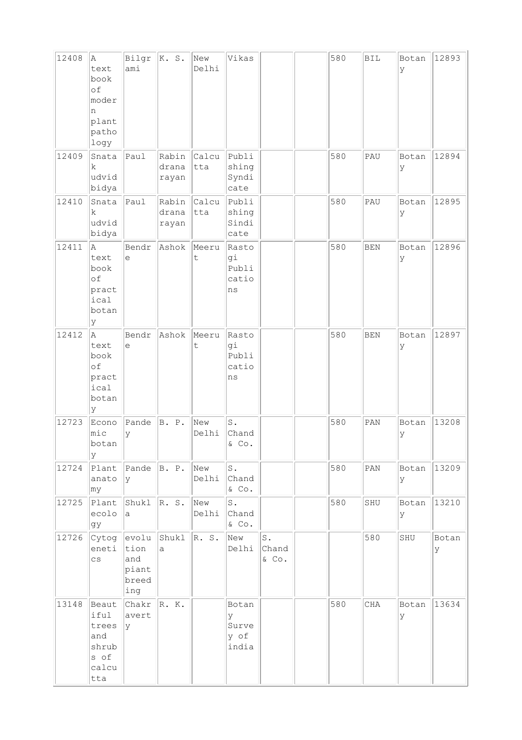| 12408 | A text book of modern plant pathology | Bilgrami | K. S. | New Delhi | Vikas | | | 580 | BIL | Botany | 12893 |
|---|---|---|---|---|---|---|---|---|---|---|---|
| 12409 | Snatak udvidbidya | Paul | Rabindranarayan | Calcutta | Publishing Syndicate | | | 580 | PAU | Botany | 12894 |
| 12410 | Snatak udvidbidya | Paul | Rabindranarayan | Calcutta | Publishing Sindicate | | | 580 | PAU | Botany | 12895 |
| 12411 | A text book of practical botany | Bendre | Ashok | Meerut | Rastogi Publications | | | 580 | BEN | Botany | 12896 |
| 12412 | A text book of practical botany | Bendre | Ashok | Meerut | Rastogi Publications | | | 580 | BEN | Botany | 12897 |
| 12723 | Economic botany | Pandey | B. P. | New Delhi | S. Chand & Co. | | | 580 | PAN | Botany | 13208 |
| 12724 | Plant anatomy | Pandey | B. P. | New Delhi | S. Chand & Co. | | | 580 | PAN | Botany | 13209 |
| 12725 | Plant ecology | Shukla | R. S. | New Delhi | S. Chand & Co. | | | 580 | SHU | Botany | 13210 |
| 12726 | Cytogenetics | evolution and piant breeding | Shukla | R. S. | New Delhi | S. Chand & Co. | | 580 | SHU | Botany | |
| 13148 | Beautiful trees and shrubs of calcutta | Chakraverty | R. K. | | Botany Survey of india | | | 580 | CHA | Botany | 13634 |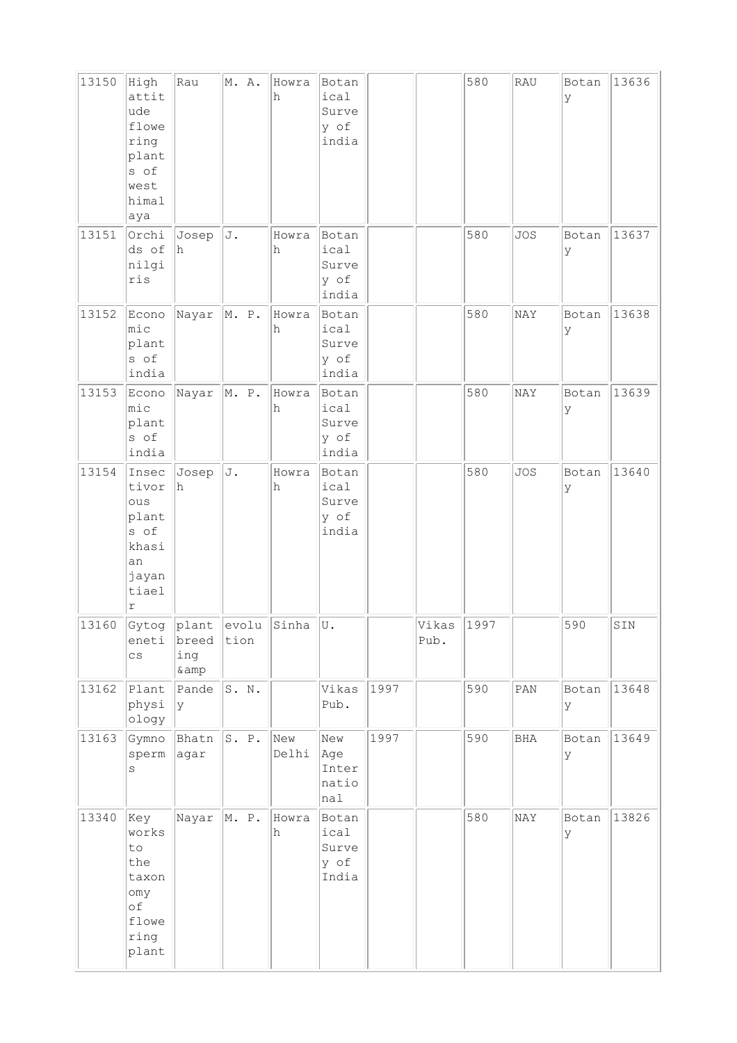| 13150 | High attitude flowering plants of west himalaya | Rau | M. A. | Howrah | Botanical Survey of india | | | 580 | RAU | Botany | 13636 |
|---|---|---|---|---|---|---|---|---|---|---|---|
| 13151 | Orchids of nilgiris | Joseph | J. | Howrah | Botanical Survey of india | | | 580 | JOS | Botany | 13637 |
| 13152 | Economic plants of india | Nayar | M. P. | Howrah | Botanical Survey of india | | | 580 | NAY | Botany | 13638 |
| 13153 | Economic plants of india | Nayar | M. P. | Howrah | Botanical Survey of india | | | 580 | NAY | Botany | 13639 |
| 13154 | Insectivorous plants of khasian jayantiaelr | Joseph | J. | Howrah | Botanical Survey of india | | | 580 | JOS | Botany | 13640 |
| 13160 | Gytogenetics | plant breeding &amp | evolution | Sinha | U. | | Vikas Pub. | 1997 | | 590 | SIN |
| 13162 | Plant physiology | Pandey | S. N. | | Vikas Pub. | 1997 | | 590 | PAN | Botany | 13648 |
| 13163 | Gymnosperms | Bhatnagar | S. P. | New Delhi | New Age International | 1997 | | 590 | BHA | Botany | 13649 |
| 13340 | Key works to the taxonomy of flowering plant | Nayar | M. P. | Howrah | Botanical Survey of India | | | 580 | NAY | Botany | 13826 |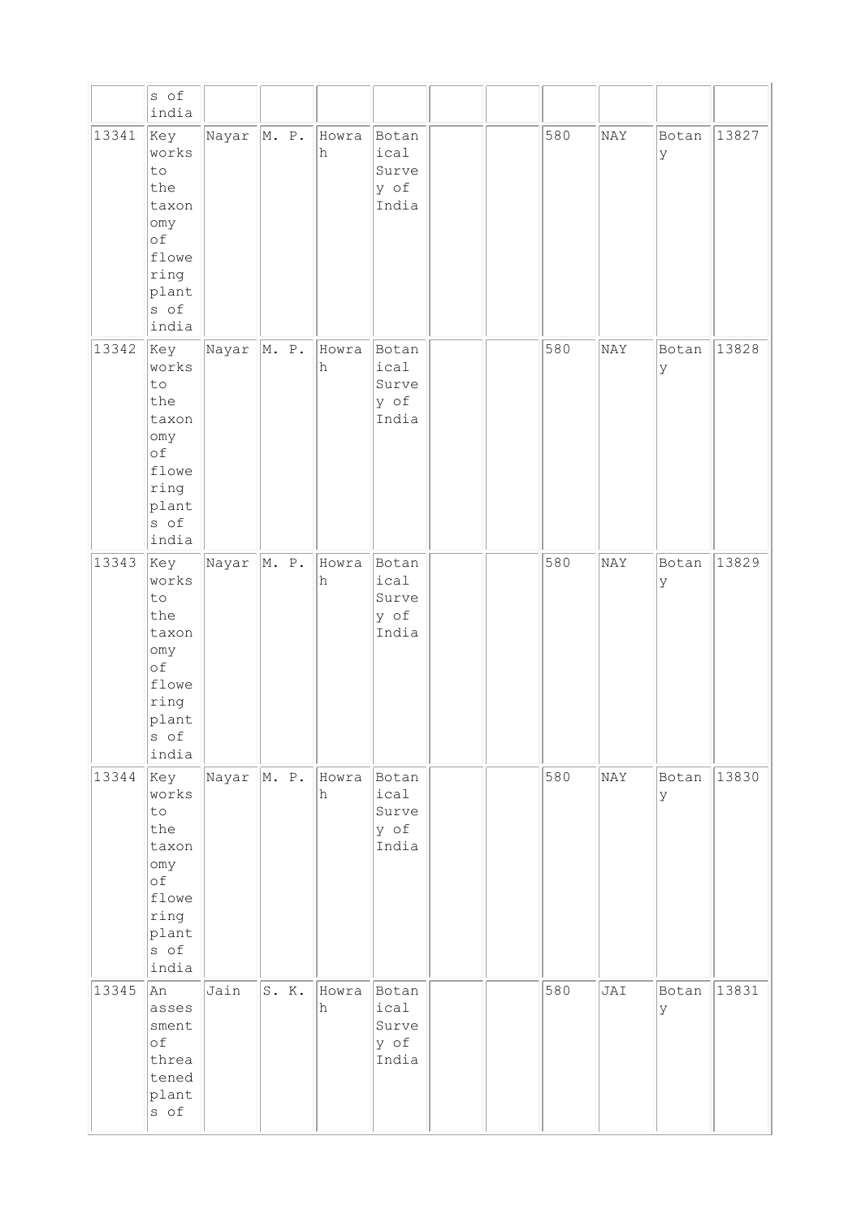| | s of india | | | | | | | | | | |
|---|---|---|---|---|---|---|---|---|---|---|---|
| 13341 | Key works to the taxonomy of flowering plants of india | Nayar | M. P. | Howrah | Botanical Survey of India | | | 580 | NAY | Botany | 13827 |
| 13342 | Key works to the taxonomy of flowering plants of india | Nayar | M. P. | Howrah | Botanical Survey of India | | | 580 | NAY | Botany | 13828 |
| 13343 | Key works to the taxonomy of flowering plants of india | Nayar | M. P. | Howrah | Botanical Survey of India | | | 580 | NAY | Botany | 13829 |
| 13344 | Key works to the taxonomy of flowering plants of india | Nayar | M. P. | Howrah | Botanical Survey of India | | | 580 | NAY | Botany | 13830 |
| 13345 | An assessment of threatened plants of | Jain | S. K. | Howrah | Botanical Survey of India | | | 580 | JAI | Botany | 13831 |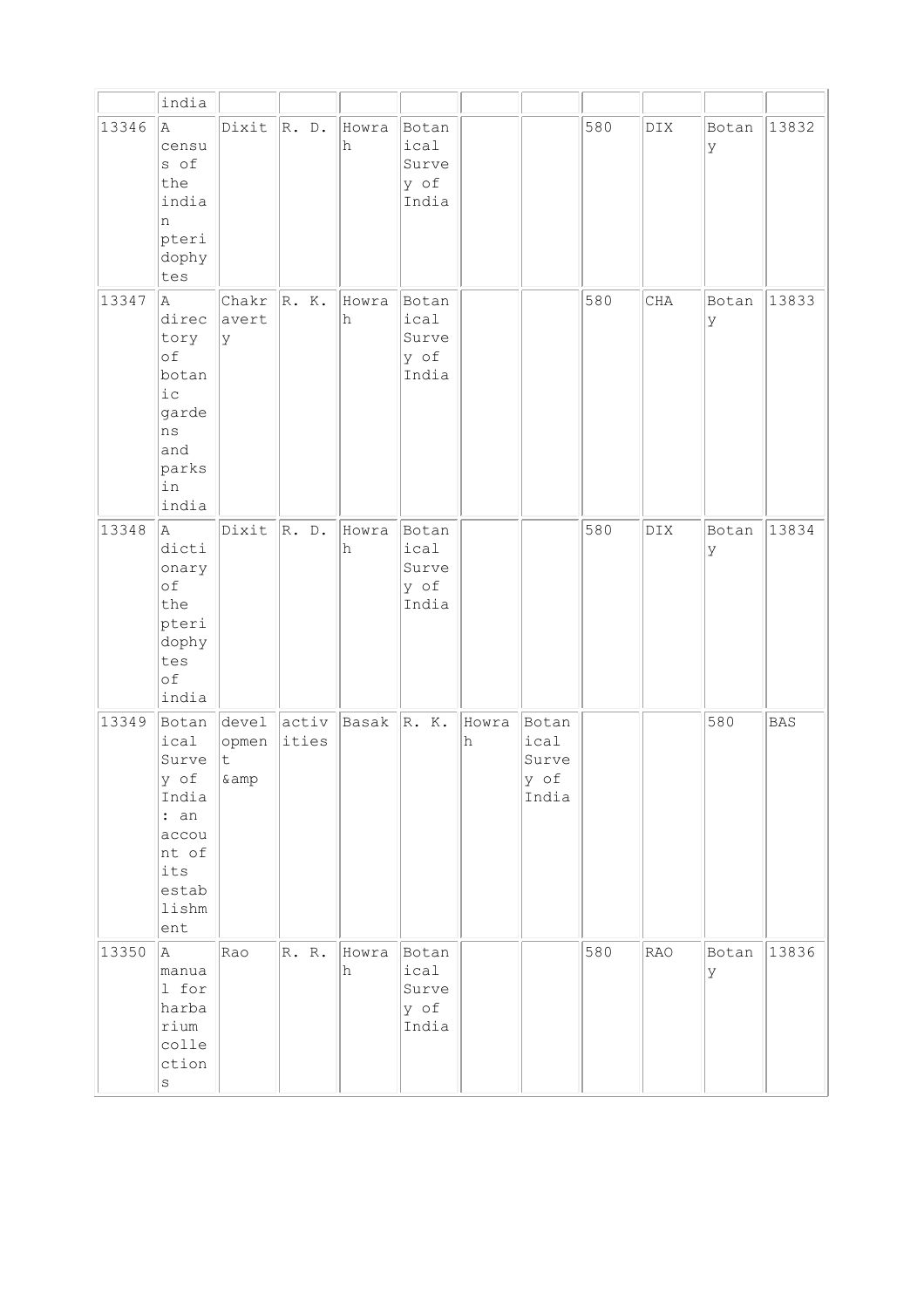| | india | | | | | | | | | | |
|---|---|---|---|---|---|---|---|---|---|---|---|
| 13346 | A census of the indian pteridophytes | Dixit | R. D. | Howrah | Botanical Survey of India | | | 580 | DIX | Botany | 13832 |
| 13347 | A directory of botanic gardens and parks in india | Chakravarty | R. K. | Howrah | Botanical Survey of India | | | 580 | CHA | Botany | 13833 |
| 13348 | A dictionary of the pteridophytes of india | Dixit | R. D. | Howrah | Botanical Survey of India | | | 580 | DIX | Botany | 13834 |
| 13349 | Botanical Survey of India : an account of its establishment | development &amp | activities | Basak | R. K. | Howrah | Botanical Survey of India | | | 580 | BAS |
| 13350 | A manual for harbarium collections | Rao | R. R. | Howrah | Botanical Survey of India | | | 580 | RAO | Botany | 13836 |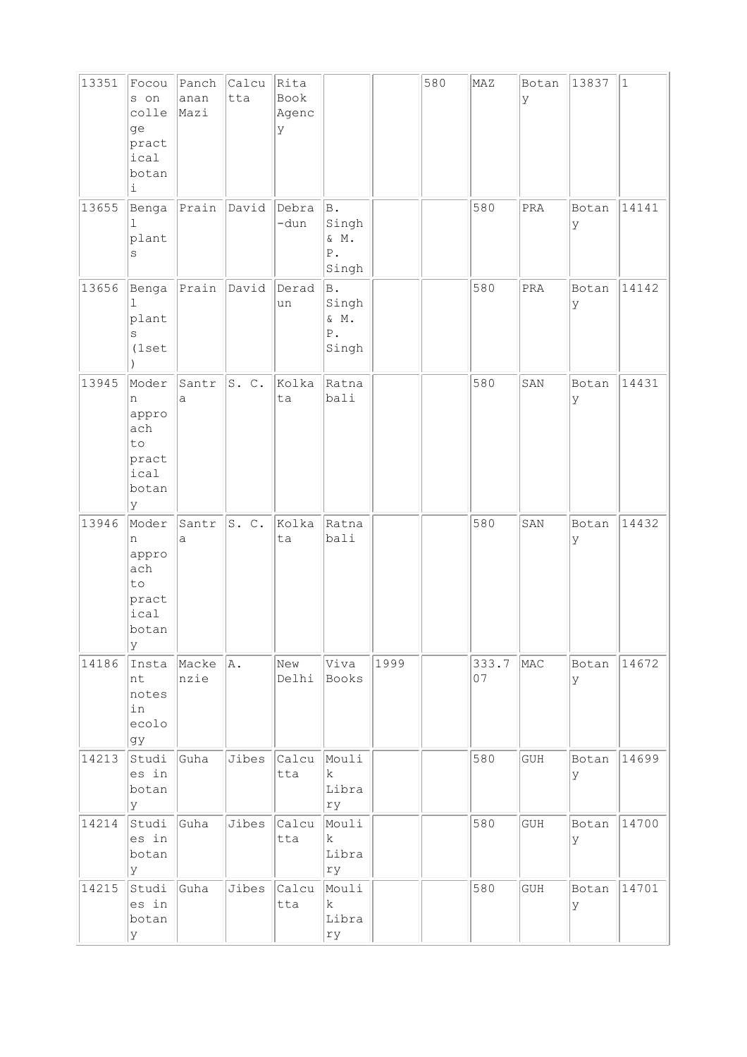| | | | | | | | | | | | |
|---|---|---|---|---|---|---|---|---|---|---|---|
| 13351 | Focous on college practical botani | Panchanan Mazi | Calcutta | Rita Book Agency | | | 580 | MAZ | Botany | 13837 | 1 |
| 13655 | Bengal plants | Prain | David | Debra-dun | B. Singh & M. P. Singh | | | 580 | PRA | Botany | 14141 |
| 13656 | Bengal plants (1set) | Prain | David | Deradun | B. Singh & M. P. Singh | | | 580 | PRA | Botany | 14142 |
| 13945 | Modern approach to practical botany | Santra | S. C. | Kolkata | Ratnabali | | | 580 | SAN | Botany | 14431 |
| 13946 | Modern approach to practical botany | Santra | S. C. | Kolkata | Ratnabali | | | 580 | SAN | Botany | 14432 |
| 14186 | Instant notes in ecology | Mackenzie | A. | New Delhi | Viva Books | 1999 | | 333.707 | MAC | Botany | 14672 |
| 14213 | Studies in botany | Guha | Jibes | Calcutta | Moulik Library | | | 580 | GUH | Botany | 14699 |
| 14214 | Studies in botany | Guha | Jibes | Calcutta | Moulik Library | | | 580 | GUH | Botany | 14700 |
| 14215 | Studies in botany | Guha | Jibes | Calcutta | Moulik Library | | | 580 | GUH | Botany | 14701 |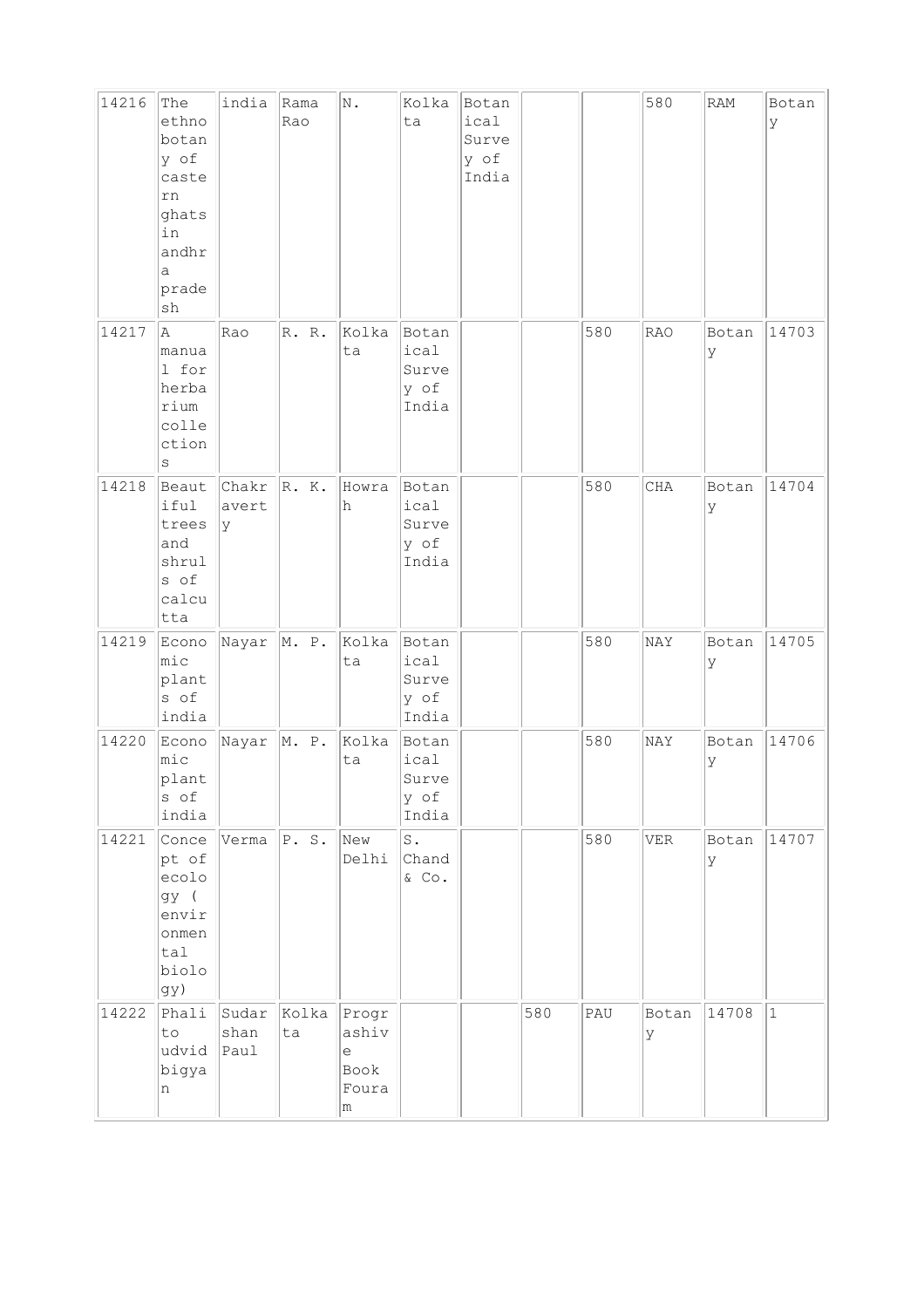| 14216 | The ethnobotany of casteern ghats in andhra pradesh | india | Rama Rao | N. | Kolkata | Botanical Survey of India | | | 580 | RAM | Botany |
|---|---|---|---|---|---|---|---|---|---|---|---|
| 14217 | A manual for herbarium collections | Rao | R. R. | Kolkata | Botanical Survey of India | | | 580 | RAO | Botany | 14703 |
| 14218 | Beautiful trees and shruls of calcutta | Chakravarty | R. K. | Howrah | Botanical Survey of India | | | 580 | CHA | Botany | 14704 |
| 14219 | Economic plants of india | Nayar | M. P. | Kolkata | Botanical Survey of India | | | 580 | NAY | Botany | 14705 |
| 14220 | Economic plants of india | Nayar | M. P. | Kolkata | Botanical Survey of India | | | 580 | NAY | Botany | 14706 |
| 14221 | Concept of ecology ( environmental biology) | Verma | P. S. | New Delhi | S. Chand & Co. | | | 580 | VER | Botany | 14707 |
| 14222 | Phalito udvid bigyan | Sudarshan Paul | Kolkata | Prograshive Book Fouram | | | 580 | PAU | Botany | 14708 | 1 |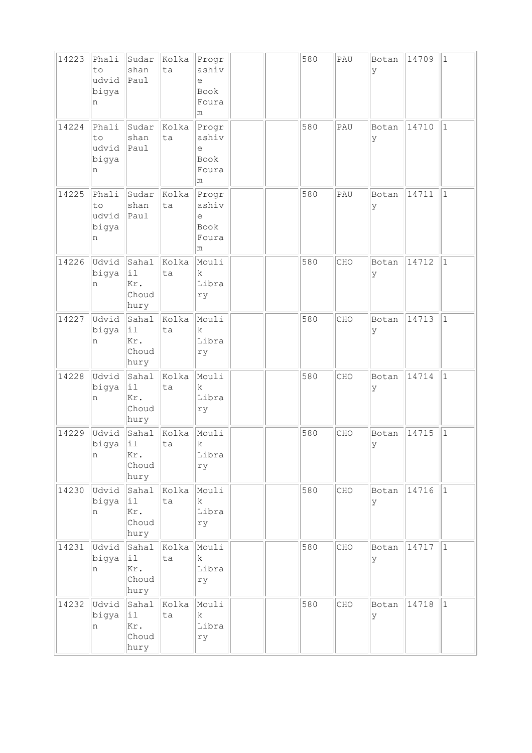| 14223 | Phalito udvidbigyan | Sudarshan Paul | Kolkata | Prograshive Book Fouram | | | 580 | PAU | Botany | 14709 | 1 |
|---|---|---|---|---|---|---|---|---|---|---|---|
| 14224 | Phalito udvidbigyan | Sudarshan Paul | Kolkata | Prograshive Book Fouram | | | 580 | PAU | Botany | 14710 | 1 |
| 14225 | Phalito udvidbigyan | Sudarshan Paul | Kolkata | Prograshive Book Fouram | | | 580 | PAU | Botany | 14711 | 1 |
| 14226 | Udvidbigyan | Sahalil Kr. Choudhury | Kolkata | Moulik Library | | | 580 | CHO | Botany | 14712 | 1 |
| 14227 | Udvidbigyan | Sahalil Kr. Choudhury | Kolkata | Moulik Library | | | 580 | CHO | Botany | 14713 | 1 |
| 14228 | Udvidbigyan | Sahalil Kr. Choudhury | Kolkata | Moulik Library | | | 580 | CHO | Botany | 14714 | 1 |
| 14229 | Udvidbigyan | Sahalil Kr. Choudhury | Kolkata | Moulik Library | | | 580 | CHO | Botany | 14715 | 1 |
| 14230 | Udvidbigyan | Sahalil Kr. Choudhury | Kolkata | Moulik Library | | | 580 | CHO | Botany | 14716 | 1 |
| 14231 | Udvidbigyan | Sahalil Kr. Choudhury | Kolkata | Moulik Library | | | 580 | CHO | Botany | 14717 | 1 |
| 14232 | Udvidbigyan | Sahalil Kr. Choudhury | Kolkata | Moulik Library | | | 580 | CHO | Botany | 14718 | 1 |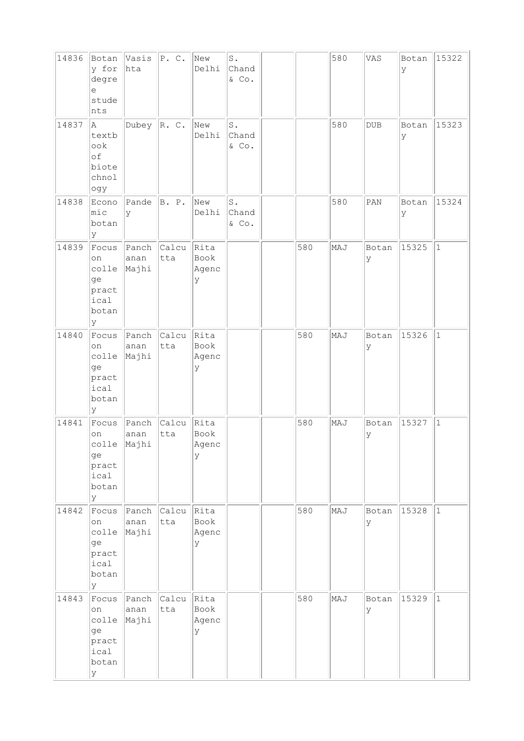| | | | | | | | | | | | |
|---|---|---|---|---|---|---|---|---|---|---|---|
| 14836 | Botany for degree students | Vasishta | P. C. | New Delhi | S. Chand & Co. | | | 580 | VAS | Botany | 15322 |
| 14837 | A textbook of biotechnology | Dubey | R. C. | New Delhi | S. Chand & Co. | | | 580 | DUB | Botany | 15323 |
| 14838 | Economic botany | Pandey | B. P. | New Delhi | S. Chand & Co. | | | 580 | PAN | Botany | 15324 |
| 14839 | Focus on college practical botany | Panchanan Majhi | Calcutta | Rita Book Agency | | | 580 | MAJ | Botany | 15325 | 1 |
| 14840 | Focus on college practical botany | Panchanan Majhi | Calcutta | Rita Book Agency | | | 580 | MAJ | Botany | 15326 | 1 |
| 14841 | Focus on college practical botany | Panchanan Majhi | Calcutta | Rita Book Agency | | | 580 | MAJ | Botany | 15327 | 1 |
| 14842 | Focus on college practical botany | Panchanan Majhi | Calcutta | Rita Book Agency | | | 580 | MAJ | Botany | 15328 | 1 |
| 14843 | Focus on college practical botany | Panchanan Majhi | Calcutta | Rita Book Agency | | | 580 | MAJ | Botany | 15329 | 1 |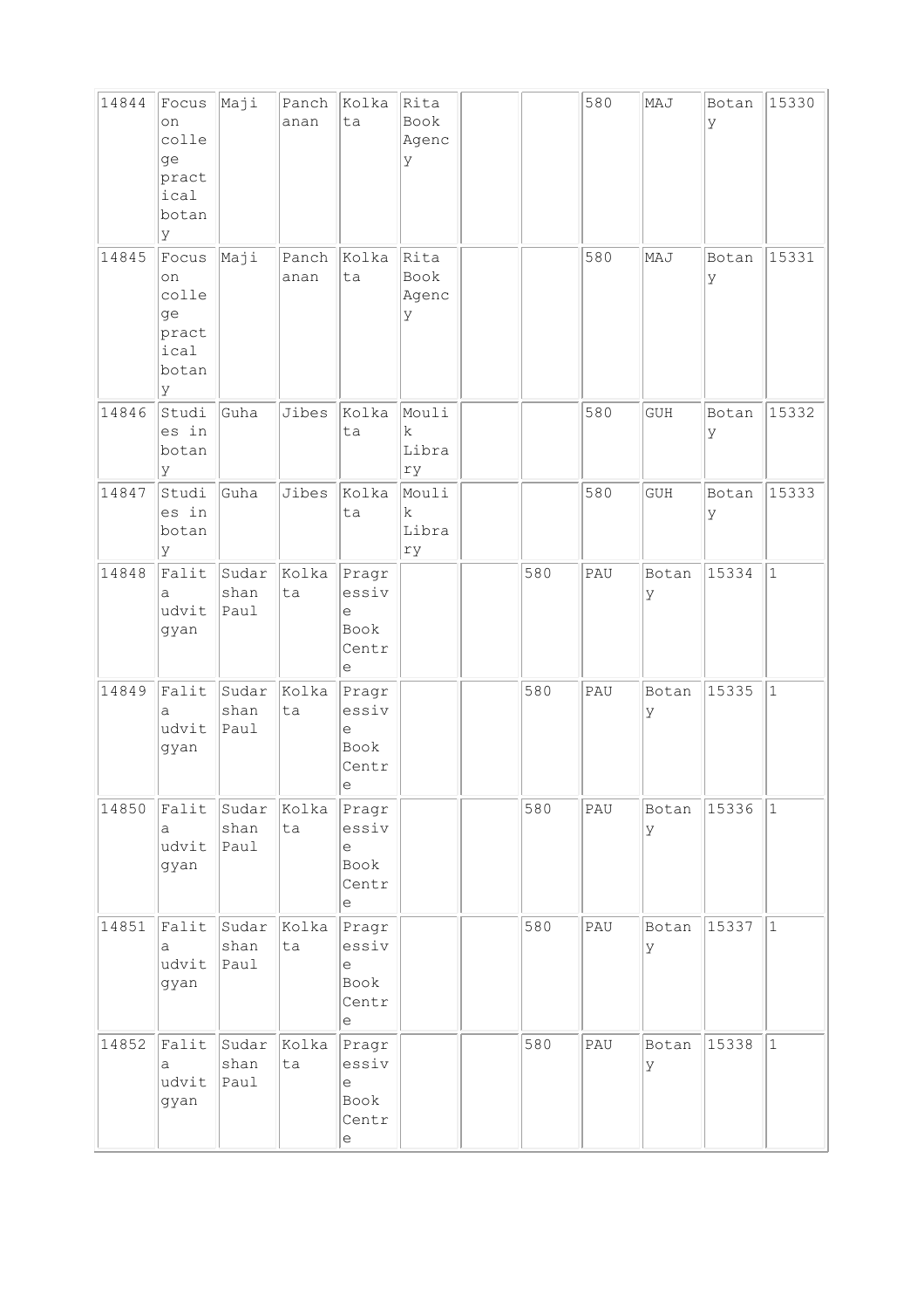| | | | | | | | | | | | |
|---|---|---|---|---|---|---|---|---|---|---|---|
| 14844 | Focus on college practical botany | Maji | Panchanan | Kolkata | Rita Book Agency | | | 580 | MAJ | Botany | 15330 |
| 14845 | Focus on college practical botany | Maji | Panchanan | Kolkata | Rita Book Agency | | | 580 | MAJ | Botany | 15331 |
| 14846 | Studies in botany | Guha | Jibes | Kolkata | Moulik Library | | | 580 | GUH | Botany | 15332 |
| 14847 | Studies in botany | Guha | Jibes | Kolkata | Moulik Library | | | 580 | GUH | Botany | 15333 |
| 14848 | Falita udvit gyan | Sudarshan Paul | Kolkata | Pragressive Book Centre | | | 580 | PAU | Botany | 15334 | 1 |
| 14849 | Falita udvit gyan | Sudarshan Paul | Kolkata | Pragressive Book Centre | | | 580 | PAU | Botany | 15335 | 1 |
| 14850 | Falita udvit gyan | Sudarshan Paul | Kolkata | Pragressive Book Centre | | | 580 | PAU | Botany | 15336 | 1 |
| 14851 | Falita udvit gyan | Sudarshan Paul | Kolkata | Pragressive Book Centre | | | 580 | PAU | Botany | 15337 | 1 |
| 14852 | Falita udvit gyan | Sudarshan Paul | Kolkata | Pragressive Book Centre | | | 580 | PAU | Botany | 15338 | 1 |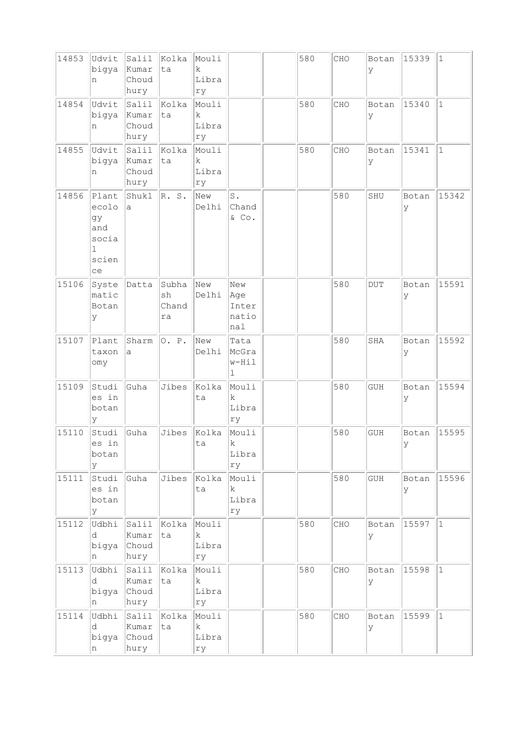| | | | | | | | | | | | |
|---|---|---|---|---|---|---|---|---|---|---|---|
| 14853 | Udvitbigyan | Salil Kumar Choudhury | Kolkata | Moulik Library | | | 580 | CHO | Botany | 15339 | 1 |
| 14854 | Udvitbigyan | Salil Kumar Choudhury | Kolkata | Moulik Library | | | 580 | CHO | Botany | 15340 | 1 |
| 14855 | Udvitbigyan | Salil Kumar Choudhury | Kolkata | Moulik Library | | | 580 | CHO | Botany | 15341 | 1 |
| 14856 | Plant ecology and social science | Shukla | R. S. | New Delhi | S. Chand & Co. | | | 580 | SHU | Botany | 15342 |
| 15106 | Systematic Botany | Datta | Subhash Chandra | New Delhi | New Age International | | | 580 | DUT | Botany | 15591 |
| 15107 | Plant taxonomy | Sharma | O. P. | New Delhi | Tata McGraw-Hill | | | 580 | SHA | Botany | 15592 |
| 15109 | Studies in botany | Guha | Jibes | Kolkata | Moulik Library | | | 580 | GUH | Botany | 15594 |
| 15110 | Studies in botany | Guha | Jibes | Kolkata | Moulik Library | | | 580 | GUH | Botany | 15595 |
| 15111 | Studies in botany | Guha | Jibes | Kolkata | Moulik Library | | | 580 | GUH | Botany | 15596 |
| 15112 | Udbhid bigyan | Salil Kumar Choudhury | Kolkata | Moulik Library | | | 580 | CHO | Botany | 15597 | 1 |
| 15113 | Udbhid bigyan | Salil Kumar Choudhury | Kolkata | Moulik Library | | | 580 | CHO | Botany | 15598 | 1 |
| 15114 | Udbhid bigyan | Salil Kumar Choudhury | Kolkata | Moulik Library | | | 580 | CHO | Botany | 15599 | 1 |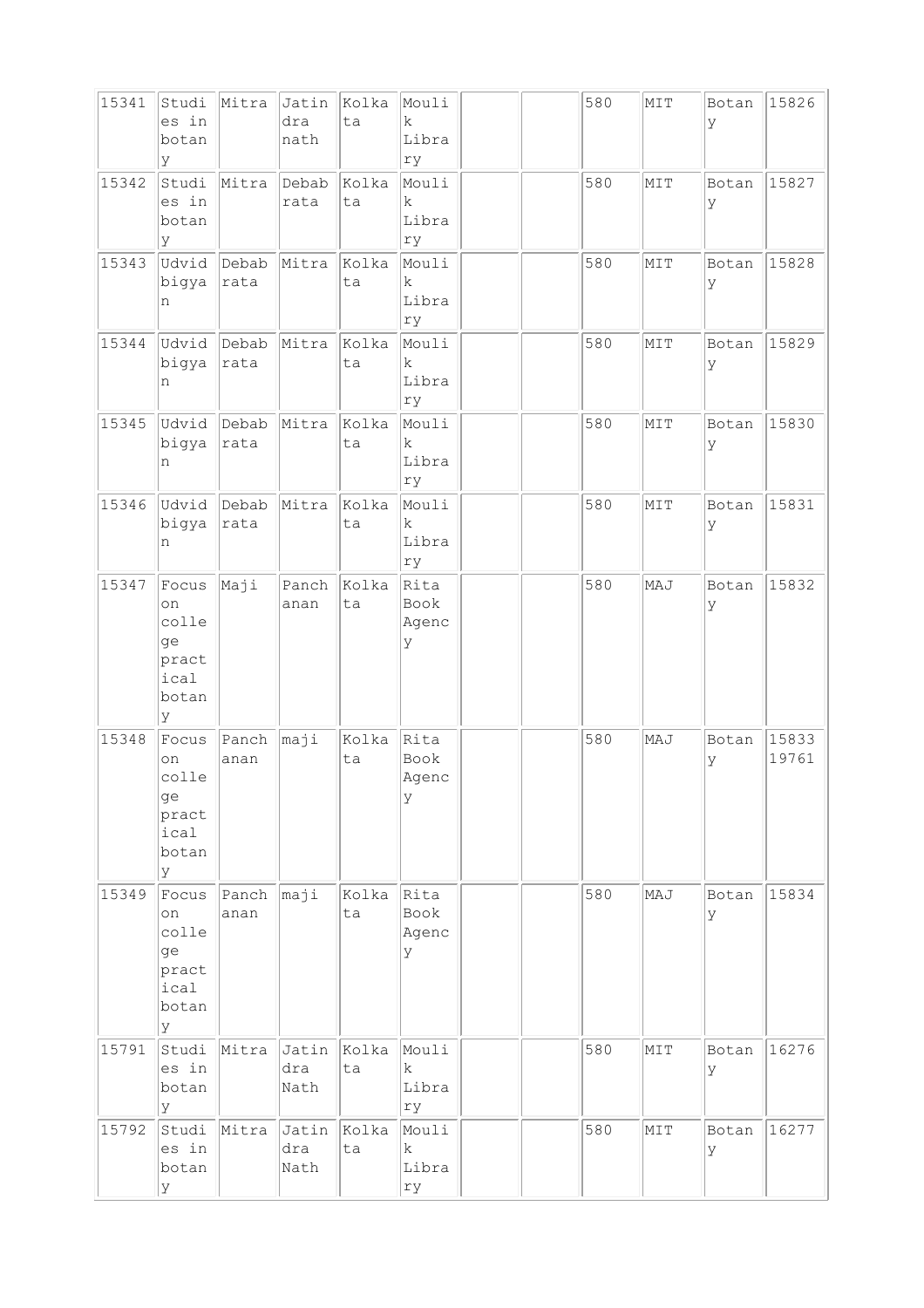| 15341 | Studies in botany | Mitra | Jatindra nath | Kolkata | Moulik Library | | | 580 | MIT | Botany | 15826 |
|---|---|---|---|---|---|---|---|---|---|---|---|
| 15342 | Studies in botany | Mitra | Debabrata | Kolkata | Moulik Library | | | 580 | MIT | Botany | 15827 |
| 15343 | Udvidbigyan | Debabrata | Mitra | Kolkata | Moulik Library | | | 580 | MIT | Botany | 15828 |
| 15344 | Udvidbigyan | Debabrata | Mitra | Kolkata | Moulik Library | | | 580 | MIT | Botany | 15829 |
| 15345 | Udvidbigyan | Debabrata | Mitra | Kolkata | Moulik Library | | | 580 | MIT | Botany | 15830 |
| 15346 | Udvidbigyan | Debabrata | Mitra | Kolkata | Moulik Library | | | 580 | MIT | Botany | 15831 |
| 15347 | Focus on college practical botany | Maji | Panchanan | Kolkata | Rita Book Agency | | | 580 | MAJ | Botany | 15832 |
| 15348 | Focus on college practical botany | Panchanan | maji | Kolkata | Rita Book Agency | | | 580 | MAJ | Botany | 15833 19761 |
| 15349 | Focus on college practical botany | Panchanan | maji | Kolkata | Rita Book Agency | | | 580 | MAJ | Botany | 15834 |
| 15791 | Studies in botany | Mitra | Jatindra Nath | Kolkata | Moulik Library | | | 580 | MIT | Botany | 16276 |
| 15792 | Studies in botany | Mitra | Jatindra Nath | Kolkata | Moulik Library | | | 580 | MIT | Botany | 16277 |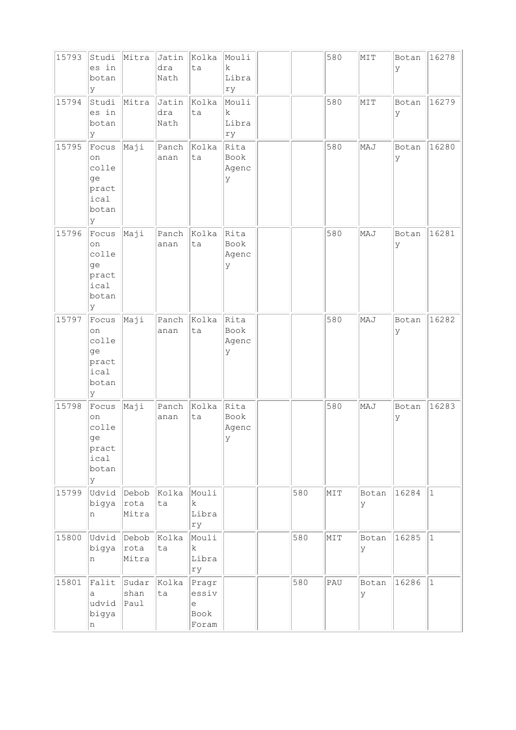| | | | | | | | | | | | |
|---|---|---|---|---|---|---|---|---|---|---|---|
| 15793 | Studies in botany | Mitra | Jatindra Nath | Kolkata | Moulik Library | | | 580 | MIT | Botany | 16278 |
| 15794 | Studies in botany | Mitra | Jatindra Nath | Kolkata | Moulik Library | | | 580 | MIT | Botany | 16279 |
| 15795 | Focus on college practical botany | Maji | Panchanan | Kolkata | Rita Book Agency | | | 580 | MAJ | Botany | 16280 |
| 15796 | Focus on college practical botany | Maji | Panchanan | Kolkata | Rita Book Agency | | | 580 | MAJ | Botany | 16281 |
| 15797 | Focus on college practical botany | Maji | Panchanan | Kolkata | Rita Book Agency | | | 580 | MAJ | Botany | 16282 |
| 15798 | Focus on college practical botany | Maji | Panchanan | Kolkata | Rita Book Agency | | | 580 | MAJ | Botany | 16283 |
| 15799 | Udvidbigyan | Debobrota Mitra | Kolkata | Moulik Library | | | 580 | MIT | Botany | 16284 | 1 |
| 15800 | Udvidbigyan | Debobrota Mitra | Kolkata | Moulik Library | | | 580 | MIT | Botany | 16285 | 1 |
| 15801 | Falita udvidbigyan | Sudarshan Paul | Kolkata | Pragressive Book Foram | | | 580 | PAU | Botany | 16286 | 1 |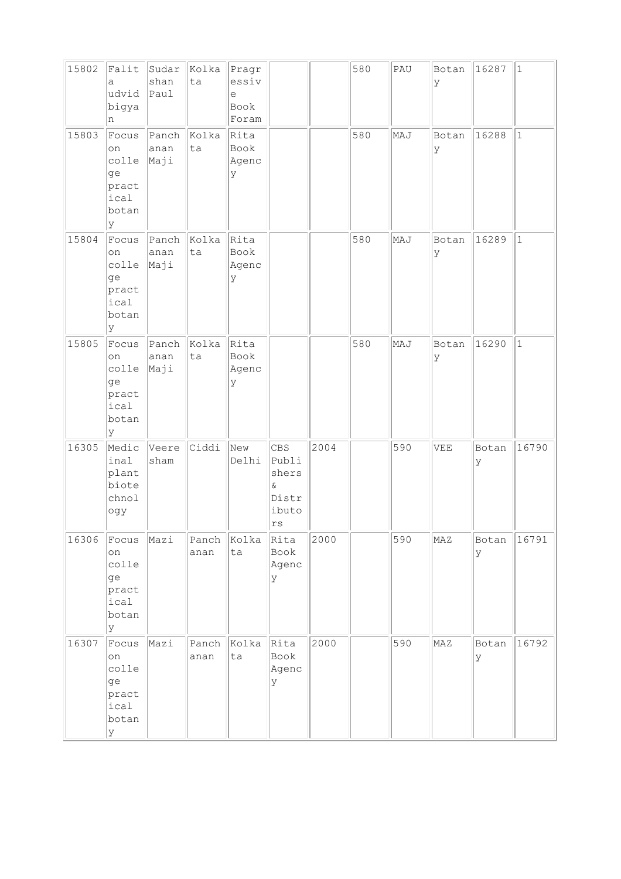| | | | | | | | | | | | |
|---|---|---|---|---|---|---|---|---|---|---|---|
| 15802 | Falita udvid bigyan | Sudarshan Paul | Kolkata | Pragressive Book Foram | | | 580 | PAU | Botany | 16287 | 1 |
| 15803 | Focus on college practical botany | Panchanan Maji | Kolkata | Rita Book Agency | | | 580 | MAJ | Botany | 16288 | 1 |
| 15804 | Focus on college practical botany | Panchanan Maji | Kolkata | Rita Book Agency | | | 580 | MAJ | Botany | 16289 | 1 |
| 15805 | Focus on college practical botany | Panchanan Maji | Kolkata | Rita Book Agency | | | 580 | MAJ | Botany | 16290 | 1 |
| 16305 | Medicinal plant biotechnology | Veeresham | Ciddi | New Delhi | CBS Publishers & Distributors | 2004 | | 590 | VEE | Botany | 16790 |
| 16306 | Focus on college practical botany | Mazi | Panchanan | Kolkata | Rita Book Agency | 2000 | | 590 | MAZ | Botany | 16791 |
| 16307 | Focus on college practical botany | Mazi | Panchanan | Kolkata | Rita Book Agency | 2000 | | 590 | MAZ | Botany | 16792 |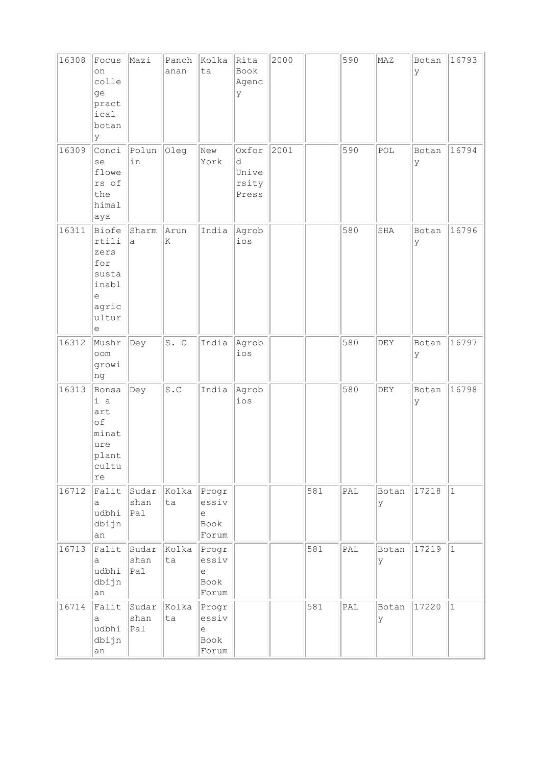| | | | | | | | | | | | |
|---|---|---|---|---|---|---|---|---|---|---|---|
| 16308 | Focus on college practical botany | Mazi | Panchanan | Kolkata | Rita Book Agency | 2000 | | 590 | MAZ | Botany | 16793 |
| 16309 | Concise flowers of the himalaya | Polunin | Oleg | New York | Oxford University Press | 2001 | | 590 | POL | Botany | 16794 |
| 16311 | Biofertilizers for sustainable agriculture | Sharma | Arun K | India | Agrobios | | | 580 | SHA | Botany | 16796 |
| 16312 | Mushroom growing | Dey | S. C | India | Agrobios | | | 580 | DEY | Botany | 16797 |
| 16313 | Bonsai a art of minature plant culture | Dey | S.C | India | Agrobios | | | 580 | DEY | Botany | 16798 |
| 16712 | Falita udbhidbijnan | Sudarshan Pal | Kolkata | Progressive Book Forum | | | 581 | PAL | Botany | 17218 | 1 |
| 16713 | Falita udbhidbijnan | Sudarshan Pal | Kolkata | Progressive Book Forum | | | 581 | PAL | Botany | 17219 | 1 |
| 16714 | Falita udbhidbijnan | Sudarshan Pal | Kolkata | Progressive Book Forum | | | 581 | PAL | Botany | 17220 | 1 |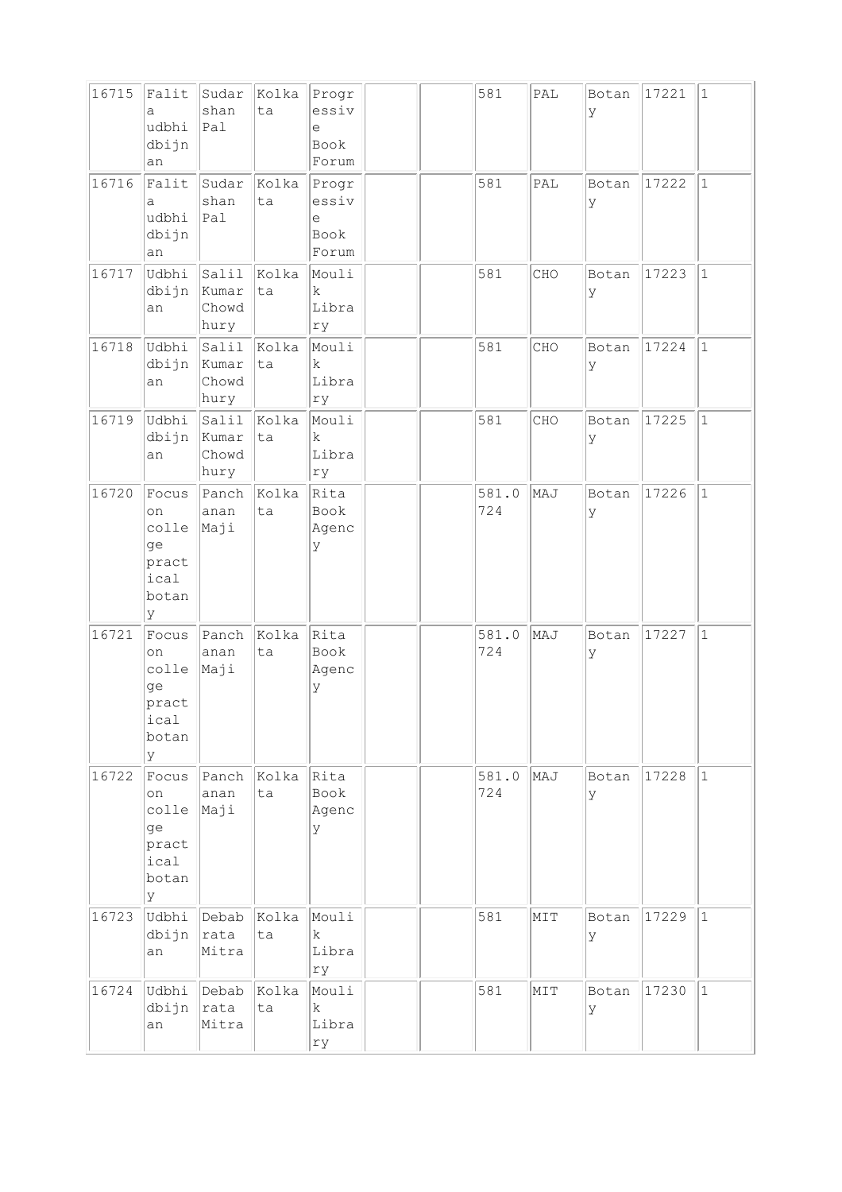| | | | | | | | | | | | |
|---|---|---|---|---|---|---|---|---|---|---|---|
| 16715 | Falita udbhidbijnan | Sudarshan Pal | Kolkata | Progressive Book Forum | | | 581 | PAL | Botany | 17221 | 1 |
| 16716 | Falita udbhidbijnan | Sudarshan Pal | Kolkata | Progressive Book Forum | | | 581 | PAL | Botany | 17222 | 1 |
| 16717 | Udbhidbijnan | Salil Kumar Chowdhury | Kolkata | Moulik Library | | | 581 | CHO | Botany | 17223 | 1 |
| 16718 | Udbhidbijnan | Salil Kumar Chowdhury | Kolkata | Moulik Library | | | 581 | CHO | Botany | 17224 | 1 |
| 16719 | Udbhidbijnan | Salil Kumar Chowdhury | Kolkata | Moulik Library | | | 581 | CHO | Botany | 17225 | 1 |
| 16720 | Focus on college practical botany | Panchanan Maji | Kolkata | Rita Book Agency | | | 581.0724 | MAJ | Botany | 17226 | 1 |
| 16721 | Focus on college practical botany | Panchanan Maji | Kolkata | Rita Book Agency | | | 581.0724 | MAJ | Botany | 17227 | 1 |
| 16722 | Focus on college practical botany | Panchanan Maji | Kolkata | Rita Book Agency | | | 581.0724 | MAJ | Botany | 17228 | 1 |
| 16723 | Udbhidbijnan | Debabrata Mitra | Kolkata | Moulik Library | | | 581 | MIT | Botany | 17229 | 1 |
| 16724 | Udbhidbijnan | Debabrata Mitra | Kolkata | Moulik Library | | | 581 | MIT | Botany | 17230 | 1 |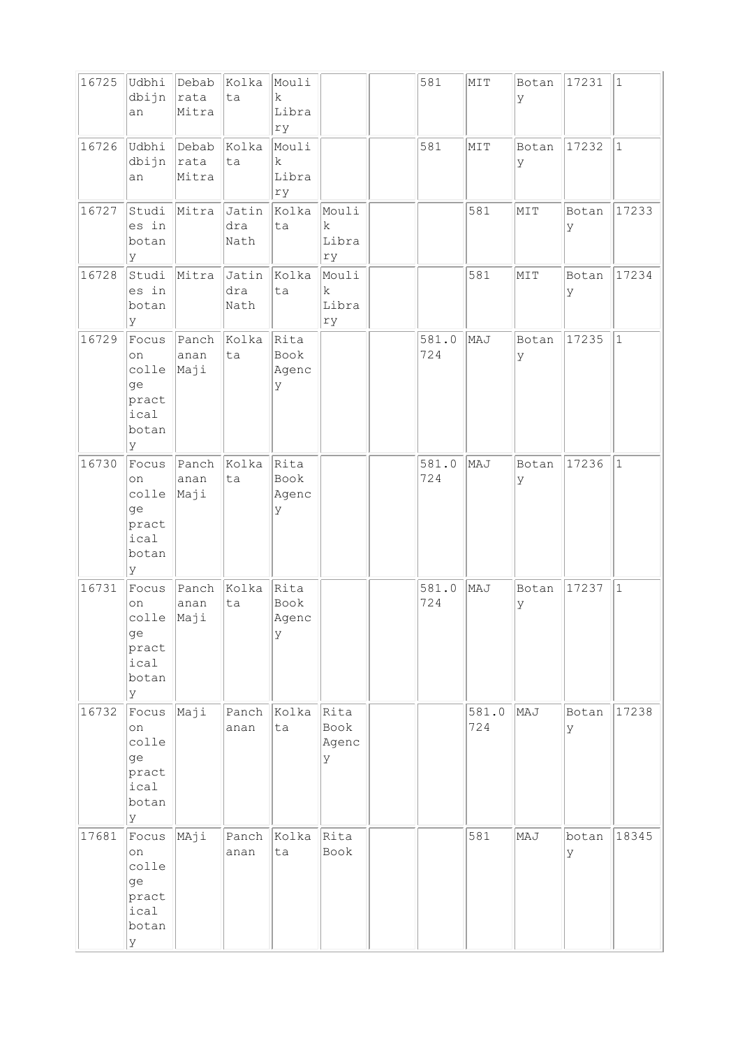| 16725 | Udbhidbijnan | Debabrata Mitra | Kolkata | Moulik Library | | | 581 | MIT | Botany | 17231 | 1 |
|---|---|---|---|---|---|---|---|---|---|---|---|
| 16726 | Udbhidbijnan | Debabrata Mitra | Kolkata | Moulik Library | | | 581 | MIT | Botany | 17232 | 1 |
| 16727 | Studies in botany | Mitra | Jatindra Nath | Kolkata | Moulik Library | | | 581 | MIT | Botany | 17233 |
| 16728 | Studies in botany | Mitra | Jatindra Nath | Kolkata | Moulik Library | | | 581 | MIT | Botany | 17234 |
| 16729 | Focus on college practical botany | Panchanan Maji | Kolkata | Rita Book Agency | | | 581.0724 | MAJ | Botany | 17235 | 1 |
| 16730 | Focus on college practical botany | Panchanan Maji | Kolkata | Rita Book Agency | | | 581.0724 | MAJ | Botany | 17236 | 1 |
| 16731 | Focus on college practical botany | Panchanan Maji | Kolkata | Rita Book Agency | | | 581.0724 | MAJ | Botany | 17237 | 1 |
| 16732 | Focus on college practical botany | Maji | Panchanan | Kolkata | Rita Book Agency | | | 581.0724 | MAJ | Botany | 17238 |
| 17681 | Focus on college practical botany | MAji | Panchanan | Kolkata | Rita Book | | | 581 | MAJ | botany | 18345 |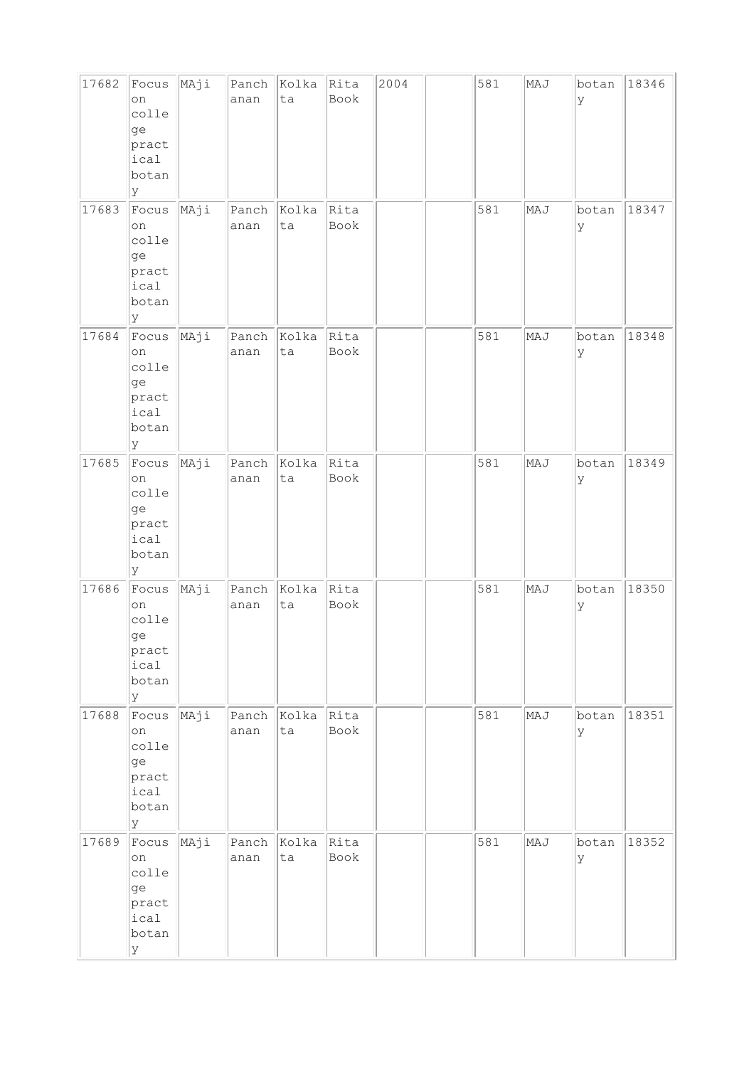| 17682 | Focus on college practical botany | MAji | Panchanan | Kolkata | Rita Book | 2004 | | 581 | MAJ | botany | 18346 |
|---|---|---|---|---|---|---|---|---|---|---|---|
| 17683 | Focus on college practical botany | MAji | Panchanan | Kolkata | Rita Book | | | 581 | MAJ | botany | 18347 |
| 17684 | Focus on college practical botany | MAji | Panchanan | Kolkata | Rita Book | | | 581 | MAJ | botany | 18348 |
| 17685 | Focus on college practical botany | MAji | Panchanan | Kolkata | Rita Book | | | 581 | MAJ | botany | 18349 |
| 17686 | Focus on college practical botany | MAji | Panchanan | Kolkata | Rita Book | | | 581 | MAJ | botany | 18350 |
| 17688 | Focus on college practical botany | MAji | Panchanan | Kolkata | Rita Book | | | 581 | MAJ | botany | 18351 |
| 17689 | Focus on college practical botany | MAji | Panchanan | Kolkata | Rita Book | | | 581 | MAJ | botany | 18352 |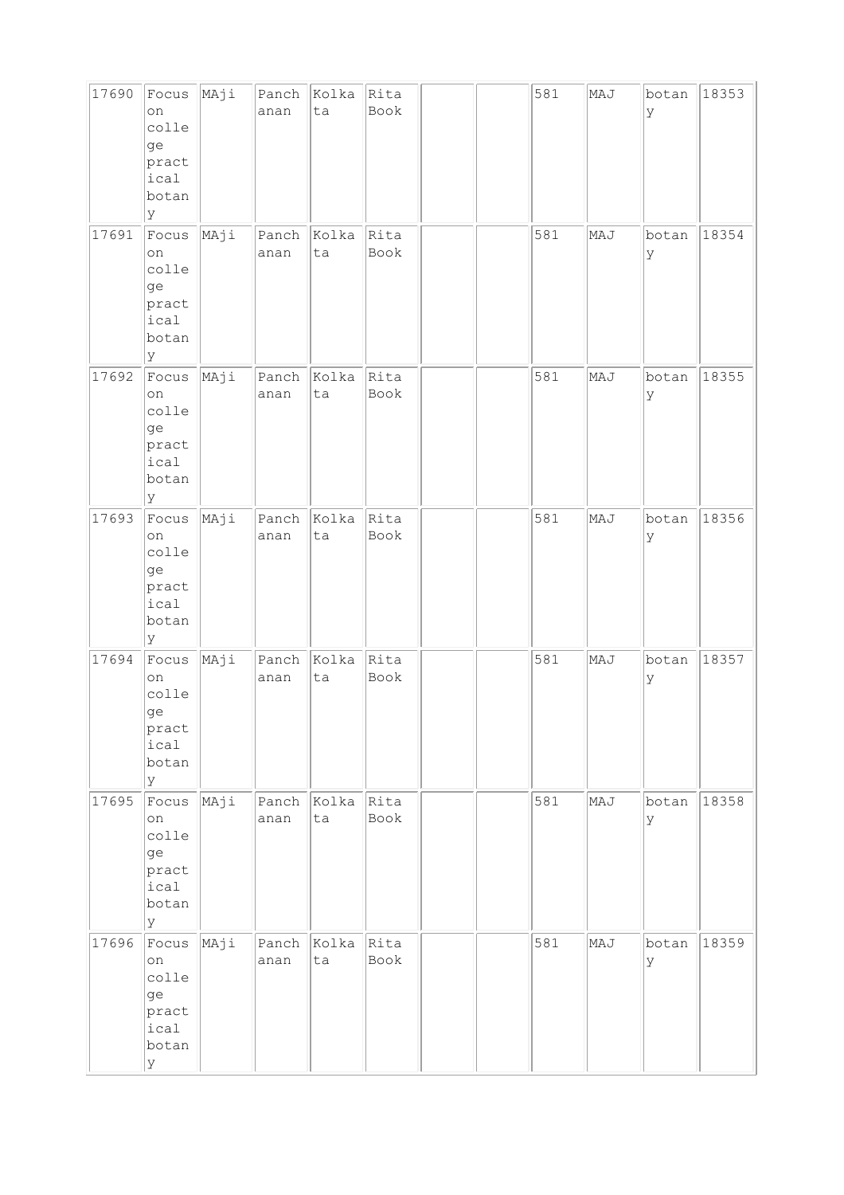| 17690 | Focus on college practical botany | MAji | Panchanan | Kolkata | Rita Book | | | 581 | MAJ | botany | 18353 |
|---|---|---|---|---|---|---|---|---|---|---|---|
| 17691 | Focus on college practical botany | MAji | Panchanan | Kolkata | Rita Book | | | 581 | MAJ | botany | 18354 |
| 17692 | Focus on college practical botany | MAji | Panchanan | Kolkata | Rita Book | | | 581 | MAJ | botany | 18355 |
| 17693 | Focus on college practical botany | MAji | Panchanan | Kolkata | Rita Book | | | 581 | MAJ | botany | 18356 |
| 17694 | Focus on college practical botany | MAji | Panchanan | Kolkata | Rita Book | | | 581 | MAJ | botany | 18357 |
| 17695 | Focus on college practical botany | MAji | Panchanan | Kolkata | Rita Book | | | 581 | MAJ | botany | 18358 |
| 17696 | Focus on college practical botany | MAji | Panchanan | Kolkata | Rita Book | | | 581 | MAJ | botany | 18359 |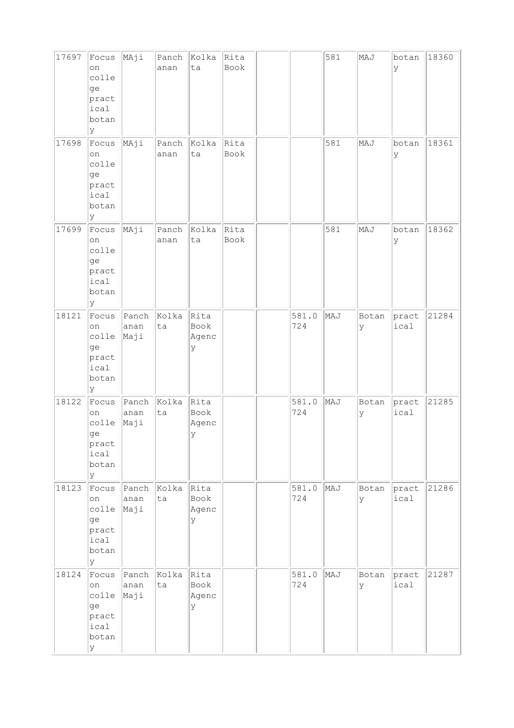| | | | | | | | | | | | |
|---|---|---|---|---|---|---|---|---|---|---|---|
| 17697 | Focus on college practical botany | MAji | Panchanan | Kolkata | Rita Book | | | 581 | MAJ | botany | 18360 |
| 17698 | Focus on college practical botany | MAji | Panchanan | Kolkata | Rita Book | | | 581 | MAJ | botany | 18361 |
| 17699 | Focus on college practical botany | MAji | Panchanan | Kolkata | Rita Book | | | 581 | MAJ | botany | 18362 |
| 18121 | Focus on college practical botany | Panchanan Maji | Kolkata | Rita Book Agency | | | 581.0724 | MAJ | Botany | practical | 21284 |
| 18122 | Focus on college practical botany | Panchanan Maji | Kolkata | Rita Book Agency | | | 581.0724 | MAJ | Botany | practical | 21285 |
| 18123 | Focus on college practical botany | Panchanan Maji | Kolkata | Rita Book Agency | | | 581.0724 | MAJ | Botany | practical | 21286 |
| 18124 | Focus on college practical botany | Panchanan Maji | Kolkata | Rita Book Agency | | | 581.0724 | MAJ | Botany | practical | 21287 |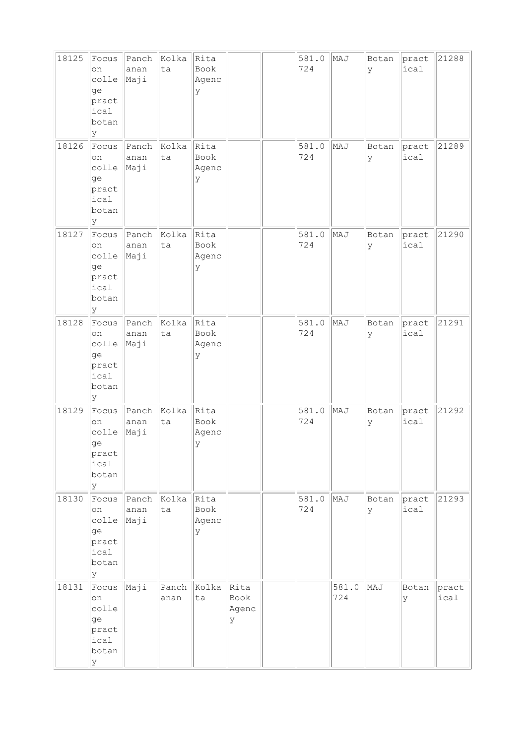| 18125 | Focus on college practical botany | Panchanan Maji | Kolkata | Rita Book Agency | | | 581.0724 | MAJ | Botany | practical | 21288 |
|---|---|---|---|---|---|---|---|---|---|---|---|
| 18126 | Focus on college practical botany | Panchanan Maji | Kolkata | Rita Book Agency | | | 581.0724 | MAJ | Botany | practical | 21289 |
| 18127 | Focus on college practical botany | Panchanan Maji | Kolkata | Rita Book Agency | | | 581.0724 | MAJ | Botany | practical | 21290 |
| 18128 | Focus on college practical botany | Panchanan Maji | Kolkata | Rita Book Agency | | | 581.0724 | MAJ | Botany | practical | 21291 |
| 18129 | Focus on college practical botany | Panchanan Maji | Kolkata | Rita Book Agency | | | 581.0724 | MAJ | Botany | practical | 21292 |
| 18130 | Focus on college practical botany | Panchanan Maji | Kolkata | Rita Book Agency | | | 581.0724 | MAJ | Botany | practical | 21293 |
| 18131 | Focus on college practical botany | Maji | Panchanan | Kolkata | Rita Book Agency | | | 581.0724 | MAJ | Botany | practical |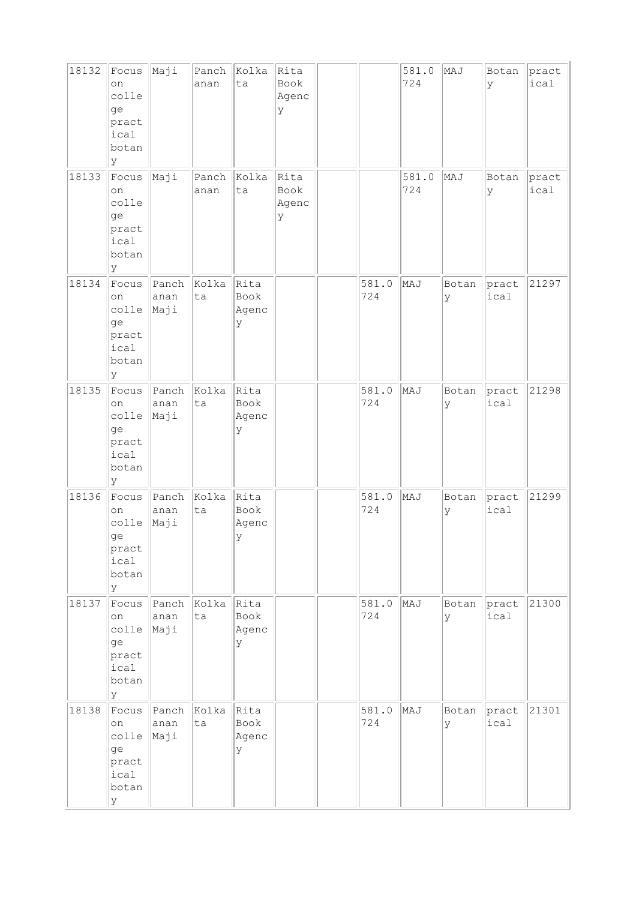| | | | | | | | | | | | |
|---|---|---|---|---|---|---|---|---|---|---|---|
| 18132 | Focus on college practical botany | Maji | Panchanan | Kolkata | Rita Book Agency | | | 581.0724 | MAJ | Botany | practical |
| 18133 | Focus on college practical botany | Maji | Panchanan | Kolkata | Rita Book Agency | | | 581.0724 | MAJ | Botany | practical |
| 18134 | Focus on college practical botany | Panchanan Maji | Kolkata | Rita Book Agency | | | 581.0724 | MAJ | Botany | practical | 21297 |
| 18135 | Focus on college practical botany | Panchanan Maji | Kolkata | Rita Book Agency | | | 581.0724 | MAJ | Botany | practical | 21298 |
| 18136 | Focus on college practical botany | Panchanan Maji | Kolkata | Rita Book Agency | | | 581.0724 | MAJ | Botany | practical | 21299 |
| 18137 | Focus on college practical botany | Panchanan Maji | Kolkata | Rita Book Agency | | | 581.0724 | MAJ | Botany | practical | 21300 |
| 18138 | Focus on college practical botany | Panchanan Maji | Kolkata | Rita Book Agency | | | 581.0724 | MAJ | Botany | practical | 21301 |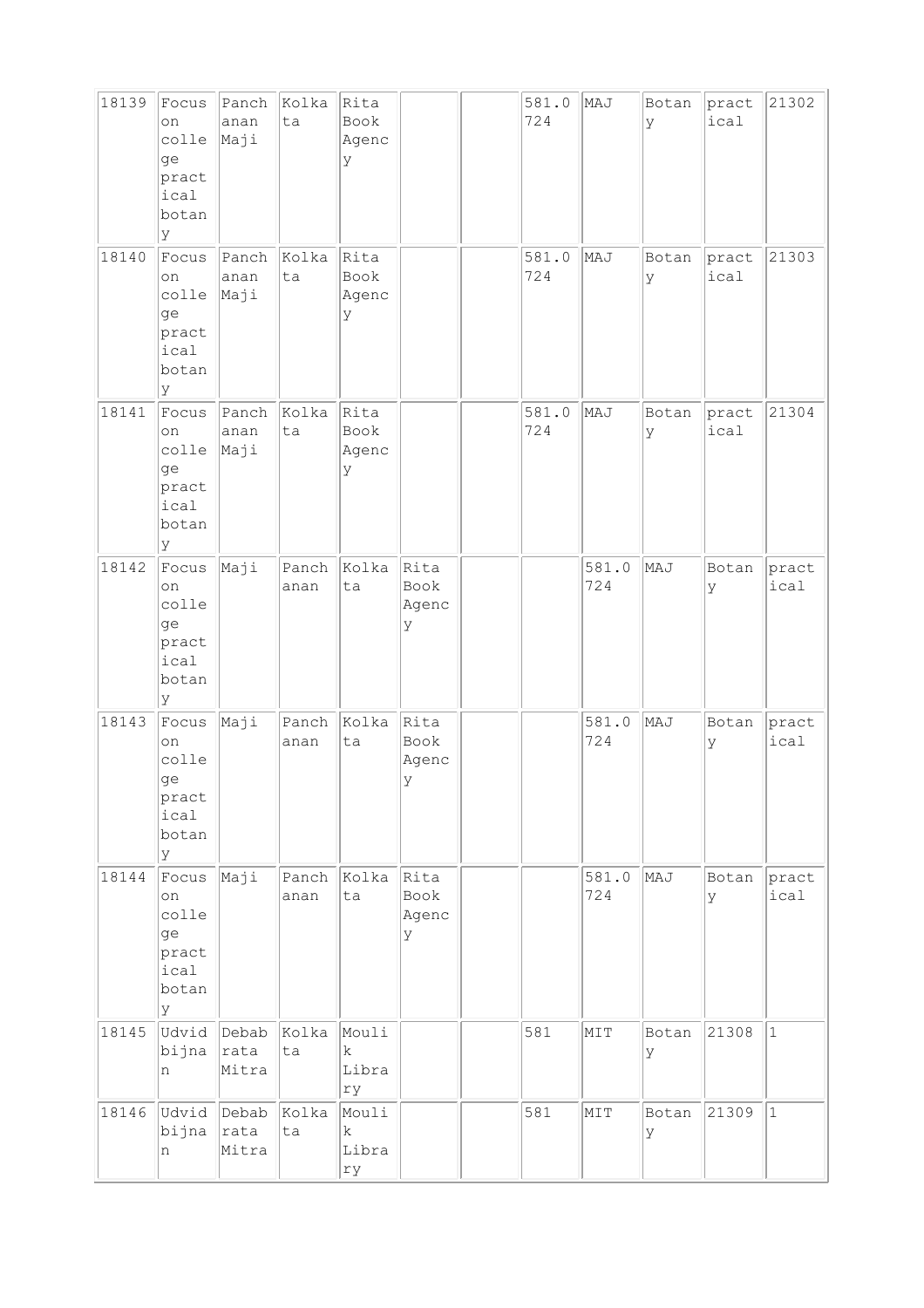| 18139 | Focus on college practical botany | Panchanan Maji | Kolkata | Rita Book Agency | | | 581.0724 | MAJ | Botany | practical | 21302 |
|---|---|---|---|---|---|---|---|---|---|---|---|
| 18140 | Focus on college practical botany | Panchanan Maji | Kolkata | Rita Book Agency | | | 581.0724 | MAJ | Botany | practical | 21303 |
| 18141 | Focus on college practical botany | Panchanan Maji | Kolkata | Rita Book Agency | | | 581.0724 | MAJ | Botany | practical | 21304 |
| 18142 | Focus on college practical botany | Maji | Panchanan | Kolkata | Rita Book Agency | | | 581.0724 | MAJ | Botany | practical |
| 18143 | Focus on college practical botany | Maji | Panchanan | Kolkata | Rita Book Agency | | | 581.0724 | MAJ | Botany | practical |
| 18144 | Focus on college practical botany | Maji | Panchanan | Kolkata | Rita Book Agency | | | 581.0724 | MAJ | Botany | practical |
| 18145 | Udvidbijnan | Debabrata Mitra | Kolkata | Moulik Library | | | 581 | MIT | Botany | 21308 | 1 |
| 18146 | Udvidbijnan | Debabrata Mitra | Kolkata | Moulik Library | | | 581 | MIT | Botany | 21309 | 1 |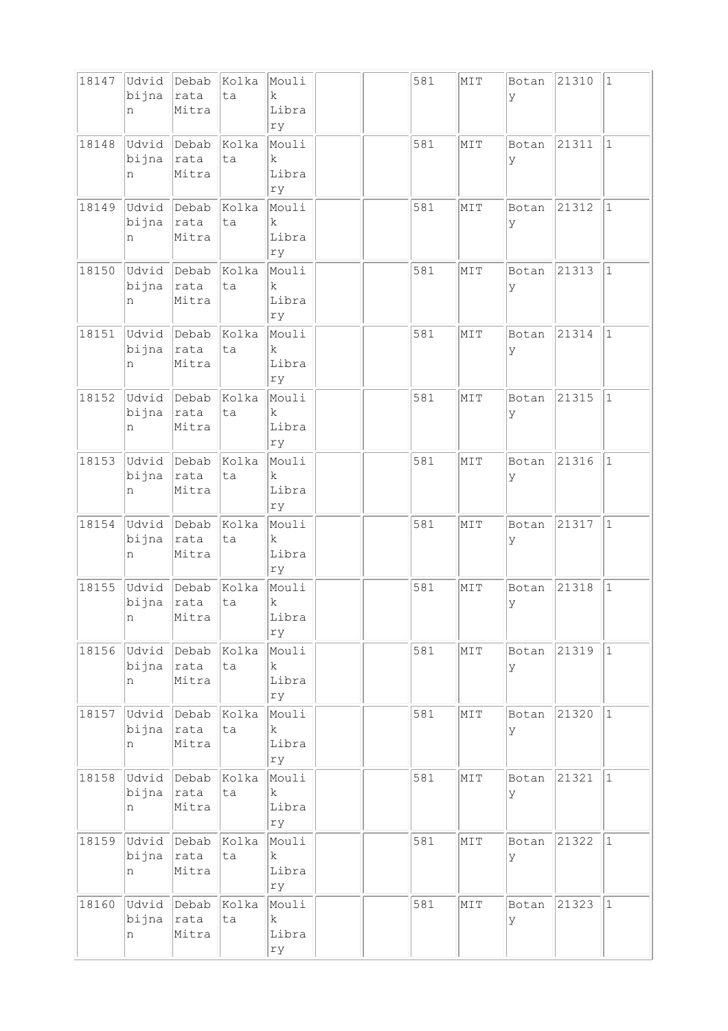| 18147 | Udvid bijnan | Debabrata Mitra | Kolkata | Moulik Library | | | 581 | MIT | Botany | 21310 | 1 |
|---|---|---|---|---|---|---|---|---|---|---|---|
| 18148 | Udvid bijnan | Debabrata Mitra | Kolkata | Moulik Library | | | 581 | MIT | Botany | 21311 | 1 |
| 18149 | Udvid bijnan | Debabrata Mitra | Kolkata | Moulik Library | | | 581 | MIT | Botany | 21312 | 1 |
| 18150 | Udvid bijnan | Debabrata Mitra | Kolkata | Moulik Library | | | 581 | MIT | Botany | 21313 | 1 |
| 18151 | Udvid bijnan | Debabrata Mitra | Kolkata | Moulik Library | | | 581 | MIT | Botany | 21314 | 1 |
| 18152 | Udvid bijnan | Debabrata Mitra | Kolkata | Moulik Library | | | 581 | MIT | Botany | 21315 | 1 |
| 18153 | Udvid bijnan | Debabrata Mitra | Kolkata | Moulik Library | | | 581 | MIT | Botany | 21316 | 1 |
| 18154 | Udvid bijnan | Debabrata Mitra | Kolkata | Moulik Library | | | 581 | MIT | Botany | 21317 | 1 |
| 18155 | Udvid bijnan | Debabrata Mitra | Kolkata | Moulik Library | | | 581 | MIT | Botany | 21318 | 1 |
| 18156 | Udvid bijnan | Debabrata Mitra | Kolkata | Moulik Library | | | 581 | MIT | Botany | 21319 | 1 |
| 18157 | Udvid bijnan | Debabrata Mitra | Kolkata | Moulik Library | | | 581 | MIT | Botany | 21320 | 1 |
| 18158 | Udvid bijnan | Debabrata Mitra | Kolkata | Moulik Library | | | 581 | MIT | Botany | 21321 | 1 |
| 18159 | Udvid bijnan | Debabrata Mitra | Kolkata | Moulik Library | | | 581 | MIT | Botany | 21322 | 1 |
| 18160 | Udvid bijnan | Debabrata Mitra | Kolkata | Moulik Library | | | 581 | MIT | Botany | 21323 | 1 |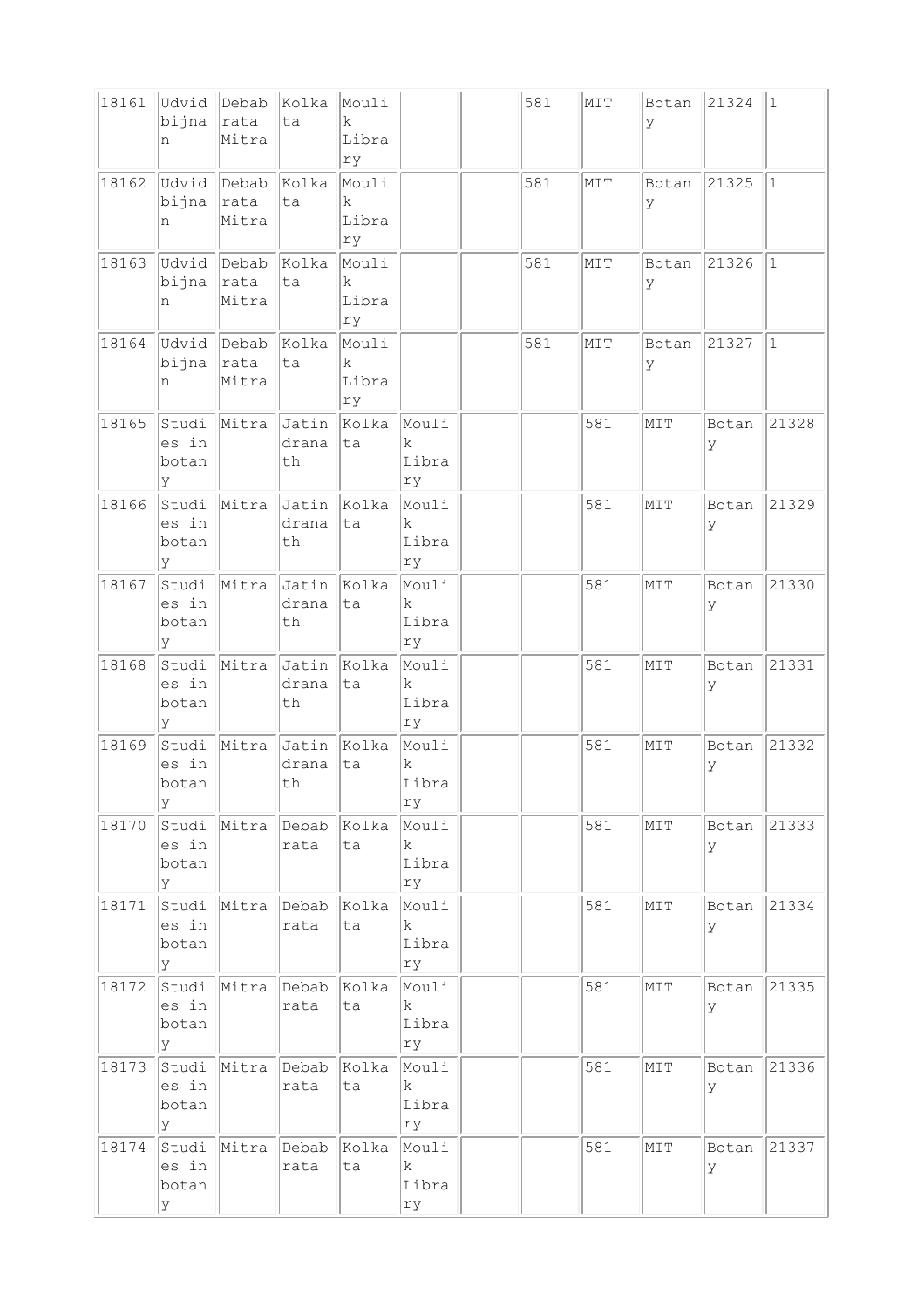| | | | | | | | | | | | |
|---|---|---|---|---|---|---|---|---|---|---|---|
| 18161 | Udvidbijnan | Debabrata Mitra | Kolkata | Moulik Library | | | 581 | MIT | Botany | 21324 | 1 |
| 18162 | Udvidbijnan | Debabrata Mitra | Kolkata | Moulik Library | | | 581 | MIT | Botany | 21325 | 1 |
| 18163 | Udvidbijnan | Debabrata Mitra | Kolkata | Moulik Library | | | 581 | MIT | Botany | 21326 | 1 |
| 18164 | Udvidbijnan | Debabrata Mitra | Kolkata | Moulik Library | | | 581 | MIT | Botany | 21327 | 1 |
| 18165 | Studies in botany | Mitra | Jatindranath | Kolkata | Moulik Library | | | 581 | MIT | Botany | 21328 |
| 18166 | Studies in botany | Mitra | Jatindranath | Kolkata | Moulik Library | | | 581 | MIT | Botany | 21329 |
| 18167 | Studies in botany | Mitra | Jatindranath | Kolkata | Moulik Library | | | 581 | MIT | Botany | 21330 |
| 18168 | Studies in botany | Mitra | Jatindranath | Kolkata | Moulik Library | | | 581 | MIT | Botany | 21331 |
| 18169 | Studies in botany | Mitra | Jatindranath | Kolkata | Moulik Library | | | 581 | MIT | Botany | 21332 |
| 18170 | Studies in botany | Mitra | Debabrata | Kolkata | Moulik Library | | | 581 | MIT | Botany | 21333 |
| 18171 | Studies in botany | Mitra | Debabrata | Kolkata | Moulik Library | | | 581 | MIT | Botany | 21334 |
| 18172 | Studies in botany | Mitra | Debabrata | Kolkata | Moulik Library | | | 581 | MIT | Botany | 21335 |
| 18173 | Studies in botany | Mitra | Debabrata | Kolkata | Moulik Library | | | 581 | MIT | Botany | 21336 |
| 18174 | Studies in botany | Mitra | Debabrata | Kolkata | Moulik Library | | | 581 | MIT | Botany | 21337 |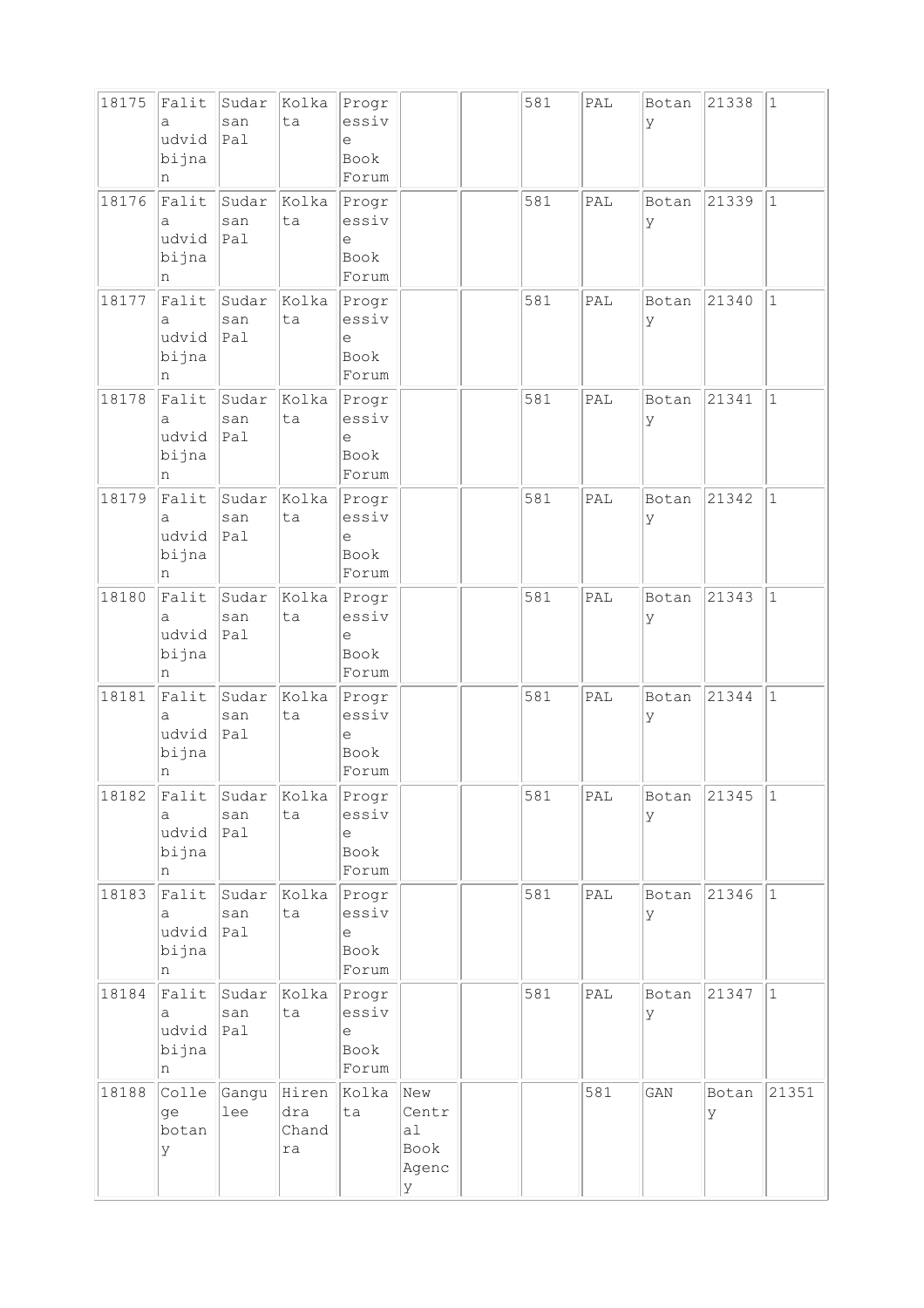| | | | | | | | | | | | |
|---|---|---|---|---|---|---|---|---|---|---|---|
| 18175 | Falita udvid bijnan | Sudarsan Pal | Kolkata | Progressive Book Forum | | | 581 | PAL | Botany | 21338 | 1 |
| 18176 | Falita udvid bijnan | Sudarsan Pal | Kolkata | Progressive Book Forum | | | 581 | PAL | Botany | 21339 | 1 |
| 18177 | Falita udvid bijnan | Sudarsan Pal | Kolkata | Progressive Book Forum | | | 581 | PAL | Botany | 21340 | 1 |
| 18178 | Falita udvid bijnan | Sudarsan Pal | Kolkata | Progressive Book Forum | | | 581 | PAL | Botany | 21341 | 1 |
| 18179 | Falita udvid bijnan | Sudarsan Pal | Kolkata | Progressive Book Forum | | | 581 | PAL | Botany | 21342 | 1 |
| 18180 | Falita udvid bijnan | Sudarsan Pal | Kolkata | Progressive Book Forum | | | 581 | PAL | Botany | 21343 | 1 |
| 18181 | Falita udvid bijnan | Sudarsan Pal | Kolkata | Progressive Book Forum | | | 581 | PAL | Botany | 21344 | 1 |
| 18182 | Falita udvid bijnan | Sudarsan Pal | Kolkata | Progressive Book Forum | | | 581 | PAL | Botany | 21345 | 1 |
| 18183 | Falita udvid bijnan | Sudarsan Pal | Kolkata | Progressive Book Forum | | | 581 | PAL | Botany | 21346 | 1 |
| 18184 | Falita udvid bijnan | Sudarsan Pal | Kolkata | Progressive Book Forum | | | 581 | PAL | Botany | 21347 | 1 |
| 18188 | College botany | Gangulee | Hirendra Chandra | Kolkata | New Central Book Agency | | | 581 | GAN | Botany | 21351 |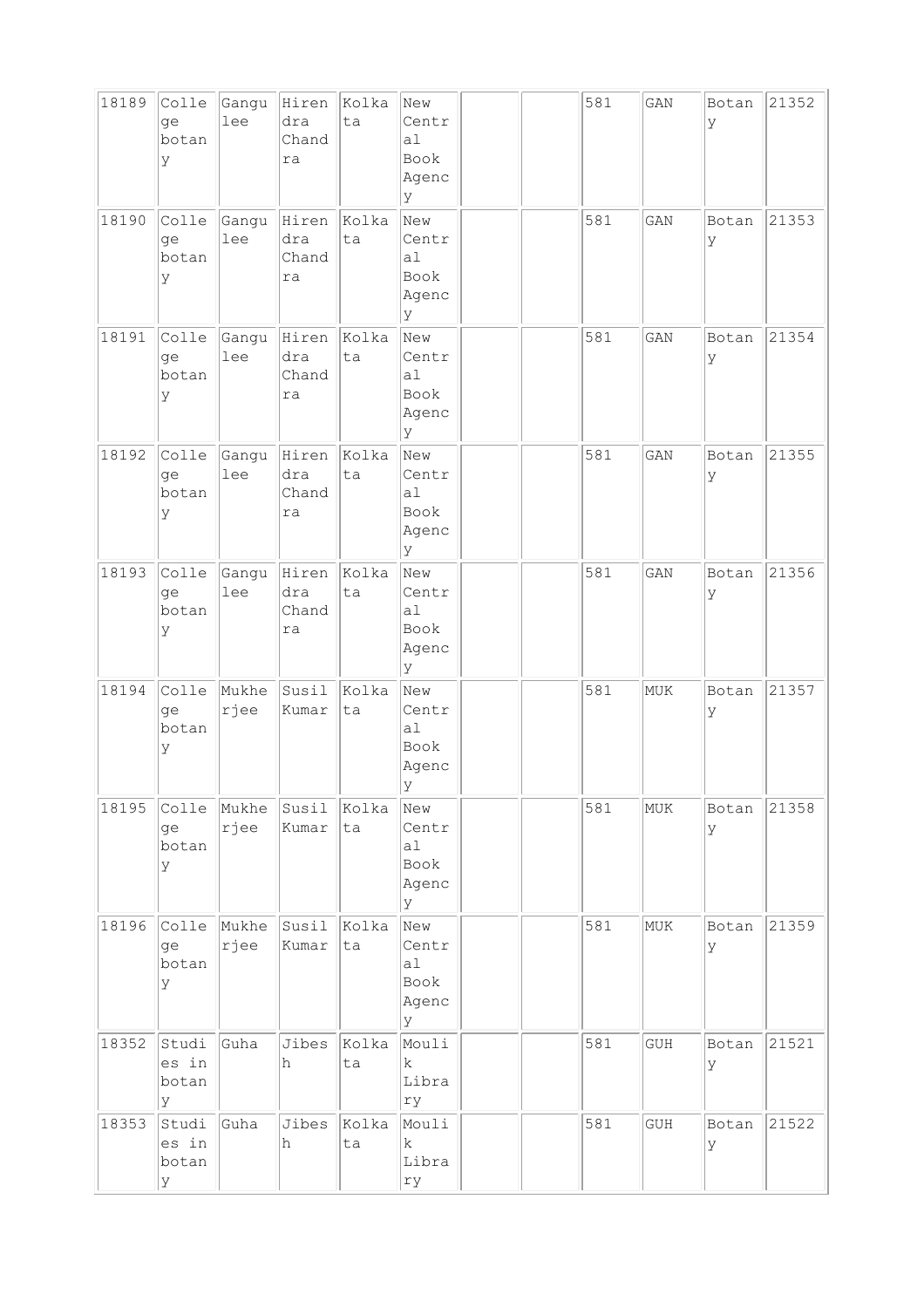| 18189 | College botany | Gangulee | Hirendra Chandra | Kolkata | New Central Book Agency | | | 581 | GAN | Botany | 21352 |
|---|---|---|---|---|---|---|---|---|---|---|---|
| 18190 | College botany | Gangulee | Hirendra Chandra | Kolkata | New Central Book Agency | | | 581 | GAN | Botany | 21353 |
| 18191 | College botany | Gangulee | Hirendra Chandra | Kolkata | New Central Book Agency | | | 581 | GAN | Botany | 21354 |
| 18192 | College botany | Gangulee | Hirendra Chandra | Kolkata | New Central Book Agency | | | 581 | GAN | Botany | 21355 |
| 18193 | College botany | Gangulee | Hirendra Chandra | Kolkata | New Central Book Agency | | | 581 | GAN | Botany | 21356 |
| 18194 | College botany | Mukherjee | Susil Kumar | Kolkata | New Central Book Agency | | | 581 | MUK | Botany | 21357 |
| 18195 | College botany | Mukherjee | Susil Kumar | Kolkata | New Central Book Agency | | | 581 | MUK | Botany | 21358 |
| 18196 | College botany | Mukherjee | Susil Kumar | Kolkata | New Central Book Agency | | | 581 | MUK | Botany | 21359 |
| 18352 | Studies in botany | Guha | Jibesh | Kolkata | Moulik Library | | | 581 | GUH | Botany | 21521 |
| 18353 | Studies in botany | Guha | Jibesh | Kolkata | Moulik Library | | | 581 | GUH | Botany | 21522 |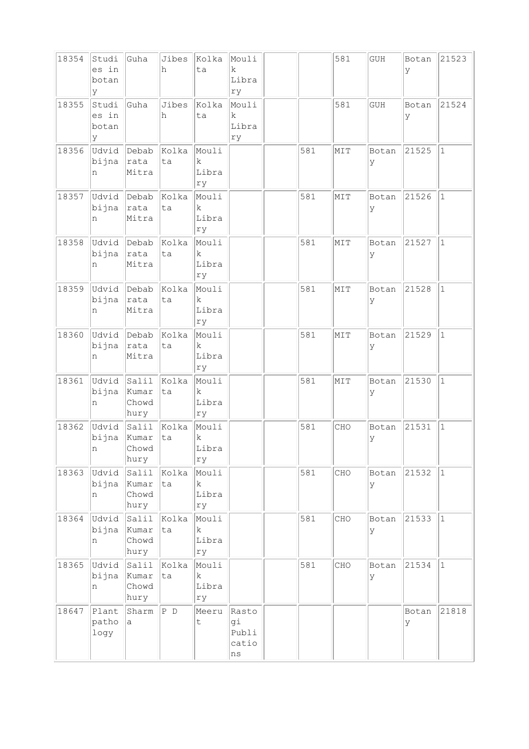| | | | | | | | | | | | |
|---|---|---|---|---|---|---|---|---|---|---|---|
| 18354 | Studies in botany | Guha | Jibesh | Kolkata | Moulik Library | | | 581 | GUH | Botany | 21523 |
| 18355 | Studies in botany | Guha | Jibesh | Kolkata | Moulik Library | | | 581 | GUH | Botany | 21524 |
| 18356 | Udvid bijnan | Debabrata Mitra | Kolkata | Moulik Library | | | 581 | MIT | Botany | 21525 | 1 |
| 18357 | Udvid bijnan | Debabrata Mitra | Kolkata | Moulik Library | | | 581 | MIT | Botany | 21526 | 1 |
| 18358 | Udvid bijnan | Debabrata Mitra | Kolkata | Moulik Library | | | 581 | MIT | Botany | 21527 | 1 |
| 18359 | Udvid bijnan | Debabrata Mitra | Kolkata | Moulik Library | | | 581 | MIT | Botany | 21528 | 1 |
| 18360 | Udvid bijnan | Debabrata Mitra | Kolkata | Moulik Library | | | 581 | MIT | Botany | 21529 | 1 |
| 18361 | Udvid bijnan | Salil Kumar Chowdhury | Kolkata | Moulik Library | | | 581 | MIT | Botany | 21530 | 1 |
| 18362 | Udvid bijnan | Salil Kumar Chowdhury | Kolkata | Moulik Library | | | 581 | CHO | Botany | 21531 | 1 |
| 18363 | Udvid bijnan | Salil Kumar Chowdhury | Kolkata | Moulik Library | | | 581 | CHO | Botany | 21532 | 1 |
| 18364 | Udvid bijnan | Salil Kumar Chowdhury | Kolkata | Moulik Library | | | 581 | CHO | Botany | 21533 | 1 |
| 18365 | Udvid bijnan | Salil Kumar Chowdhury | Kolkata | Moulik Library | | | 581 | CHO | Botany | 21534 | 1 |
| 18647 | Plant pathology | Sharma | P D | Meerut | Rastogi Publications | | | | | Botany | 21818 |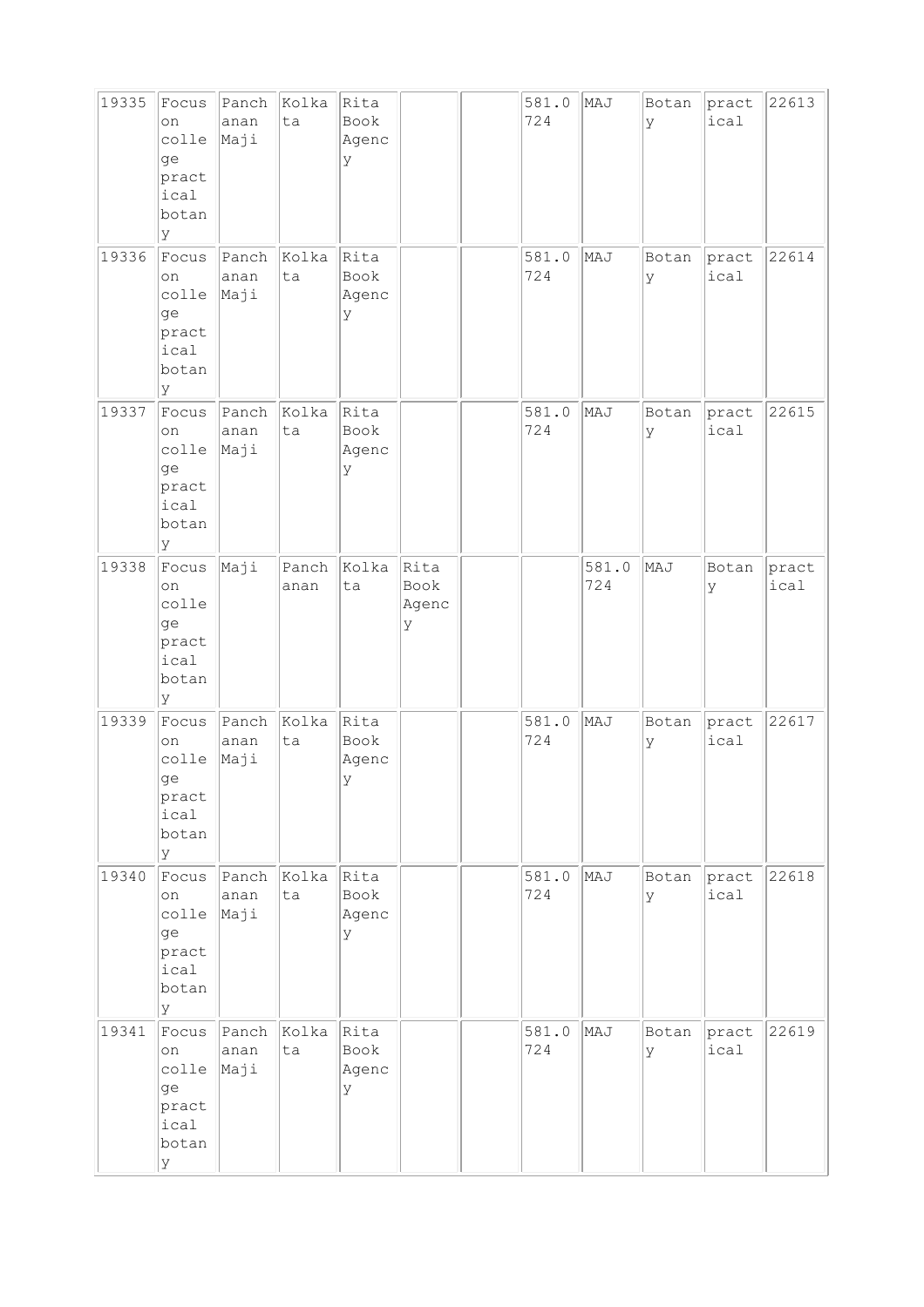| 19335 | Focus on college practical botany | Panchanan Maji | Kolkata | Rita Book Agency | | | 581.0724 | MAJ | Botany | practical | 22613 |
|---|---|---|---|---|---|---|---|---|---|---|---|
| 19336 | Focus on college practical botany | Panchanan Maji | Kolkata | Rita Book Agency | | | 581.0724 | MAJ | Botany | practical | 22614 |
| 19337 | Focus on college practical botany | Panchanan Maji | Kolkata | Rita Book Agency | | | 581.0724 | MAJ | Botany | practical | 22615 |
| 19338 | Focus on college practical botany | Maji | Panchanan | Kolkata | Rita Book Agency | | | 581.0724 | MAJ | Botany | practical |
| 19339 | Focus on college practical botany | Panchanan Maji | Kolkata | Rita Book Agency | | | 581.0724 | MAJ | Botany | practical | 22617 |
| 19340 | Focus on college practical botany | Panchanan Maji | Kolkata | Rita Book Agency | | | 581.0724 | MAJ | Botany | practical | 22618 |
| 19341 | Focus on college practical botany | Panchanan Maji | Kolkata | Rita Book Agency | | | 581.0724 | MAJ | Botany | practical | 22619 |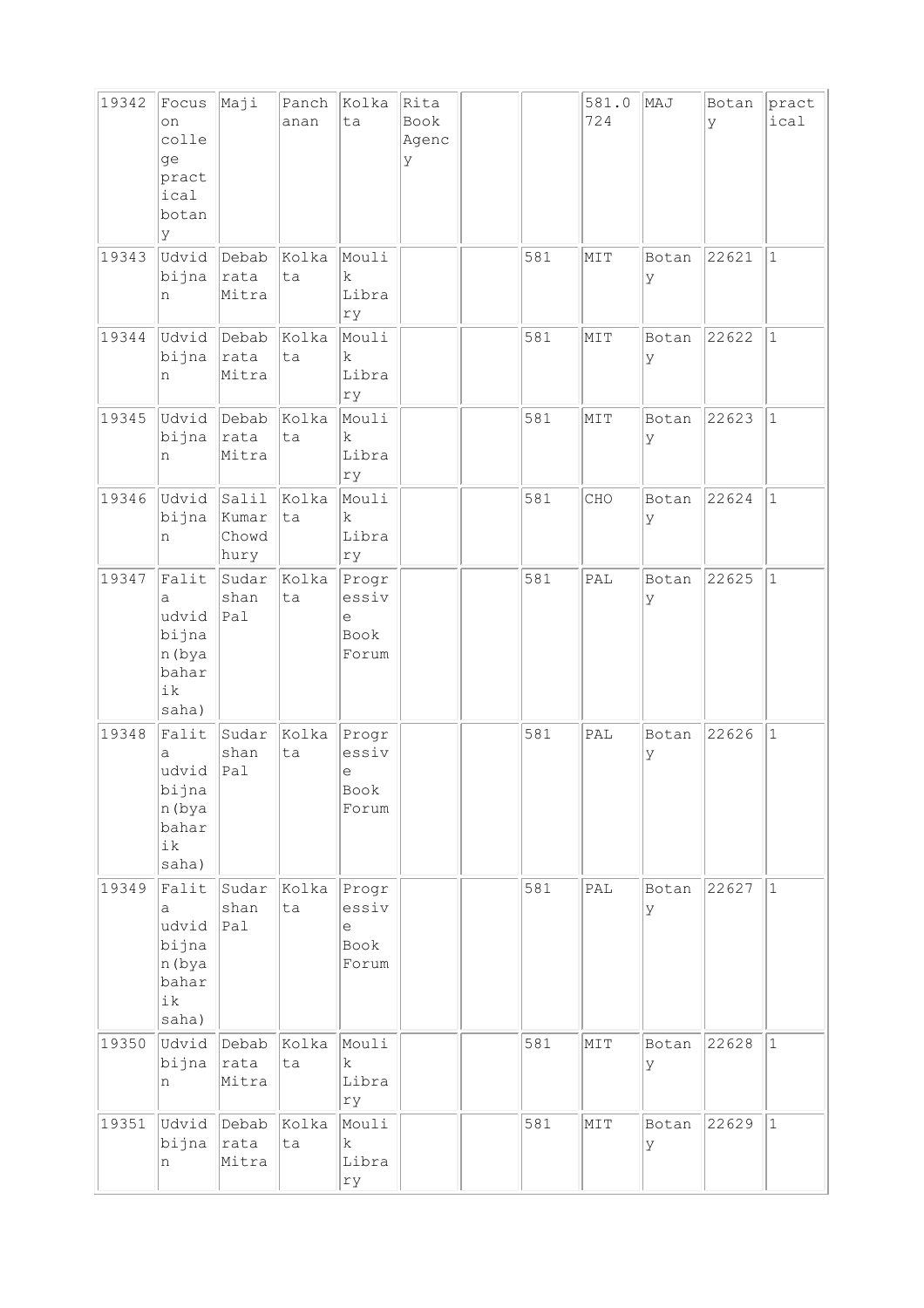| | | | | | | | | | | | |
|---|---|---|---|---|---|---|---|---|---|---|---|
| 19342 | Focus on college practical botany | Maji | Panchanan | Kolkata | Rita Book Agency | | | 581.0724 | MAJ | Botany | practical |
| 19343 | Udvid bijnan | Debabrata Mitra | Kolkata | Moulik Library | | | 581 | MIT | Botany | 22621 | 1 |
| 19344 | Udvid bijnan | Debabrata Mitra | Kolkata | Moulik Library | | | 581 | MIT | Botany | 22622 | 1 |
| 19345 | Udvid bijnan | Debabrata Mitra | Kolkata | Moulik Library | | | 581 | MIT | Botany | 22623 | 1 |
| 19346 | Udvid bijnan | Salil Kumar Chowdhury | Kolkata | Moulik Library | | | 581 | CHO | Botany | 22624 | 1 |
| 19347 | Falita udvid bijnan(byabahari k saha) | Sudarshan Pal | Kolkata | Progressive Book Forum | | | 581 | PAL | Botany | 22625 | 1 |
| 19348 | Falita udvid bijnan(byabahari k saha) | Sudarshan Pal | Kolkata | Progressive Book Forum | | | 581 | PAL | Botany | 22626 | 1 |
| 19349 | Falita udvid bijnan(byabahari k saha) | Sudarshan Pal | Kolkata | Progressive Book Forum | | | 581 | PAL | Botany | 22627 | 1 |
| 19350 | Udvid bijnan | Debabrata Mitra | Kolkata | Moulik Library | | | 581 | MIT | Botany | 22628 | 1 |
| 19351 | Udvid bijnan | Debabrata Mitra | Kolkata | Moulik Library | | | 581 | MIT | Botany | 22629 | 1 |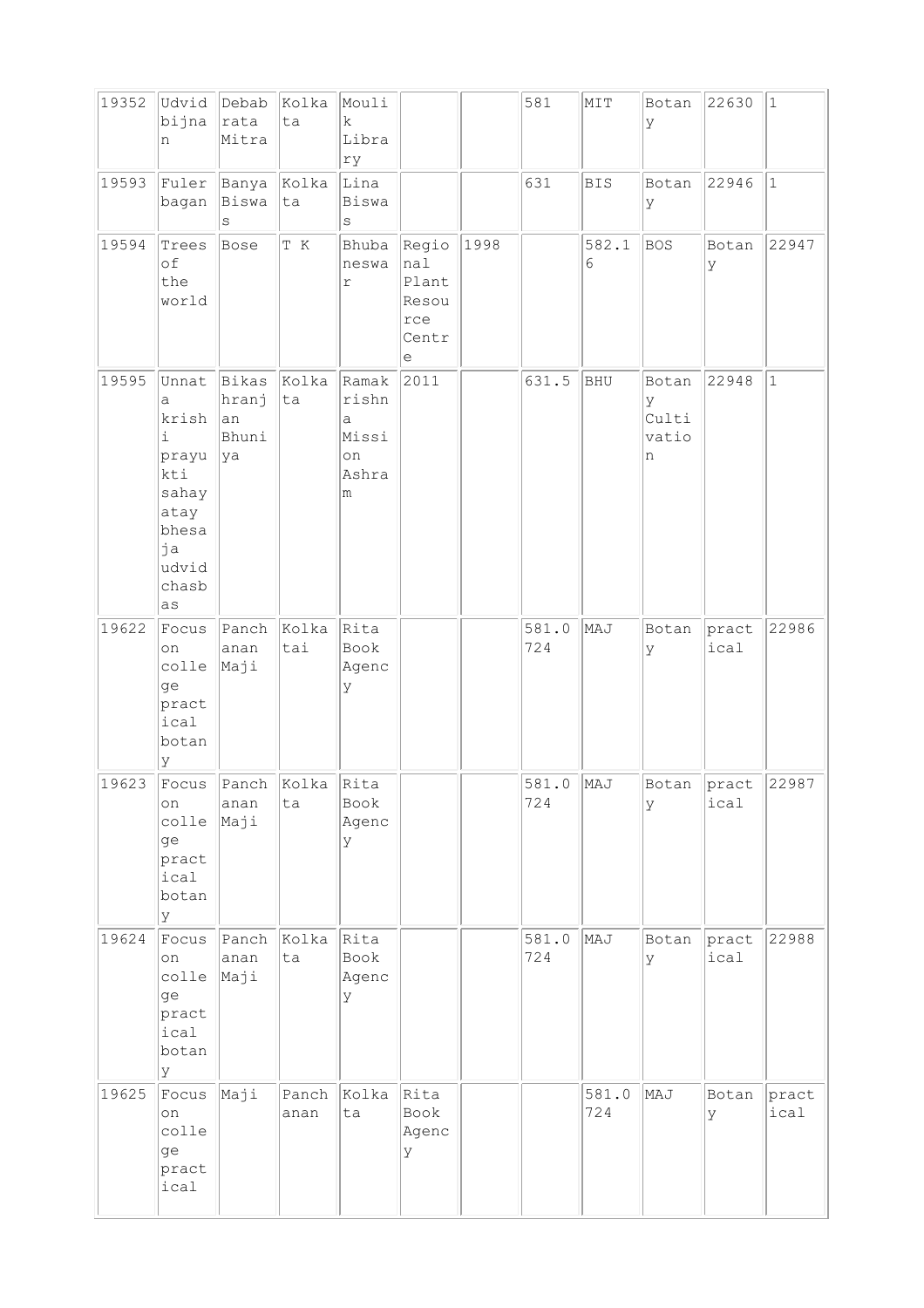| 19352 | Udvid bijnan | Debabrata Mitra | Kolkata | Moulik Library | | | 581 | MIT | Botany | 22630 | 1 |
|---|---|---|---|---|---|---|---|---|---|---|---|
| 19593 | Fuler bagan | Banya Biswas | Kolkata | Lina Biswas | | | 631 | BIS | Botany | 22946 | 1 |
| 19594 | Trees of the world | Bose | T K | Bhubaneswar | Regional Plant Resource Centre | 1998 | | 582.16 | BOS | Botany | 22947 |
| 19595 | Unnat a krishi prayukti sahayatay bhesaja udvid chasbas | Bikashranjan Bhuniya | Kolkata | Ramakrishna Mission Ashram | 2011 | | 631.5 | BHU | Botany Cultivation | 22948 | 1 |
| 19622 | Focus on college practical botany | Panchanan Maji | Kolkatai | Rita Book Agency | | | 581.0724 | MAJ | Botany | practical | 22986 |
| 19623 | Focus on college practical botany | Panchanan Maji | Kolkata | Rita Book Agency | | | 581.0724 | MAJ | Botany | practical | 22987 |
| 19624 | Focus on college practical botany | Panchanan Maji | Kolkata | Rita Book Agency | | | 581.0724 | MAJ | Botany | practical | 22988 |
| 19625 | Focus on college practical | Maji | Panchanan | Kolkata | Rita Book Agency | | | 581.0724 | MAJ | Botany | practical |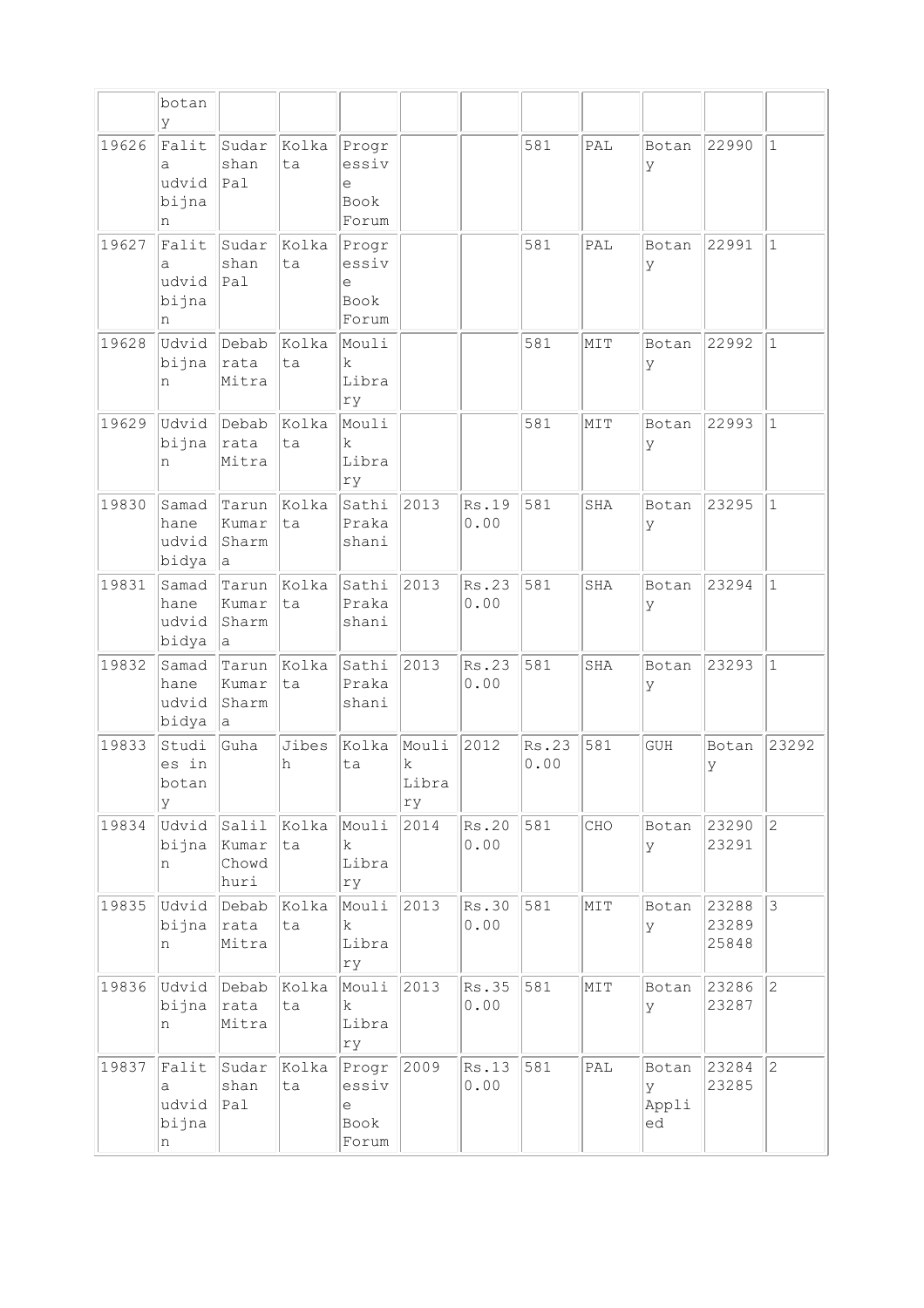| | botany | | | | | | | | | | |
|---|---|---|---|---|---|---|---|---|---|---|---|
| 19626 | Falita udvid bijnan | Sudarshan Pal | Kolkata | Progressive Book Forum | | | 581 | PAL | Botany | 22990 | 1 |
| 19627 | Falita udvid bijnan | Sudarshan Pal | Kolkata | Progressive Book Forum | | | 581 | PAL | Botany | 22991 | 1 |
| 19628 | Udvid bijnan | Debabrata Mitra | Kolkata | Moulik Library | | | 581 | MIT | Botany | 22992 | 1 |
| 19629 | Udvid bijnan | Debabrata Mitra | Kolkata | Moulik Library | | | 581 | MIT | Botany | 22993 | 1 |
| 19830 | Samadhane udvid bidya | Tarun Kumar Sharma | Kolkata | Sathi Prakashani | 2013 | Rs.190.00 | 581 | SHA | Botany | 23295 | 1 |
| 19831 | Samadhane udvid bidya | Tarun Kumar Sharma | Kolkata | Sathi Prakashani | 2013 | Rs.230.00 | 581 | SHA | Botany | 23294 | 1 |
| 19832 | Samadhane udvid bidya | Tarun Kumar Sharma | Kolkata | Sathi Prakashani | 2013 | Rs.230.00 | 581 | SHA | Botany | 23293 | 1 |
| 19833 | Studies in botany | Guha | Jibesh | Kolkata | Moulik Library | 2012 | Rs.230.00 | 581 | GUH | Botany | 23292 |
| 19834 | Udvid bijnan | Salil Kumar Chowdhuri | Kolkata | Moulik Library | 2014 | Rs.200.00 | 581 | CHO | Botany | 23290 23291 | 2 |
| 19835 | Udvid bijnan | Debabrata Mitra | Kolkata | Moulik Library | 2013 | Rs.300.00 | 581 | MIT | Botany | 23288 23289 25848 | 3 |
| 19836 | Udvid bijnan | Debabrata Mitra | Kolkata | Moulik Library | 2013 | Rs.350.00 | 581 | MIT | Botany | 23286 23287 | 2 |
| 19837 | Falita udvid bijnan | Sudarshan Pal | Kolkata | Progressive Book Forum | 2009 | Rs.130.00 | 581 | PAL | Botany Applied | 23284 23285 | 2 |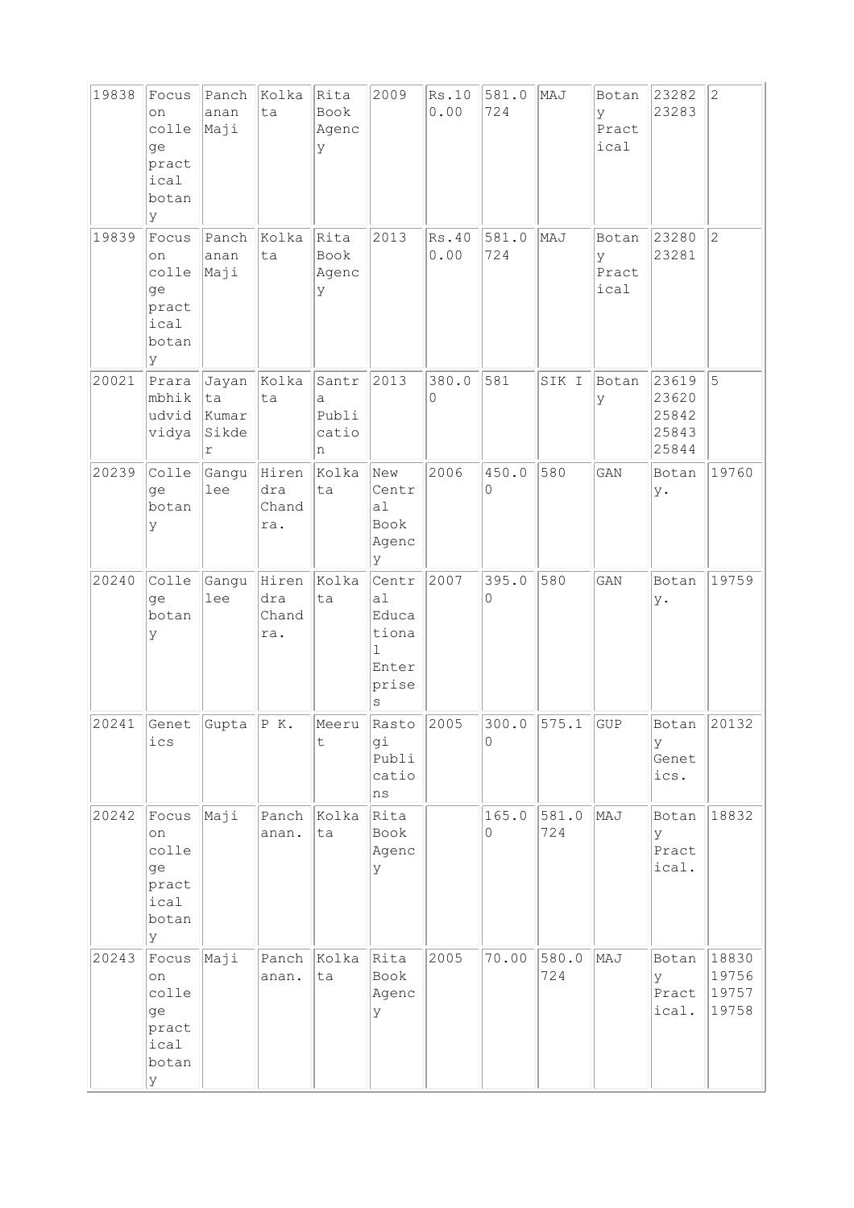| | | | | | | | | | | | |
|---|---|---|---|---|---|---|---|---|---|---|---|
| 19838 | Focus on college practical botany | Panchanan Maji | Kolkata | Rita Book Agency | 2009 | Rs.100.00 | 581.0724 | MAJ | Botany Practical | 23282 23283 | 2 |
| 19839 | Focus on college practical botany | Panchanan Maji | Kolkata | Rita Book Agency | 2013 | Rs.400.00 | 581.0724 | MAJ | Botany Practical | 23280 23281 | 2 |
| 20021 | Prarambhik udvid vidya | Jayanta Kumar Sikder | Kolkata | Santra Publication | 2013 | 380.00 | 581 | SIK I | Botany | 23619 23620 25842 25843 25844 | 5 |
| 20239 | College botany | Gangulee | Hirendra Chandra. | Kolkata | New Central Book Agency | 2006 | 450.00 | 580 | GAN | Botany. | 19760 |
| 20240 | College botany | Gangulee | Hirendra Chandra. | Kolkata | Central Educational Enterprises | 2007 | 395.00 | 580 | GAN | Botany. | 19759 |
| 20241 | Genetics | Gupta | P K. | Meerut | Rastogi Publications | 2005 | 300.00 | 575.1 | GUP | Botany Genetics. | 20132 |
| 20242 | Focus on college practical botany | Maji | Panchanan. | Kolkata | Rita Book Agency | | 165.00 | 581.0724 | MAJ | Botany Practical. | 18832 |
| 20243 | Focus on college practical botany | Maji | Panchanan. | Kolkata | Rita Book Agency | 2005 | 70.00 | 580.0724 | MAJ | Botany Practical. | 18830 19756 19757 19758 |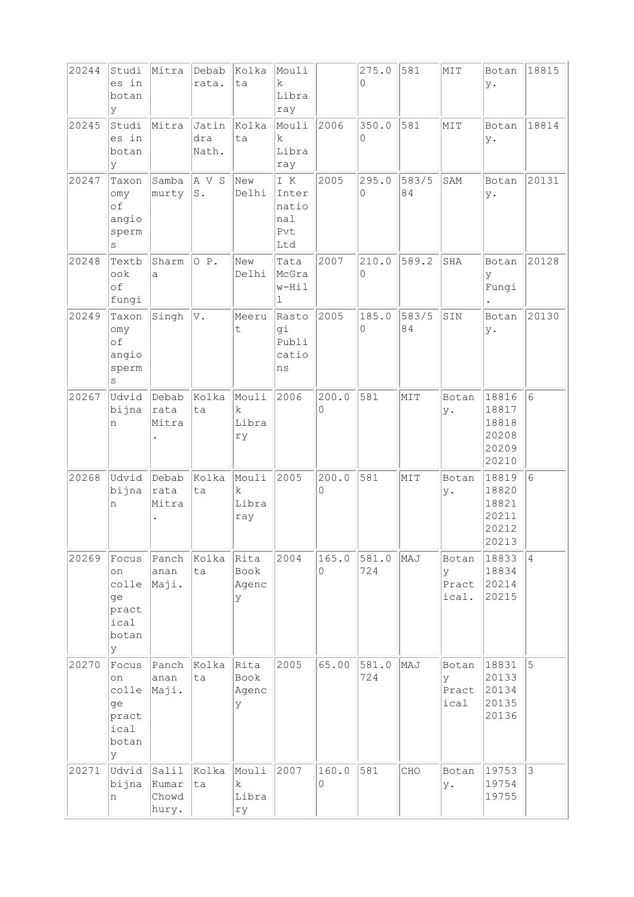| | | | | | | | | | | | |
|---|---|---|---|---|---|---|---|---|---|---|---|
| 20244 | Studies in botany | Mitra | Debabrata. | Kolkata | Moulik Libraray | | 275.00 | 581 | MIT | Botany. | 18815 |
| 20245 | Studies in botany | Mitra | Jatindra Nath. | Kolkata | Moulik Libraray | 2006 | 350.00 | 581 | MIT | Botany. | 18814 |
| 20247 | Taxonomy of angiosperms | Sambamurty | A V S S. | New Delhi | I K International Pvt Ltd | 2005 | 295.00 | 583/584 | SAM | Botany. | 20131 |
| 20248 | Textbook of fungi | Sharma | O P. | New Delhi | Tata McGraw-Hill | 2007 | 210.00 | 589.2 | SHA | Botany Fungi. | 20128 |
| 20249 | Taxonomy of angiosperms | Singh | V. | Meerut | Rastogi Publications | 2005 | 185.00 | 583/584 | SIN | Botany. | 20130 |
| 20267 | Udvidbijnan | Debabrata Mitra. | Kolkata | Moulik Library | 2006 | 200.00 | 581 | MIT | Botany. | 18816 18817 18818 20208 20209 20210 | 6 |
| 20268 | Udvidbijnan | Debabrata Mitra. | Kolkata | Moulik Libraray | 2005 | 200.00 | 581 | MIT | Botany. | 18819 18820 18821 20211 20212 20213 | 6 |
| 20269 | Focus on college practical botany | Panchanan Maji. | Kolkata | Rita Book Agency | 2004 | 165.00 | 581.0724 | MAJ | Botany Practical. | 18833 18834 20214 20215 | 4 |
| 20270 | Focus on college practical botany | Panchanan Maji. | Kolkata | Rita Book Agency | 2005 | 65.00 | 581.0724 | MAJ | Botany Practical | 18831 20133 20134 20135 20136 | 5 |
| 20271 | Udvidbijnan | Salil Kumar Chowdhury. | Kolkata | Moulik Library | 2007 | 160.00 | 581 | CHO | Botany. | 19753 19754 19755 | 3 |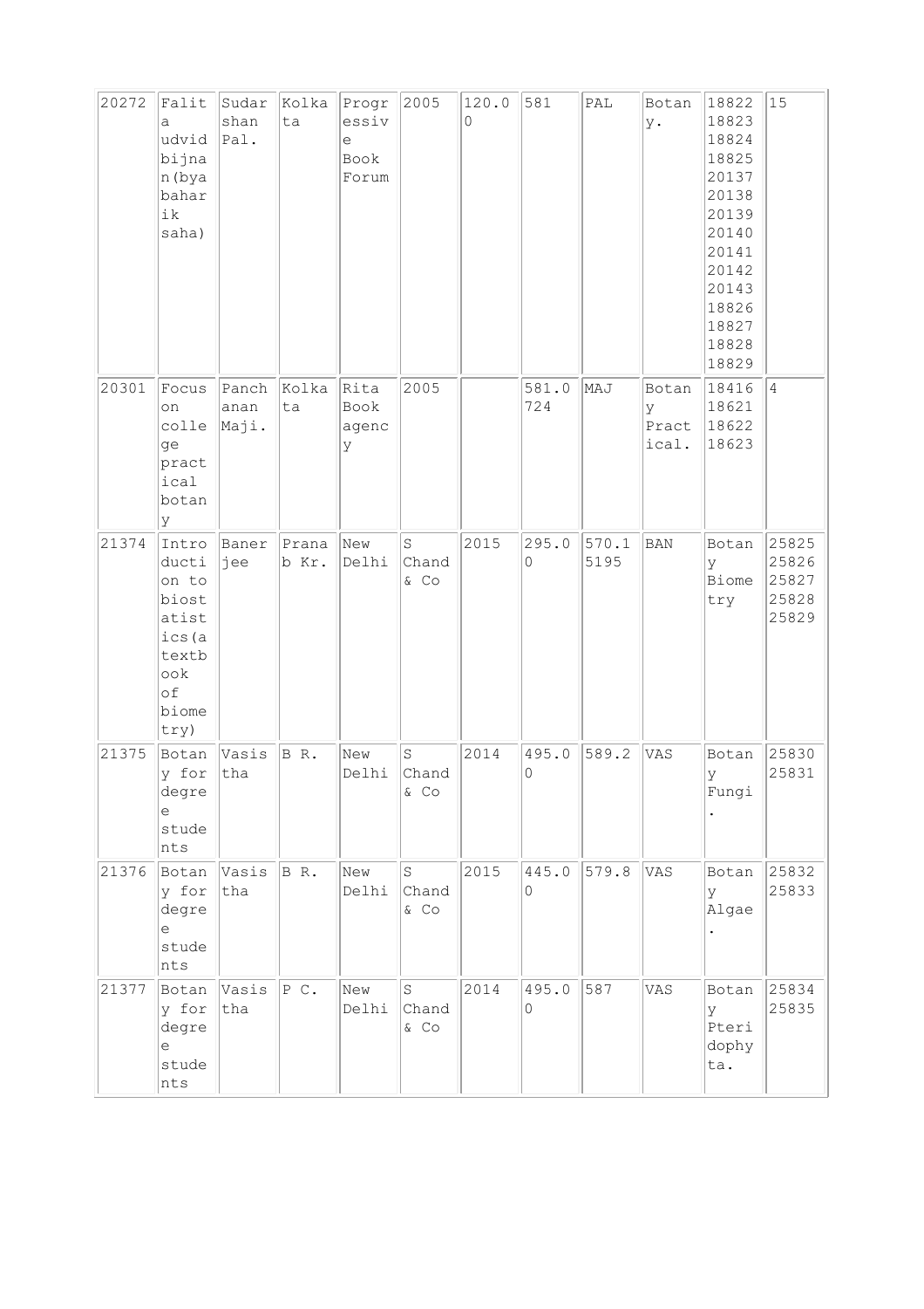| | | | | | | | | | | | |
|---|---|---|---|---|---|---|---|---|---|---|---|
| 20272 | Falita udvid bijnan(byabaharik saha) | Sudarshan Pal. | Kolkata | Progressive Book Forum | 2005 | 120.00 | 581 | PAL | Botany. | 18822 18823 18824 18825 20137 20138 20139 20140 20141 20142 20143 18826 18827 18828 18829 | 15 |
| 20301 | Focus on college practical botany | Panchanan Maji. | Kolkata | Rita Book agency | 2005 | | 581.0724 | MAJ | Botany Practical. | 18416 18621 18622 18623 | 4 |
| 21374 | Introduction to biostatistics(a textbook of biometry) | Banerjee | Pranab Kr. | New Delhi | S Chand & Co | 2015 | 295.00 | 570.15195 | BAN | Botany Biometry | 25825 25826 25827 25828 25829 |
| 21375 | Botany for degree students | Vasistha | B R. | New Delhi | S Chand & Co | 2014 | 495.00 | 589.2 | VAS | Botany Fungi. | 25830 25831 |
| 21376 | Botany for degree students | Vasistha | B R. | New Delhi | S Chand & Co | 2015 | 445.00 | 579.8 | VAS | Botany Algae. | 25832 25833 |
| 21377 | Botany for degree students | Vasistha | P C. | New Delhi | S Chand & Co | 2014 | 495.00 | 587 | VAS | Botany Pteridophyta. | 25834 25835 |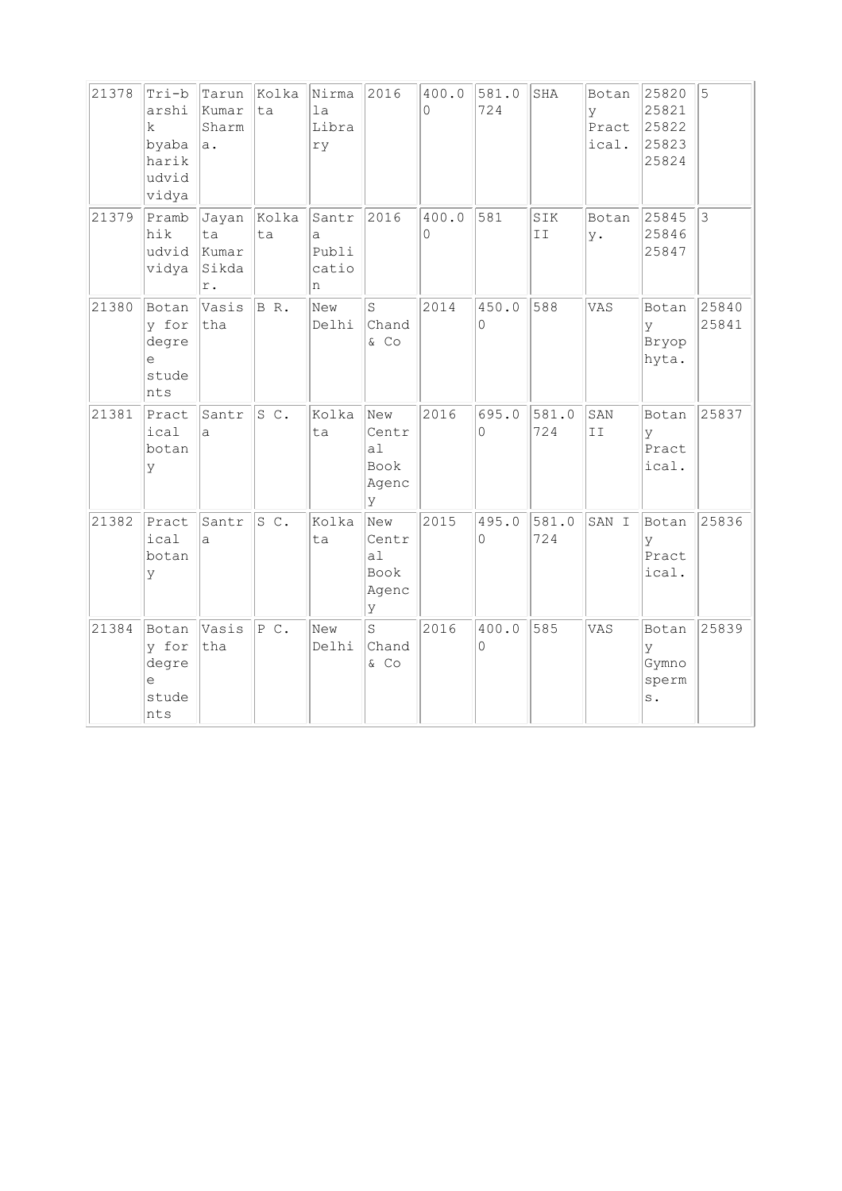| | | | | | | | | | | | |
|---|---|---|---|---|---|---|---|---|---|---|---|
| 21378 | Tri-barshik byabaharik udvidvidya | Tarun Kumar Sharma. | Kolkata | Nirmala Library | 2016 | 400.00 | 581.0724 | SHA | Botany Practical. | 25820 25821 25822 25823 25824 | 5 |
| 21379 | Prambhik udvidvidya | Jayanta Kumar Sikdar. | Kolkata | Santra Publication | 2016 | 400.00 | 581 | SIK II | Botany. | 25845 25846 25847 | 3 |
| 21380 | Botany for degree students | Vasistha | B R. | New Delhi | S Chand & Co | 2014 | 450.00 | 588 | VAS | Botany Bryophyta. | 25840 25841 |
| 21381 | Practical botany | Santra | S C. | Kolkata | New Central Book Agency | 2016 | 695.00 | 581.0724 | SAN II | Botany Practical. | 25837 |
| 21382 | Practical botany | Santra | S C. | Kolkata | New Central Book Agency | 2015 | 495.00 | 581.0724 | SAN I | Botany Practical. | 25836 |
| 21384 | Botany for degree students | Vasistha | P C. | New Delhi | S Chand & Co | 2016 | 400.00 | 585 | VAS | Botany Gymnosperms. | 25839 |